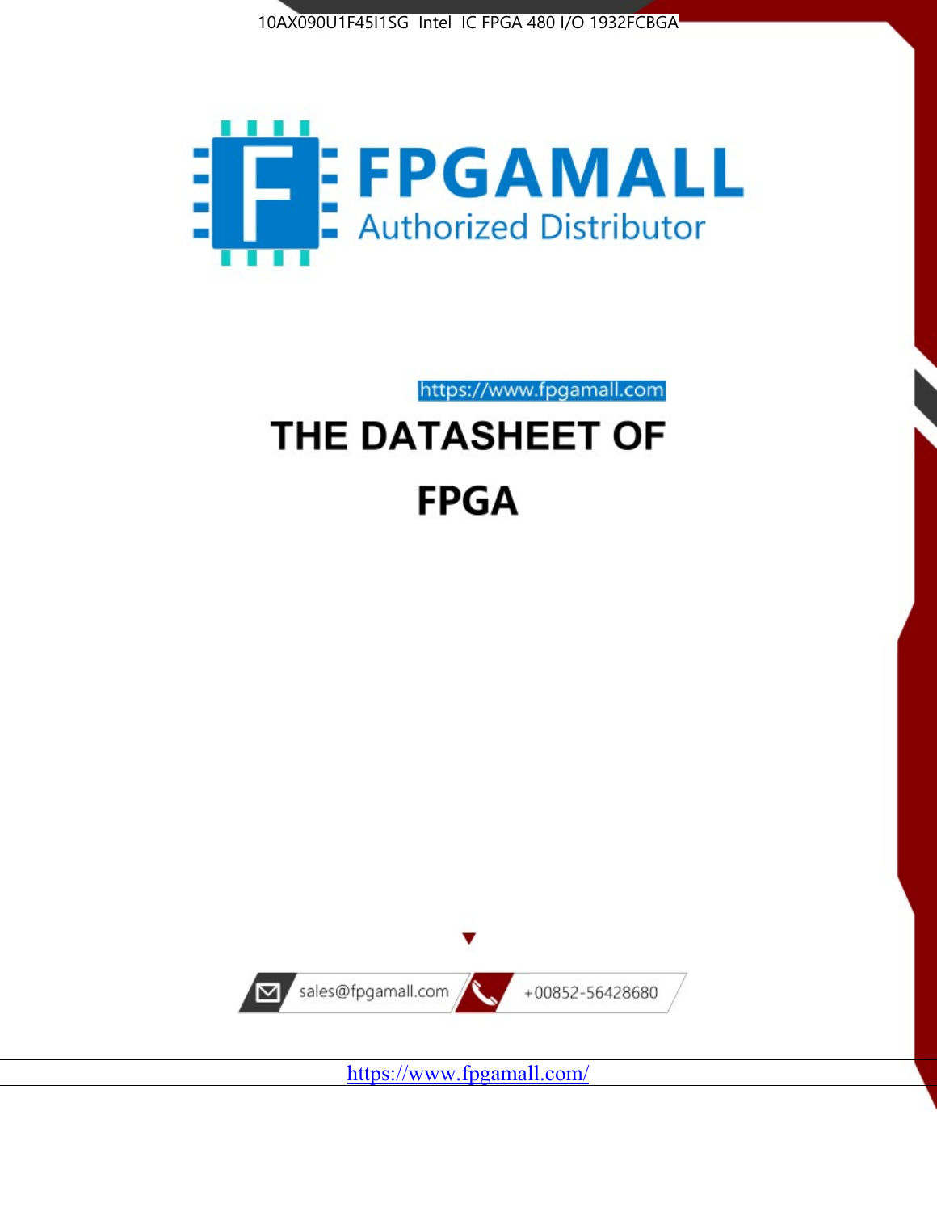10AX090U1F45I1SG Intel IC FPGA 480 I/O 1932FCBGA

FPGAMALL

Authorized Distributor

https://www.fpgamall.com

# THE DATASHEET OF

# FPGA

sales@fpgamall.com

+00852-56428680

https://www.fpgamall.com/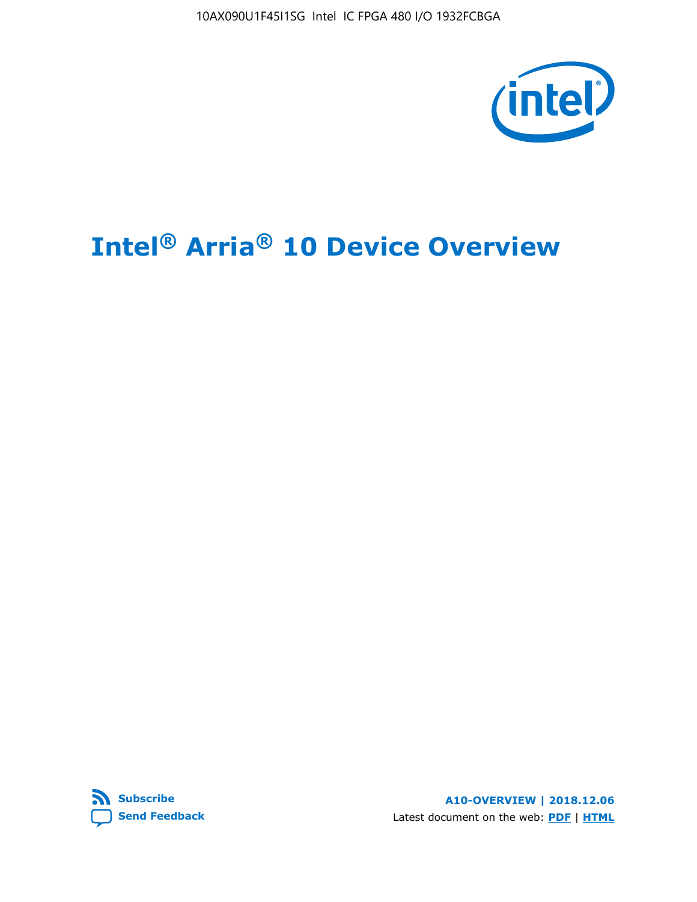# Intel® Arria® 10 Device Overview

**Subscribe**

**Send Feedback**

**A10-OVERVIEW | 2018.12.06**

Latest document on the web: **PDF** | **HTML**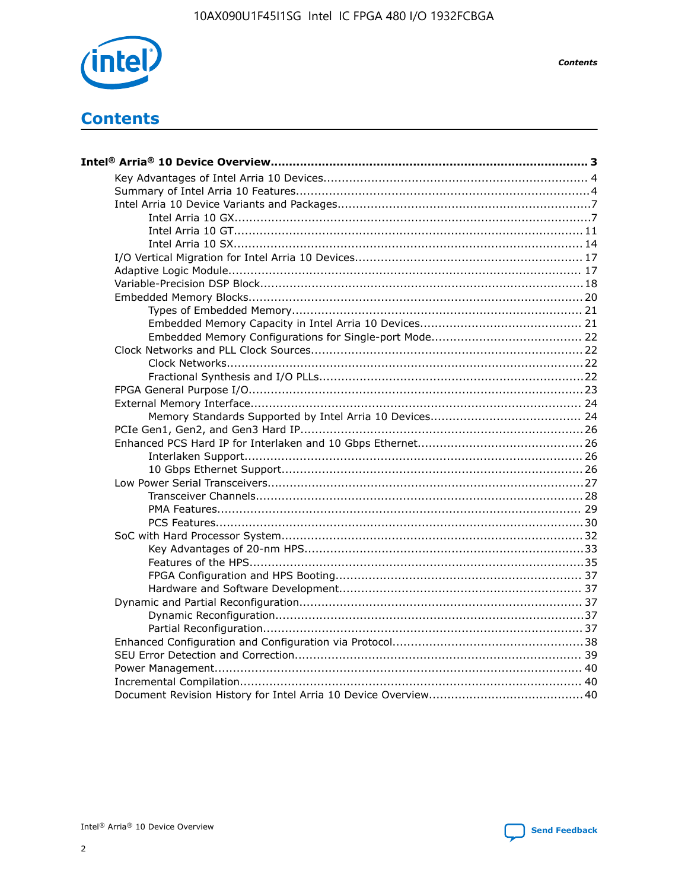# Contents

**Intel® Arria® 10 Device Overview ... 3**

- Key Advantages of Intel Arria 10 Devices ... 4
- Summary of Intel Arria 10 Features ... 4
- Intel Arria 10 Device Variants and Packages ... 7
  - Intel Arria 10 GX ... 7
  - Intel Arria 10 GT ... 11
  - Intel Arria 10 SX ... 14
- I/O Vertical Migration for Intel Arria 10 Devices ... 17
- Adaptive Logic Module ... 17
- Variable-Precision DSP Block ... 18
- Embedded Memory Blocks ... 20
  - Types of Embedded Memory ... 21
  - Embedded Memory Capacity in Intel Arria 10 Devices ... 21
  - Embedded Memory Configurations for Single-port Mode ... 22
- Clock Networks and PLL Clock Sources ... 22
  - Clock Networks ... 22
  - Fractional Synthesis and I/O PLLs ... 22
- FPGA General Purpose I/O ... 23
- External Memory Interface ... 24
  - Memory Standards Supported by Intel Arria 10 Devices ... 24
- PCIe Gen1, Gen2, and Gen3 Hard IP ... 26
- Enhanced PCS Hard IP for Interlaken and 10 Gbps Ethernet ... 26
  - Interlaken Support ... 26
  - 10 Gbps Ethernet Support ... 26
- Low Power Serial Transceivers ... 27
  - Transceiver Channels ... 28
  - PMA Features ... 29
  - PCS Features ... 30
- SoC with Hard Processor System ... 32
  - Key Advantages of 20-nm HPS ... 33
  - Features of the HPS ... 35
  - FPGA Configuration and HPS Booting ... 37
  - Hardware and Software Development ... 37
- Dynamic and Partial Reconfiguration ... 37
  - Dynamic Reconfiguration ... 37
  - Partial Reconfiguration ... 37
- Enhanced Configuration and Configuration via Protocol ... 38
- SEU Error Detection and Correction ... 39
- Power Management ... 40
- Incremental Compilation ... 40
- Document Revision History for Intel Arria 10 Device Overview ... 40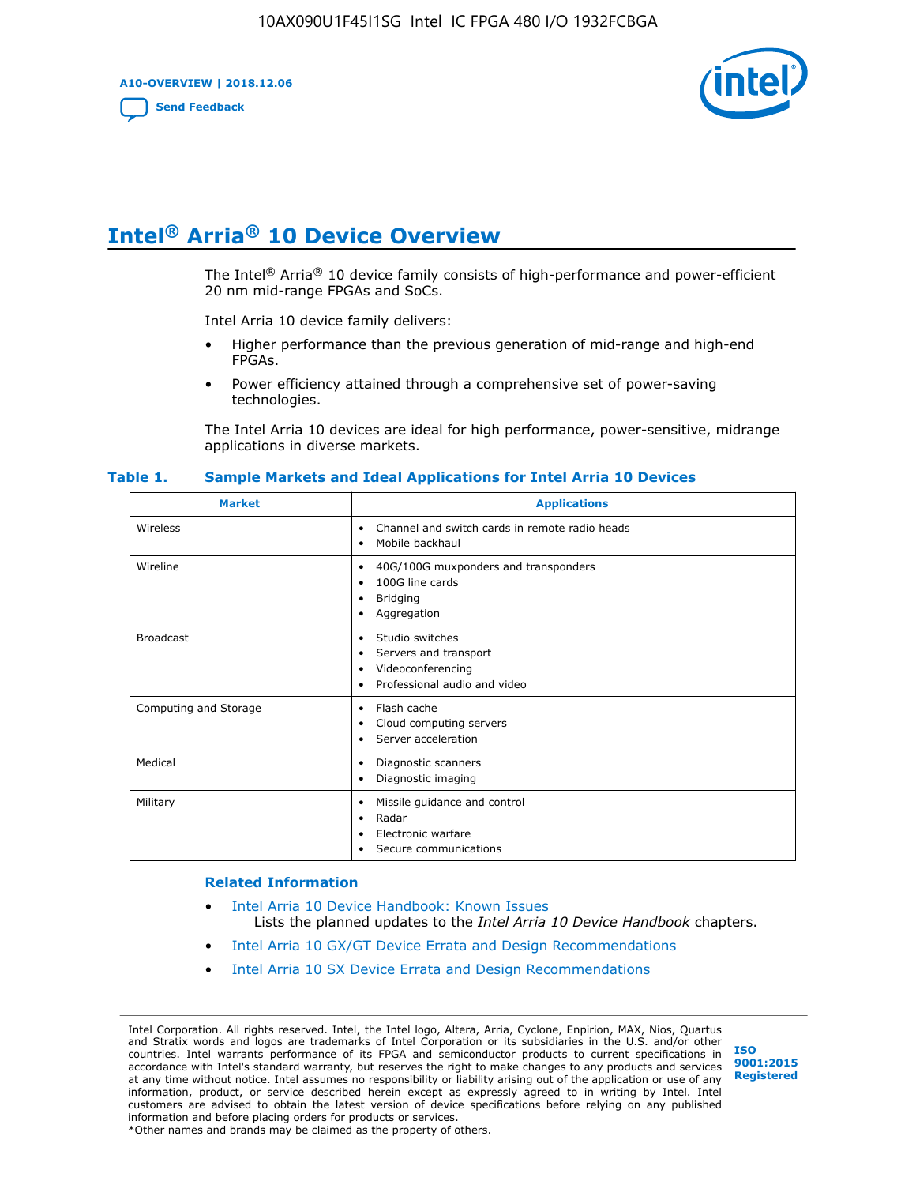# Intel® Arria® 10 Device Overview

The Intel® Arria® 10 device family consists of high-performance and power-efficient 20 nm mid-range FPGAs and SoCs.

Intel Arria 10 device family delivers:

- Higher performance than the previous generation of mid-range and high-end FPGAs.
- Power efficiency attained through a comprehensive set of power-saving technologies.

The Intel Arria 10 devices are ideal for high performance, power-sensitive, midrange applications in diverse markets.

**Table 1. Sample Markets and Ideal Applications for Intel Arria 10 Devices**

| Market | Applications |
|---|---|
| Wireless | • Channel and switch cards in remote radio heads<br>• Mobile backhaul |
| Wireline | • 40G/100G muxponders and transponders<br>• 100G line cards<br>• Bridging<br>• Aggregation |
| Broadcast | • Studio switches<br>• Servers and transport<br>• Videoconferencing<br>• Professional audio and video |
| Computing and Storage | • Flash cache<br>• Cloud computing servers<br>• Server acceleration |
| Medical | • Diagnostic scanners<br>• Diagnostic imaging |
| Military | • Missile guidance and control<br>• Radar<br>• Electronic warfare<br>• Secure communications |

### Related Information

- Intel Arria 10 Device Handbook: Known Issues
  Lists the planned updates to the *Intel Arria 10 Device Handbook* chapters.
- Intel Arria 10 GX/GT Device Errata and Design Recommendations
- Intel Arria 10 SX Device Errata and Design Recommendations

Intel Corporation. All rights reserved. Intel, the Intel logo, Altera, Arria, Cyclone, Enpirion, MAX, Nios, Quartus and Stratix words and logos are trademarks of Intel Corporation or its subsidiaries in the U.S. and/or other countries. Intel warrants performance of its FPGA and semiconductor products to current specifications in accordance with Intel's standard warranty, but reserves the right to make changes to any products and services at any time without notice. Intel assumes no responsibility or liability arising out of the application or use of any information, product, or service described herein except as expressly agreed to in writing by Intel. Intel customers are advised to obtain the latest version of device specifications before relying on any published information and before placing orders for products or services.
*Other names and brands may be claimed as the property of others.

ISO 9001:2015 Registered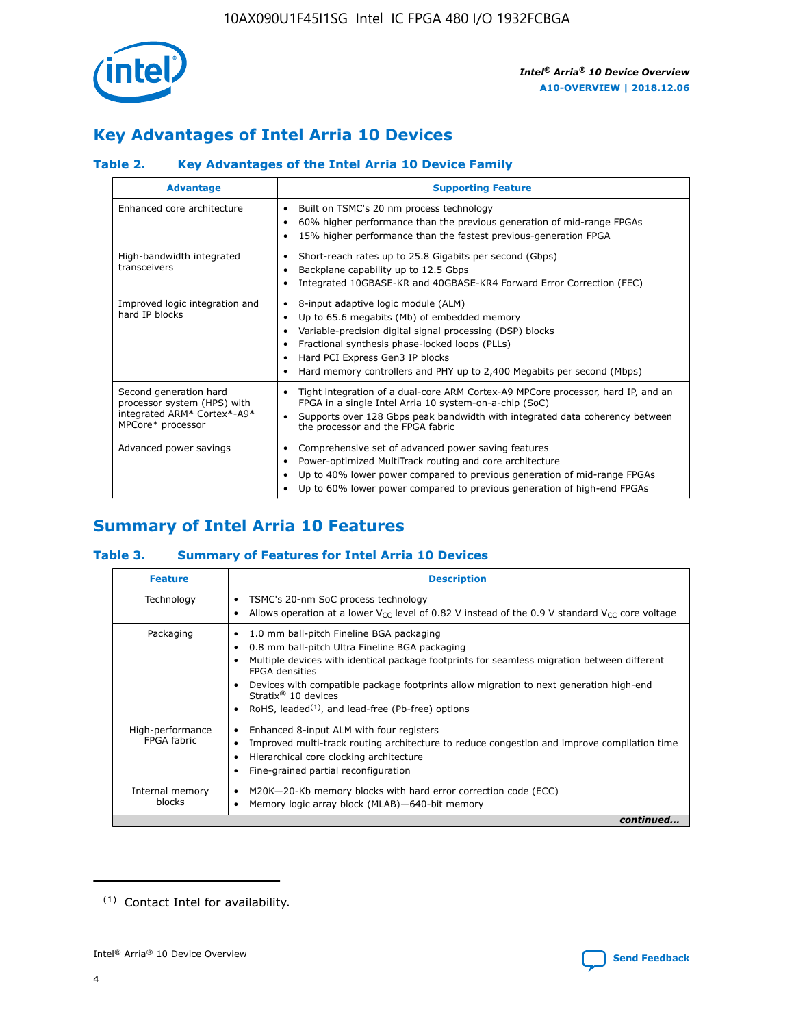## Key Advantages of Intel Arria 10 Devices

### Table 2. Key Advantages of the Intel Arria 10 Device Family

| Advantage | Supporting Feature |
|---|---|
| Enhanced core architecture | • Built on TSMC's 20 nm process technology<br>• 60% higher performance than the previous generation of mid-range FPGAs<br>• 15% higher performance than the fastest previous-generation FPGA |
| High-bandwidth integrated transceivers | • Short-reach rates up to 25.8 Gigabits per second (Gbps)<br>• Backplane capability up to 12.5 Gbps<br>• Integrated 10GBASE-KR and 40GBASE-KR4 Forward Error Correction (FEC) |
| Improved logic integration and hard IP blocks | • 8-input adaptive logic module (ALM)<br>• Up to 65.6 megabits (Mb) of embedded memory<br>• Variable-precision digital signal processing (DSP) blocks<br>• Fractional synthesis phase-locked loops (PLLs)<br>• Hard PCI Express Gen3 IP blocks<br>• Hard memory controllers and PHY up to 2,400 Megabits per second (Mbps) |
| Second generation hard processor system (HPS) with integrated ARM* Cortex*-A9* MPCore* processor | • Tight integration of a dual-core ARM Cortex-A9 MPCore processor, hard IP, and an FPGA in a single Intel Arria 10 system-on-a-chip (SoC)<br>• Supports over 128 Gbps peak bandwidth with integrated data coherency between the processor and the FPGA fabric |
| Advanced power savings | • Comprehensive set of advanced power saving features<br>• Power-optimized MultiTrack routing and core architecture<br>• Up to 40% lower power compared to previous generation of mid-range FPGAs<br>• Up to 60% lower power compared to previous generation of high-end FPGAs |

## Summary of Intel Arria 10 Features

### Table 3. Summary of Features for Intel Arria 10 Devices

| Feature | Description |
|---|---|
| Technology | • TSMC's 20-nm SoC process technology<br>• Allows operation at a lower $V_{CC}$ level of 0.82 V instead of the 0.9 V standard $V_{CC}$ core voltage |
| Packaging | • 1.0 mm ball-pitch Fineline BGA packaging<br>• 0.8 mm ball-pitch Ultra Fineline BGA packaging<br>• Multiple devices with identical package footprints for seamless migration between different FPGA densities<br>• Devices with compatible package footprints allow migration to next generation high-end Stratix® 10 devices<br>• RoHS, leaded(1), and lead-free (Pb-free) options |
| High-performance FPGA fabric | • Enhanced 8-input ALM with four registers<br>• Improved multi-track routing architecture to reduce congestion and improve compilation time<br>• Hierarchical core clocking architecture<br>• Fine-grained partial reconfiguration |
| Internal memory blocks | • M20K—20-Kb memory blocks with hard error correction code (ECC)<br>• Memory logic array block (MLAB)—640-bit memory |

*continued...*

(1) Contact Intel for availability.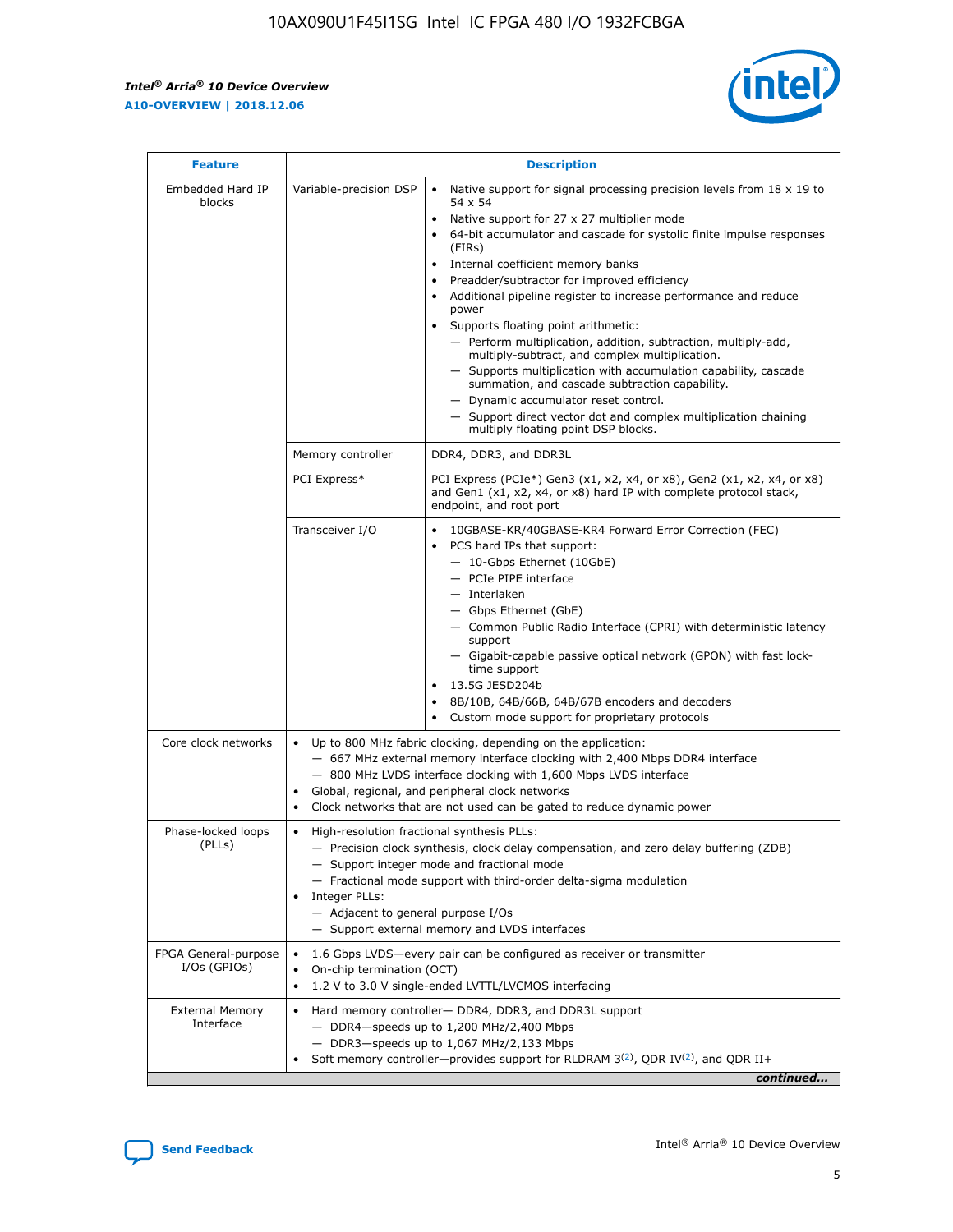| Feature | Description | |
|---|---|---|
| Embedded Hard IP blocks | Variable-precision DSP | • Native support for signal processing precision levels from 18 x 19 to 54 x 54<br>• Native support for 27 x 27 multiplier mode<br>• 64-bit accumulator and cascade for systolic finite impulse responses (FIRs)<br>• Internal coefficient memory banks<br>• Preadder/subtractor for improved efficiency<br>• Additional pipeline register to increase performance and reduce power<br>• Supports floating point arithmetic:<br>— Perform multiplication, addition, subtraction, multiply-add, multiply-subtract, and complex multiplication.<br>— Supports multiplication with accumulation capability, cascade summation, and cascade subtraction capability.<br>— Dynamic accumulator reset control.<br>— Support direct vector dot and complex multiplication chaining multiply floating point DSP blocks. |
| | Memory controller | DDR4, DDR3, and DDR3L |
| | PCI Express* | PCI Express (PCIe*) Gen3 (x1, x2, x4, or x8), Gen2 (x1, x2, x4, or x8) and Gen1 (x1, x2, x4, or x8) hard IP with complete protocol stack, endpoint, and root port |
| | Transceiver I/O | • 10GBASE-KR/40GBASE-KR4 Forward Error Correction (FEC)<br>• PCS hard IPs that support:<br>— 10-Gbps Ethernet (10GbE)<br>— PCIe PIPE interface<br>— Interlaken<br>— Gbps Ethernet (GbE)<br>— Common Public Radio Interface (CPRI) with deterministic latency support<br>— Gigabit-capable passive optical network (GPON) with fast lock-time support<br>• 13.5G JESD204b<br>• 8B/10B, 64B/66B, 64B/67B encoders and decoders<br>• Custom mode support for proprietary protocols |
| Core clock networks | • Up to 800 MHz fabric clocking, depending on the application:<br>— 667 MHz external memory interface clocking with 2,400 Mbps DDR4 interface<br>— 800 MHz LVDS interface clocking with 1,600 Mbps LVDS interface<br>• Global, regional, and peripheral clock networks<br>• Clock networks that are not used can be gated to reduce dynamic power | |
| Phase-locked loops (PLLs) | • High-resolution fractional synthesis PLLs:<br>— Precision clock synthesis, clock delay compensation, and zero delay buffering (ZDB)<br>— Support integer mode and fractional mode<br>— Fractional mode support with third-order delta-sigma modulation<br>• Integer PLLs:<br>— Adjacent to general purpose I/Os<br>— Support external memory and LVDS interfaces | |
| FPGA General-purpose I/Os (GPIOs) | • 1.6 Gbps LVDS—every pair can be configured as receiver or transmitter<br>• On-chip termination (OCT)<br>• 1.2 V to 3.0 V single-ended LVTTL/LVCMOS interfacing | |
| External Memory Interface | • Hard memory controller— DDR4, DDR3, and DDR3L support<br>— DDR4—speeds up to 1,200 MHz/2,400 Mbps<br>— DDR3—speeds up to 1,067 MHz/2,133 Mbps<br>• Soft memory controller—provides support for RLDRAM 3[(2)], QDR IV[(2)], and QDR II+ | |

*continued...*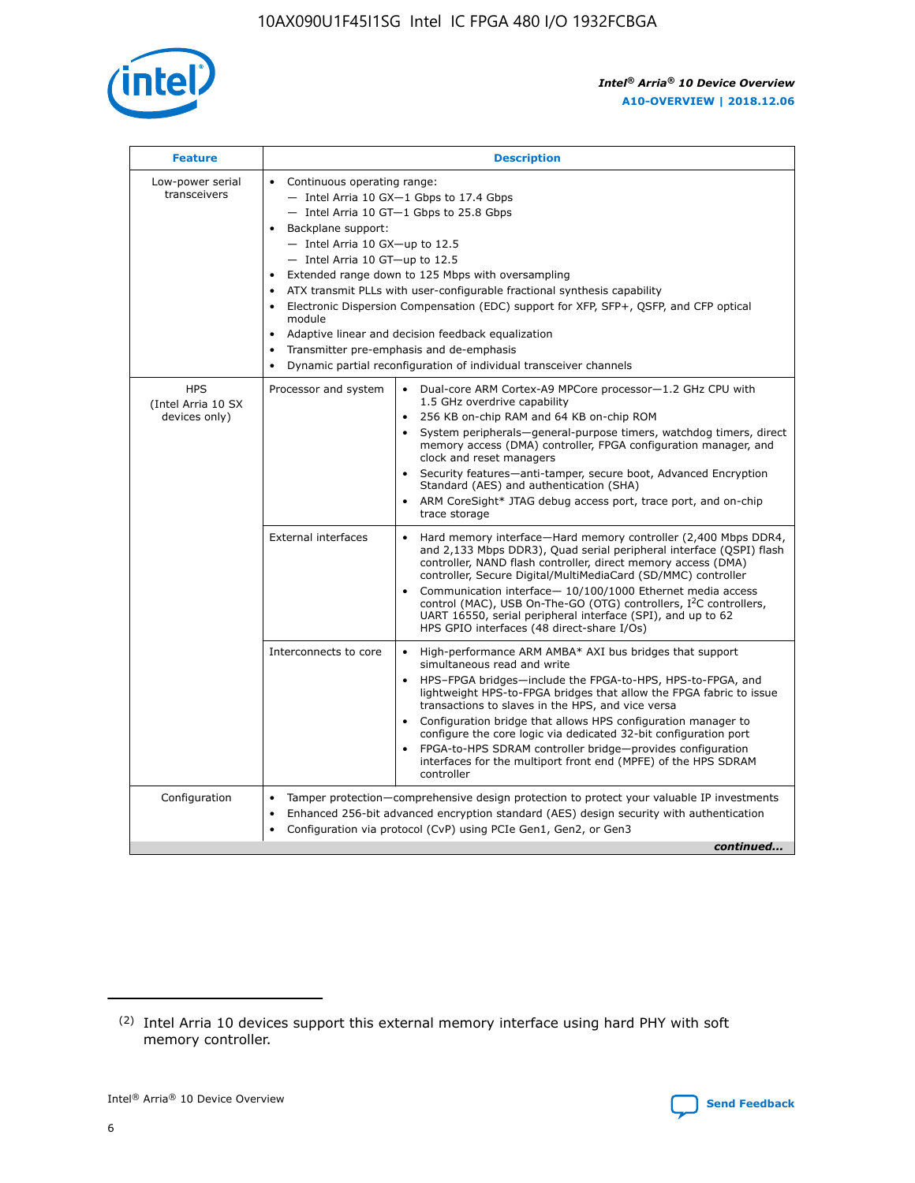| Feature | Description | |
| --- | --- | --- |
| Low-power serial transceivers | • Continuous operating range:<br>— Intel Arria 10 GX—1 Gbps to 17.4 Gbps<br>— Intel Arria 10 GT—1 Gbps to 25.8 Gbps<br>• Backplane support:<br>— Intel Arria 10 GX—up to 12.5<br>— Intel Arria 10 GT—up to 12.5<br>• Extended range down to 125 Mbps with oversampling<br>• ATX transmit PLLs with user-configurable fractional synthesis capability<br>• Electronic Dispersion Compensation (EDC) support for XFP, SFP+, QSFP, and CFP optical module<br>• Adaptive linear and decision feedback equalization<br>• Transmitter pre-emphasis and de-emphasis<br>• Dynamic partial reconfiguration of individual transceiver channels | |
| HPS (Intel Arria 10 SX devices only) | Processor and system | • Dual-core ARM Cortex-A9 MPCore processor—1.2 GHz CPU with 1.5 GHz overdrive capability<br>• 256 KB on-chip RAM and 64 KB on-chip ROM<br>• System peripherals—general-purpose timers, watchdog timers, direct memory access (DMA) controller, FPGA configuration manager, and clock and reset managers<br>• Security features—anti-tamper, secure boot, Advanced Encryption Standard (AES) and authentication (SHA)<br>• ARM CoreSight* JTAG debug access port, trace port, and on-chip trace storage |
| | External interfaces | • Hard memory interface—Hard memory controller (2,400 Mbps DDR4, and 2,133 Mbps DDR3), Quad serial peripheral interface (QSPI) flash controller, NAND flash controller, direct memory access (DMA) controller, Secure Digital/MultiMediaCard (SD/MMC) controller<br>• Communication interface— 10/100/1000 Ethernet media access control (MAC), USB On-The-GO (OTG) controllers, I$^2$C controllers, UART 16550, serial peripheral interface (SPI), and up to 62 HPS GPIO interfaces (48 direct-share I/Os) |
| | Interconnects to core | • High-performance ARM AMBA* AXI bus bridges that support simultaneous read and write<br>• HPS–FPGA bridges—include the FPGA-to-HPS, HPS-to-FPGA, and lightweight HPS-to-FPGA bridges that allow the FPGA fabric to issue transactions to slaves in the HPS, and vice versa<br>• Configuration bridge that allows HPS configuration manager to configure the core logic via dedicated 32-bit configuration port<br>• FPGA-to-HPS SDRAM controller bridge—provides configuration interfaces for the multiport front end (MPFE) of the HPS SDRAM controller |
| Configuration | • Tamper protection—comprehensive design protection to protect your valuable IP investments<br>• Enhanced 256-bit advanced encryption standard (AES) design security with authentication<br>• Configuration via protocol (CvP) using PCIe Gen1, Gen2, or Gen3 | |

*continued...*

(2) Intel Arria 10 devices support this external memory interface using hard PHY with soft memory controller.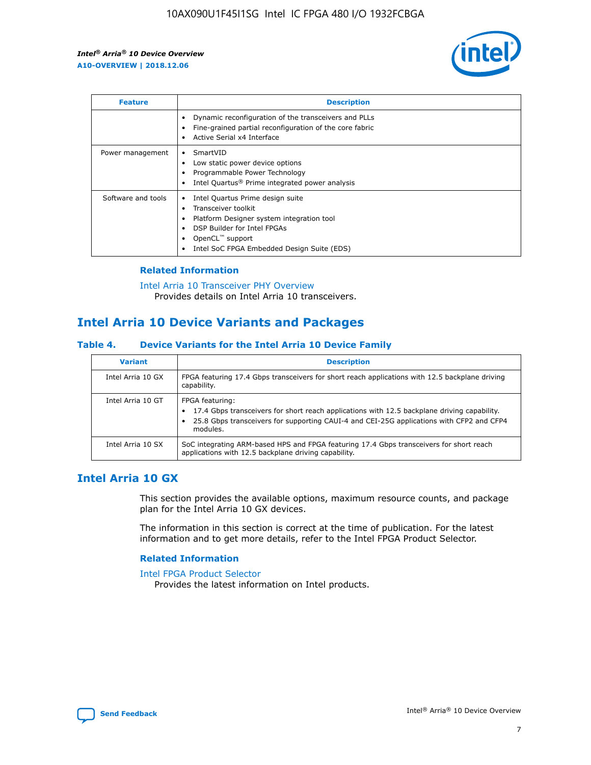| Feature | Description |
| --- | --- |
| | • Dynamic reconfiguration of the transceivers and PLLs<br>• Fine-grained partial reconfiguration of the core fabric<br>• Active Serial x4 Interface |
| Power management | • SmartVID<br>• Low static power device options<br>• Programmable Power Technology<br>• Intel Quartus® Prime integrated power analysis |
| Software and tools | • Intel Quartus Prime design suite<br>• Transceiver toolkit<br>• Platform Designer system integration tool<br>• DSP Builder for Intel FPGAs<br>• OpenCL™ support<br>• Intel SoC FPGA Embedded Design Suite (EDS) |

### Related Information

Intel Arria 10 Transceiver PHY Overview
Provides details on Intel Arria 10 transceivers.

## Intel Arria 10 Device Variants and Packages

### Table 4. Device Variants for the Intel Arria 10 Device Family

| Variant | Description |
| --- | --- |
| Intel Arria 10 GX | FPGA featuring 17.4 Gbps transceivers for short reach applications with 12.5 backplane driving capability. |
| Intel Arria 10 GT | FPGA featuring:<br>• 17.4 Gbps transceivers for short reach applications with 12.5 backplane driving capability.<br>• 25.8 Gbps transceivers for supporting CAUI-4 and CEI-25G applications with CFP2 and CFP4 modules. |
| Intel Arria 10 SX | SoC integrating ARM-based HPS and FPGA featuring 17.4 Gbps transceivers for short reach applications with 12.5 backplane driving capability. |

## Intel Arria 10 GX

This section provides the available options, maximum resource counts, and package plan for the Intel Arria 10 GX devices.

The information in this section is correct at the time of publication. For the latest information and to get more details, refer to the Intel FPGA Product Selector.

### Related Information

Intel FPGA Product Selector
Provides the latest information on Intel products.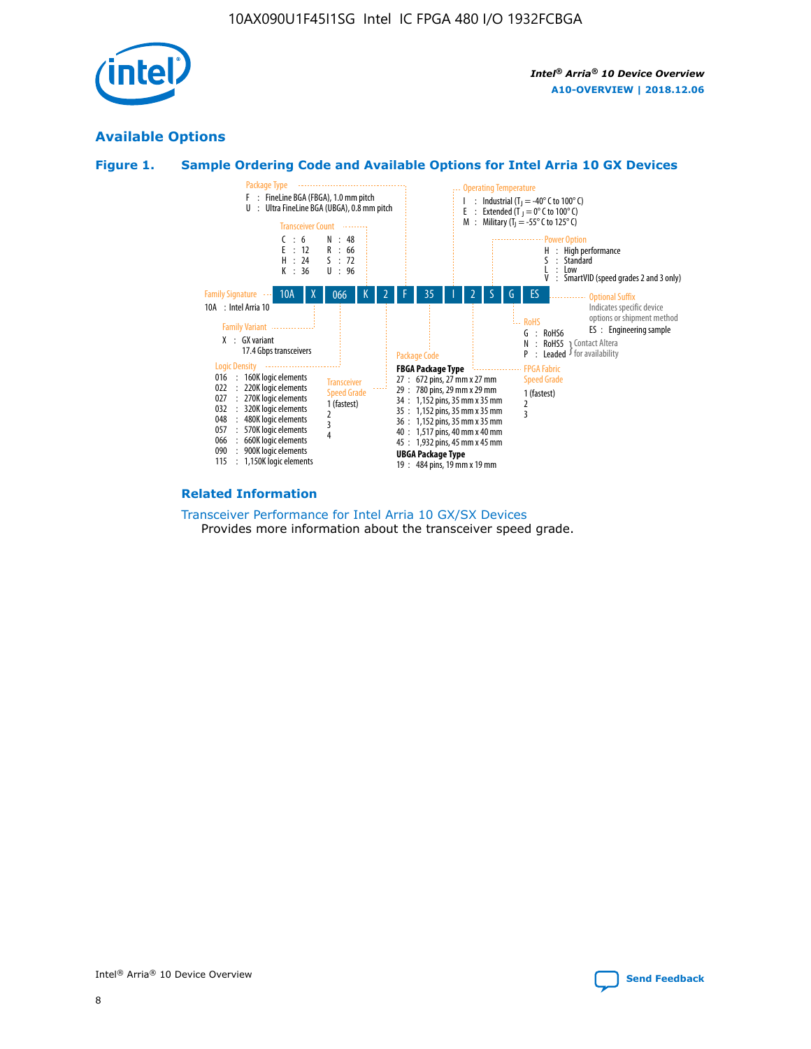## Available Options

### Figure 1. Sample Ordering Code and Available Options for Intel Arria 10 GX Devices

| 10A | X | 066 | K | 2 | F | 35 | I | 2 | S | G | ES |
|---|---|---|---|---|---|---|---|---|---|---|---|

**Family Signature**
- 10A : Intel Arria 10

**Family Variant**
- X : GX variant 17.4 Gbps transceivers

**Logic Density**
- 016 : 160K logic elements
- 022 : 220K logic elements
- 027 : 270K logic elements
- 032 : 320K logic elements
- 048 : 480K logic elements
- 057 : 570K logic elements
- 066 : 660K logic elements
- 090 : 900K logic elements
- 115 : 1,150K logic elements

**Transceiver Count**
- C : 6
- E : 12
- H : 24
- K : 36
- N : 48
- R : 66
- S : 72
- U : 96

**Transceiver Speed Grade**
- 1 (fastest)
- 2
- 3
- 4

**Package Type**
- F : FineLine BGA (FBGA), 1.0 mm pitch
- U : Ultra FineLine BGA (UBGA), 0.8 mm pitch

**Package Code**

FBGA Package Type
- 27 : 672 pins, 27 mm x 27 mm
- 29 : 780 pins, 29 mm x 29 mm
- 34 : 1,152 pins, 35 mm x 35 mm
- 35 : 1,152 pins, 35 mm x 35 mm
- 36 : 1,152 pins, 35 mm x 35 mm
- 40 : 1,517 pins, 40 mm x 40 mm
- 45 : 1,932 pins, 45 mm x 45 mm

UBGA Package Type
- 19 : 484 pins, 19 mm x 19 mm

**Operating Temperature**
- I : Industrial ($T_J$ = -40° C to 100° C)
- E : Extended ($T_J$ = 0° C to 100° C)
- M : Military ($T_J$ = -55° C to 125° C)

**FPGA Fabric Speed Grade**
- 1 (fastest)
- 2
- 3

**Power Option**
- H : High performance
- S : Standard
- L : Low
- V : SmartVID (speed grades 2 and 3 only)

**RoHS**
- G : RoHS6
- N : RoHS5 } Contact Altera for availability
- P : Leaded } Contact Altera for availability

**Optional Suffix**

Indicates specific device options or shipment method
- ES : Engineering sample

### Related Information

Transceiver Performance for Intel Arria 10 GX/SX Devices

Provides more information about the transceiver speed grade.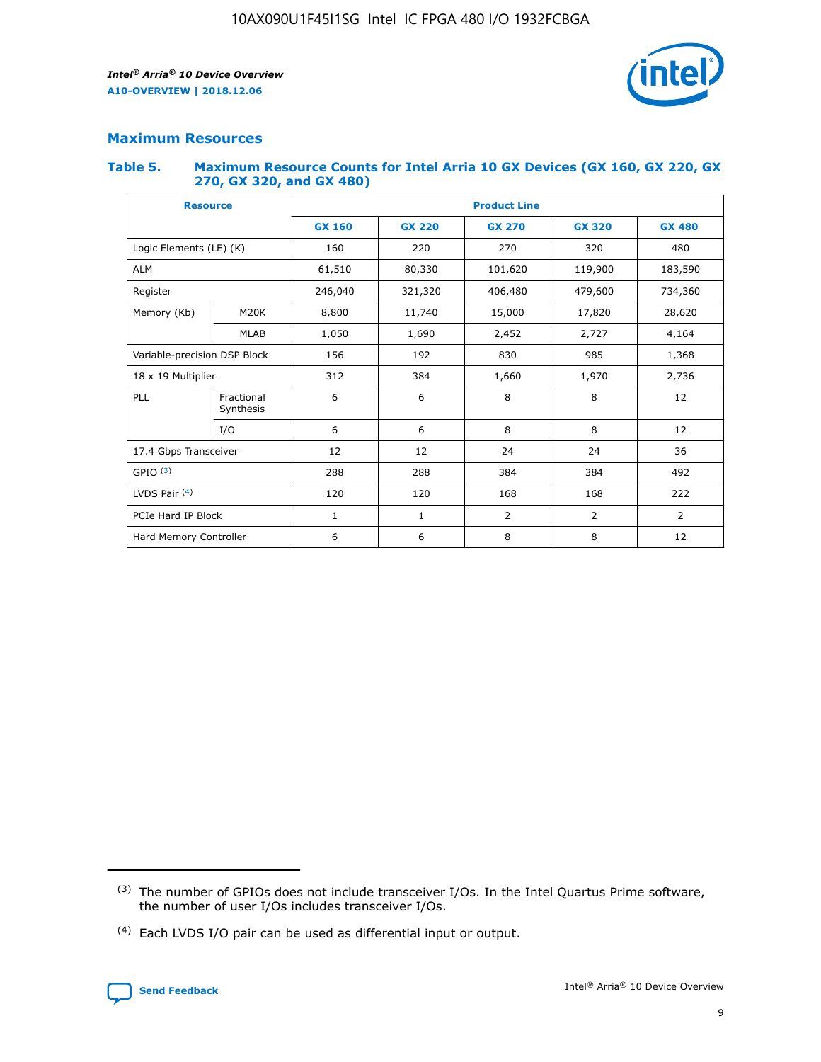## Maximum Resources

### Table 5. Maximum Resource Counts for Intel Arria 10 GX Devices (GX 160, GX 220, GX 270, GX 320, and GX 480)

| Resource | | Product Line | | | | |
|---|---|---|---|---|---|---|
| | | GX 160 | GX 220 | GX 270 | GX 320 | GX 480 |
| Logic Elements (LE) (K) | | 160 | 220 | 270 | 320 | 480 |
| ALM | | 61,510 | 80,330 | 101,620 | 119,900 | 183,590 |
| Register | | 246,040 | 321,320 | 406,480 | 479,600 | 734,360 |
| Memory (Kb) | M20K | 8,800 | 11,740 | 15,000 | 17,820 | 28,620 |
| | MLAB | 1,050 | 1,690 | 2,452 | 2,727 | 4,164 |
| Variable-precision DSP Block | | 156 | 192 | 830 | 985 | 1,368 |
| 18 x 19 Multiplier | | 312 | 384 | 1,660 | 1,970 | 2,736 |
| PLL | Fractional Synthesis | 6 | 6 | 8 | 8 | 12 |
| | I/O | 6 | 6 | 8 | 8 | 12 |
| 17.4 Gbps Transceiver | | 12 | 12 | 24 | 24 | 36 |
| GPIO (3) | | 288 | 288 | 384 | 384 | 492 |
| LVDS Pair (4) | | 120 | 120 | 168 | 168 | 222 |
| PCIe Hard IP Block | | 1 | 1 | 2 | 2 | 2 |
| Hard Memory Controller | | 6 | 6 | 8 | 8 | 12 |

(3) The number of GPIOs does not include transceiver I/Os. In the Intel Quartus Prime software, the number of user I/Os includes transceiver I/Os.

(4) Each LVDS I/O pair can be used as differential input or output.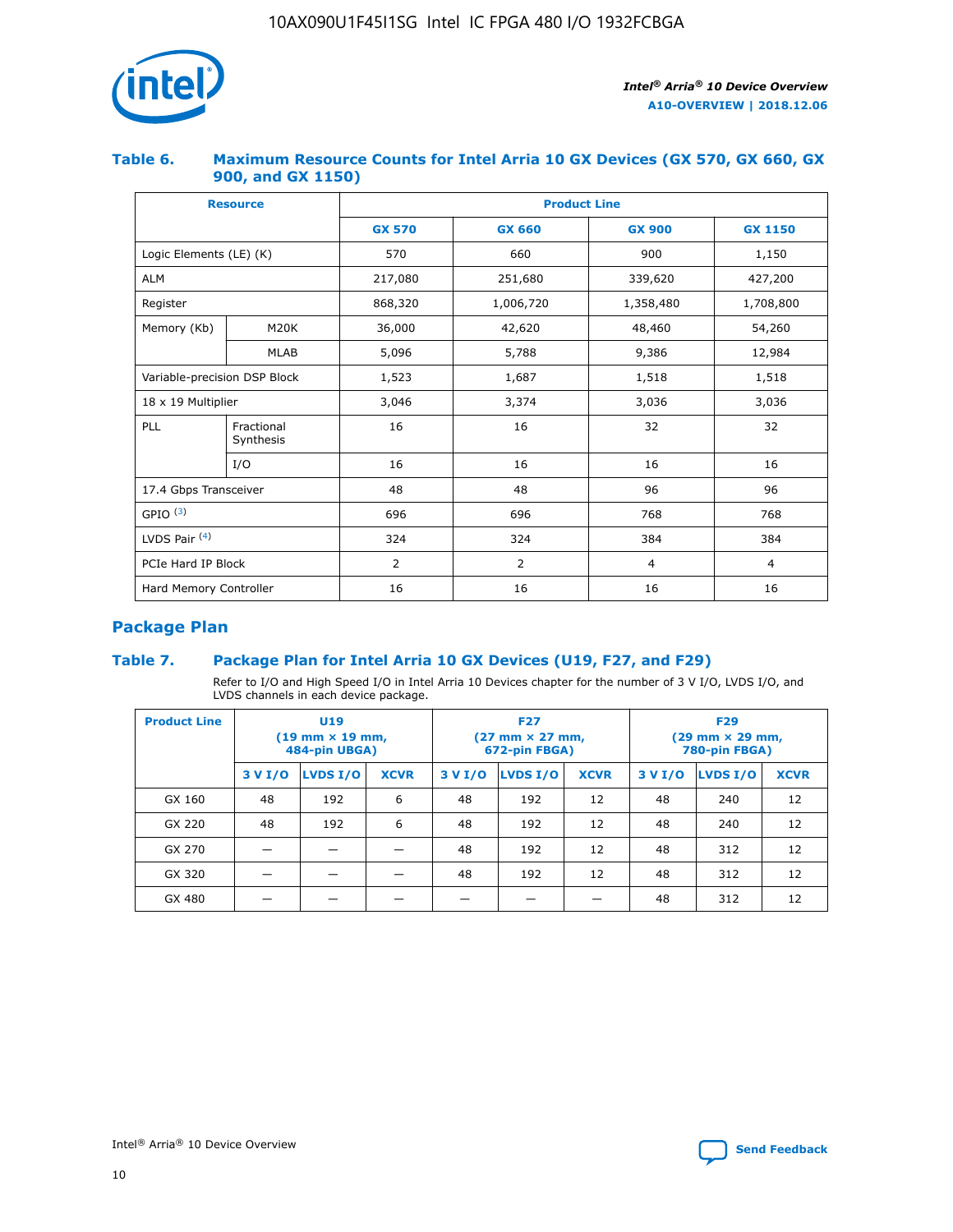### Table 6. Maximum Resource Counts for Intel Arria 10 GX Devices (GX 570, GX 660, GX 900, and GX 1150)

| Resource | | Product Line | | | |
|---|---|---|---|---|---|
| | | GX 570 | GX 660 | GX 900 | GX 1150 |
| Logic Elements (LE) (K) | | 570 | 660 | 900 | 1,150 |
| ALM | | 217,080 | 251,680 | 339,620 | 427,200 |
| Register | | 868,320 | 1,006,720 | 1,358,480 | 1,708,800 |
| Memory (Kb) | M20K | 36,000 | 42,620 | 48,460 | 54,260 |
| | MLAB | 5,096 | 5,788 | 9,386 | 12,984 |
| Variable-precision DSP Block | | 1,523 | 1,687 | 1,518 | 1,518 |
| 18 x 19 Multiplier | | 3,046 | 3,374 | 3,036 | 3,036 |
| PLL | Fractional Synthesis | 16 | 16 | 32 | 32 |
| | I/O | 16 | 16 | 16 | 16 |
| 17.4 Gbps Transceiver | | 48 | 48 | 96 | 96 |
| GPIO [(3)] | | 696 | 696 | 768 | 768 |
| LVDS Pair [(4)] | | 324 | 324 | 384 | 384 |
| PCIe Hard IP Block | | 2 | 2 | 4 | 4 |
| Hard Memory Controller | | 16 | 16 | 16 | 16 |

## Package Plan

### Table 7. Package Plan for Intel Arria 10 GX Devices (U19, F27, and F29)

Refer to I/O and High Speed I/O in Intel Arria 10 Devices chapter for the number of 3 V I/O, LVDS I/O, and LVDS channels in each device package.

| Product Line | U19 (19 mm × 19 mm, 484-pin UBGA) | | | F27 (27 mm × 27 mm, 672-pin FBGA) | | | F29 (29 mm × 29 mm, 780-pin FBGA) | | |
|---|---|---|---|---|---|---|---|---|---|
| | 3 V I/O | LVDS I/O | XCVR | 3 V I/O | LVDS I/O | XCVR | 3 V I/O | LVDS I/O | XCVR |
| GX 160 | 48 | 192 | 6 | 48 | 192 | 12 | 48 | 240 | 12 |
| GX 220 | 48 | 192 | 6 | 48 | 192 | 12 | 48 | 240 | 12 |
| GX 270 | — | — | — | 48 | 192 | 12 | 48 | 312 | 12 |
| GX 320 | — | — | — | 48 | 192 | 12 | 48 | 312 | 12 |
| GX 480 | — | — | — | — | — | — | 48 | 312 | 12 |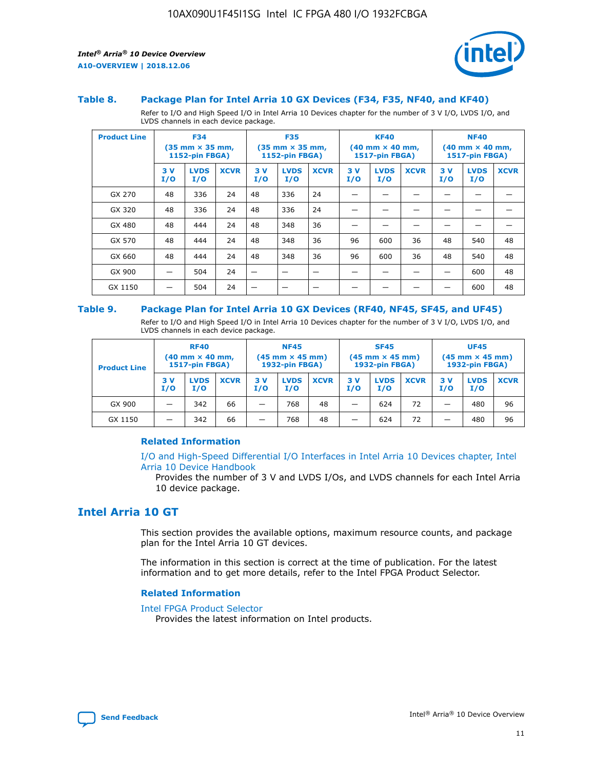### Table 8. Package Plan for Intel Arria 10 GX Devices (F34, F35, NF40, and KF40)

Refer to I/O and High Speed I/O in Intel Arria 10 Devices chapter for the number of 3 V I/O, LVDS I/O, and LVDS channels in each device package.

| Product Line | F34 (35 mm × 35 mm, 1152-pin FBGA) | | | F35 (35 mm × 35 mm, 1152-pin FBGA) | | | KF40 (40 mm × 40 mm, 1517-pin FBGA) | | | NF40 (40 mm × 40 mm, 1517-pin FBGA) | | |
|---|---|---|---|---|---|---|---|---|---|---|---|---|
| | 3 V I/O | LVDS I/O | XCVR | 3 V I/O | LVDS I/O | XCVR | 3 V I/O | LVDS I/O | XCVR | 3 V I/O | LVDS I/O | XCVR |
| GX 270 | 48 | 336 | 24 | 48 | 336 | 24 | — | — | — | — | — | — |
| GX 320 | 48 | 336 | 24 | 48 | 336 | 24 | — | — | — | — | — | — |
| GX 480 | 48 | 444 | 24 | 48 | 348 | 36 | — | — | — | — | — | — |
| GX 570 | 48 | 444 | 24 | 48 | 348 | 36 | 96 | 600 | 36 | 48 | 540 | 48 |
| GX 660 | 48 | 444 | 24 | 48 | 348 | 36 | 96 | 600 | 36 | 48 | 540 | 48 |
| GX 900 | — | 504 | 24 | — | — | — | — | — | — | — | 600 | 48 |
| GX 1150 | — | 504 | 24 | — | — | — | — | — | — | — | 600 | 48 |

### Table 9. Package Plan for Intel Arria 10 GX Devices (RF40, NF45, SF45, and UF45)

Refer to I/O and High Speed I/O in Intel Arria 10 Devices chapter for the number of 3 V I/O, LVDS I/O, and LVDS channels in each device package.

| Product Line | RF40 (40 mm × 40 mm, 1517-pin FBGA) | | | NF45 (45 mm × 45 mm) 1932-pin FBGA) | | | SF45 (45 mm × 45 mm) 1932-pin FBGA) | | | UF45 (45 mm × 45 mm) 1932-pin FBGA) | | |
|---|---|---|---|---|---|---|---|---|---|---|---|---|
| | 3 V I/O | LVDS I/O | XCVR | 3 V I/O | LVDS I/O | XCVR | 3 V I/O | LVDS I/O | XCVR | 3 V I/O | LVDS I/O | XCVR |
| GX 900 | — | 342 | 66 | — | 768 | 48 | — | 624 | 72 | — | 480 | 96 |
| GX 1150 | — | 342 | 66 | — | 768 | 48 | — | 624 | 72 | — | 480 | 96 |

#### Related Information

I/O and High-Speed Differential I/O Interfaces in Intel Arria 10 Devices chapter, Intel Arria 10 Device Handbook

Provides the number of 3 V and LVDS I/Os, and LVDS channels for each Intel Arria 10 device package.

## Intel Arria 10 GT

This section provides the available options, maximum resource counts, and package plan for the Intel Arria 10 GT devices.

The information in this section is correct at the time of publication. For the latest information and to get more details, refer to the Intel FPGA Product Selector.

#### Related Information

Intel FPGA Product Selector

Provides the latest information on Intel products.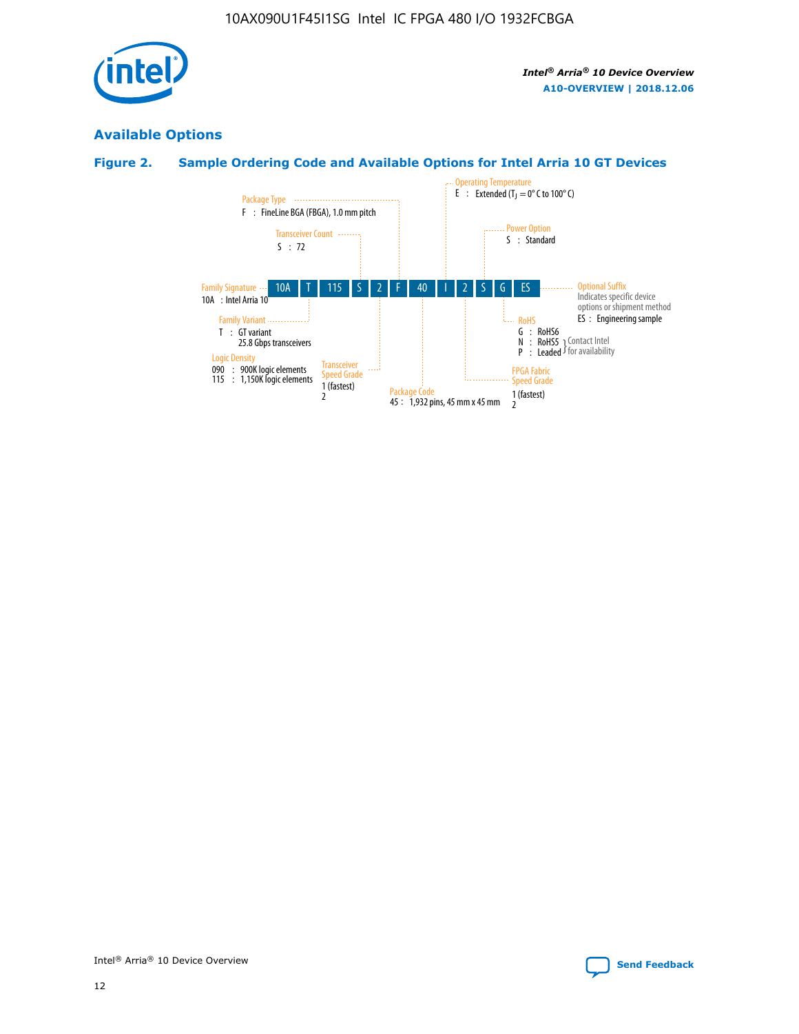## Available Options

### Figure 2. Sample Ordering Code and Available Options for Intel Arria 10 GT Devices

| 10A | T | 115 | S | 2 | F | 40 | I | 2 | S | G | ES |
|---|---|---|---|---|---|---|---|---|---|---|---|

**Family Signature**
10A : Intel Arria 10

**Family Variant**
T : GT variant
25.8 Gbps transceivers

**Logic Density**
090 : 900K logic elements
115 : 1,150K logic elements

**Transceiver Count**
S : 72

**Transceiver Speed Grade**
1 (fastest)
2

**Package Type**
F : FineLine BGA (FBGA), 1.0 mm pitch

**Package Code**
45 : 1,932 pins, 45 mm x 45 mm

**Operating Temperature**
E : Extended ($T_J$ = 0° C to 100° C)

**FPGA Fabric Speed Grade**
1 (fastest)
2

**Power Option**
S : Standard

**RoHS**
G : RoHS6
N : RoHS5 } Contact Intel for availability
P : Leaded } Contact Intel for availability

**Optional Suffix**
Indicates specific device options or shipment method
ES : Engineering sample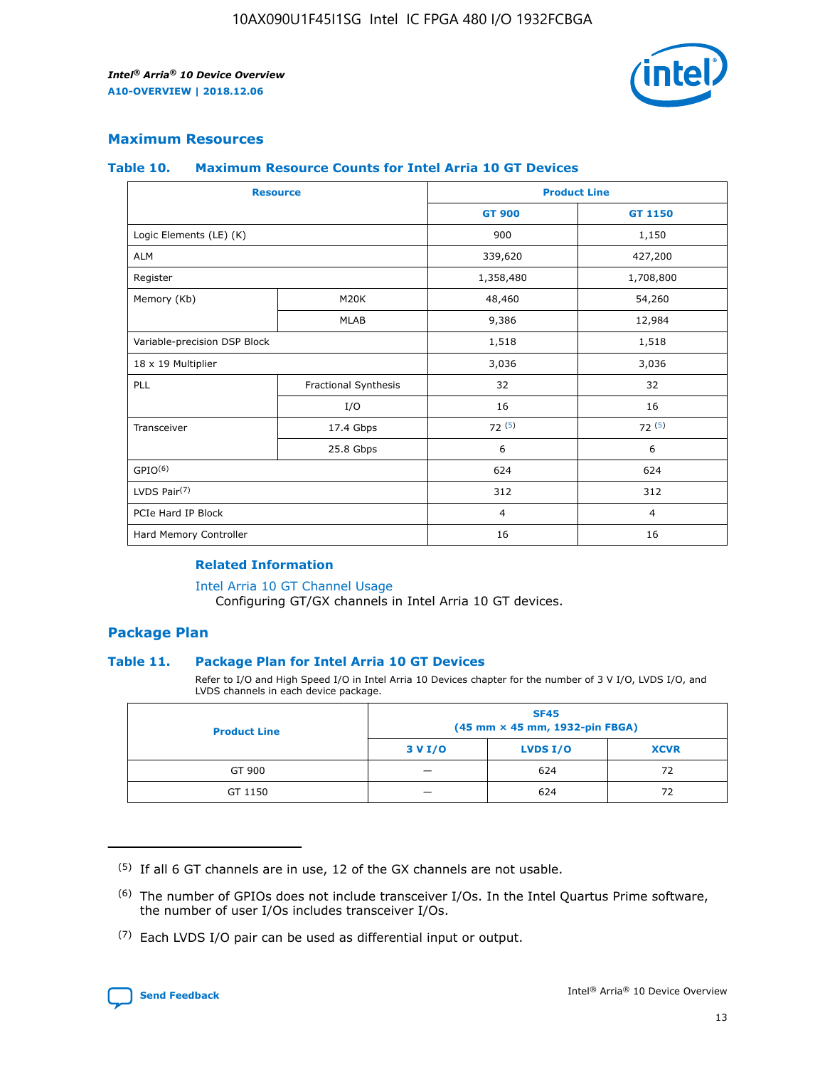## Maximum Resources

### Table 10. Maximum Resource Counts for Intel Arria 10 GT Devices

| Resource | | Product Line | |
|---|---|---|---|
| | | GT 900 | GT 1150 |
| Logic Elements (LE) (K) | | 900 | 1,150 |
| ALM | | 339,620 | 427,200 |
| Register | | 1,358,480 | 1,708,800 |
| Memory (Kb) | M20K | 48,460 | 54,260 |
| | MLAB | 9,386 | 12,984 |
| Variable-precision DSP Block | | 1,518 | 1,518 |
| 18 x 19 Multiplier | | 3,036 | 3,036 |
| PLL | Fractional Synthesis | 32 | 32 |
| | I/O | 16 | 16 |
| Transceiver | 17.4 Gbps | 72 (5) | 72 (5) |
| | 25.8 Gbps | 6 | 6 |
| GPIO(6) | | 624 | 624 |
| LVDS Pair(7) | | 312 | 312 |
| PCIe Hard IP Block | | 4 | 4 |
| Hard Memory Controller | | 16 | 16 |

#### Related Information

Intel Arria 10 GT Channel Usage
Configuring GT/GX channels in Intel Arria 10 GT devices.

## Package Plan

### Table 11. Package Plan for Intel Arria 10 GT Devices

Refer to I/O and High Speed I/O in Intel Arria 10 Devices chapter for the number of 3 V I/O, LVDS I/O, and LVDS channels in each device package.

| Product Line | SF45 (45 mm × 45 mm, 1932-pin FBGA) | | |
|---|---|---|---|
| | 3 V I/O | LVDS I/O | XCVR |
| GT 900 | — | 624 | 72 |
| GT 1150 | — | 624 | 72 |

(5) If all 6 GT channels are in use, 12 of the GX channels are not usable.

(6) The number of GPIOs does not include transceiver I/Os. In the Intel Quartus Prime software, the number of user I/Os includes transceiver I/Os.

(7) Each LVDS I/O pair can be used as differential input or output.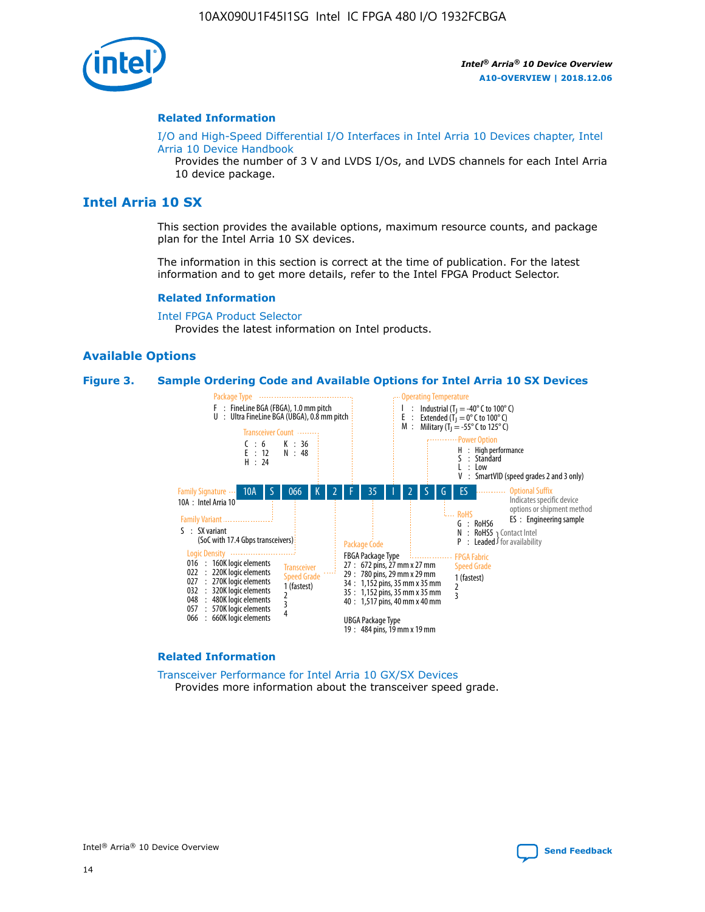## Related Information

I/O and High-Speed Differential I/O Interfaces in Intel Arria 10 Devices chapter, Intel Arria 10 Device Handbook

Provides the number of 3 V and LVDS I/Os, and LVDS channels for each Intel Arria 10 device package.

# Intel Arria 10 SX

This section provides the available options, maximum resource counts, and package plan for the Intel Arria 10 SX devices.

The information in this section is correct at the time of publication. For the latest information and to get more details, refer to the Intel FPGA Product Selector.

## Related Information

Intel FPGA Product Selector

Provides the latest information on Intel products.

## Available Options

**Figure 3. Sample Ordering Code and Available Options for Intel Arria 10 SX Devices**

Sample ordering code: 10A S 066 K 2 F 35 I 2 S G ES

- **Family Signature**
  - 10A : Intel Arria 10
- **Family Variant**
  - S : SX variant (SoC with 17.4 Gbps transceivers)
- **Logic Density**
  - 016 : 160K logic elements
  - 022 : 220K logic elements
  - 027 : 270K logic elements
  - 032 : 320K logic elements
  - 048 : 480K logic elements
  - 057 : 570K logic elements
  - 066 : 660K logic elements
- **Transceiver Count**
  - C : 6
  - E : 12
  - H : 24
  - K : 36
  - N : 48
- **Transceiver Speed Grade**
  - 1 (fastest)
  - 2
  - 3
  - 4
- **Package Type**
  - F : FineLine BGA (FBGA), 1.0 mm pitch
  - U : Ultra FineLine BGA (UBGA), 0.8 mm pitch
- **Package Code**
  - FBGA Package Type
    - 27 : 672 pins, 27 mm x 27 mm
    - 29 : 780 pins, 29 mm x 29 mm
    - 34 : 1,152 pins, 35 mm x 35 mm
    - 35 : 1,152 pins, 35 mm x 35 mm
    - 40 : 1,517 pins, 40 mm x 40 mm
  - UBGA Package Type
    - 19 : 484 pins, 19 mm x 19 mm
- **Operating Temperature**
  - I : Industrial ($T_J$ = -40° C to 100° C)
  - E : Extended ($T_J$ = 0° C to 100° C)
  - M : Military ($T_J$ = -55° C to 125° C)
- **FPGA Fabric Speed Grade**
  - 1 (fastest)
  - 2
  - 3
- **Power Option**
  - H : High performance
  - S : Standard
  - L : Low
  - V : SmartVID (speed grades 2 and 3 only)
- **RoHS**
  - G : RoHS6
  - N : RoHS5 (Contact Intel for availability)
  - P : Leaded (Contact Intel for availability)
- **Optional Suffix**
  - Indicates specific device options or shipment method
  - ES : Engineering sample

## Related Information

Transceiver Performance for Intel Arria 10 GX/SX Devices

Provides more information about the transceiver speed grade.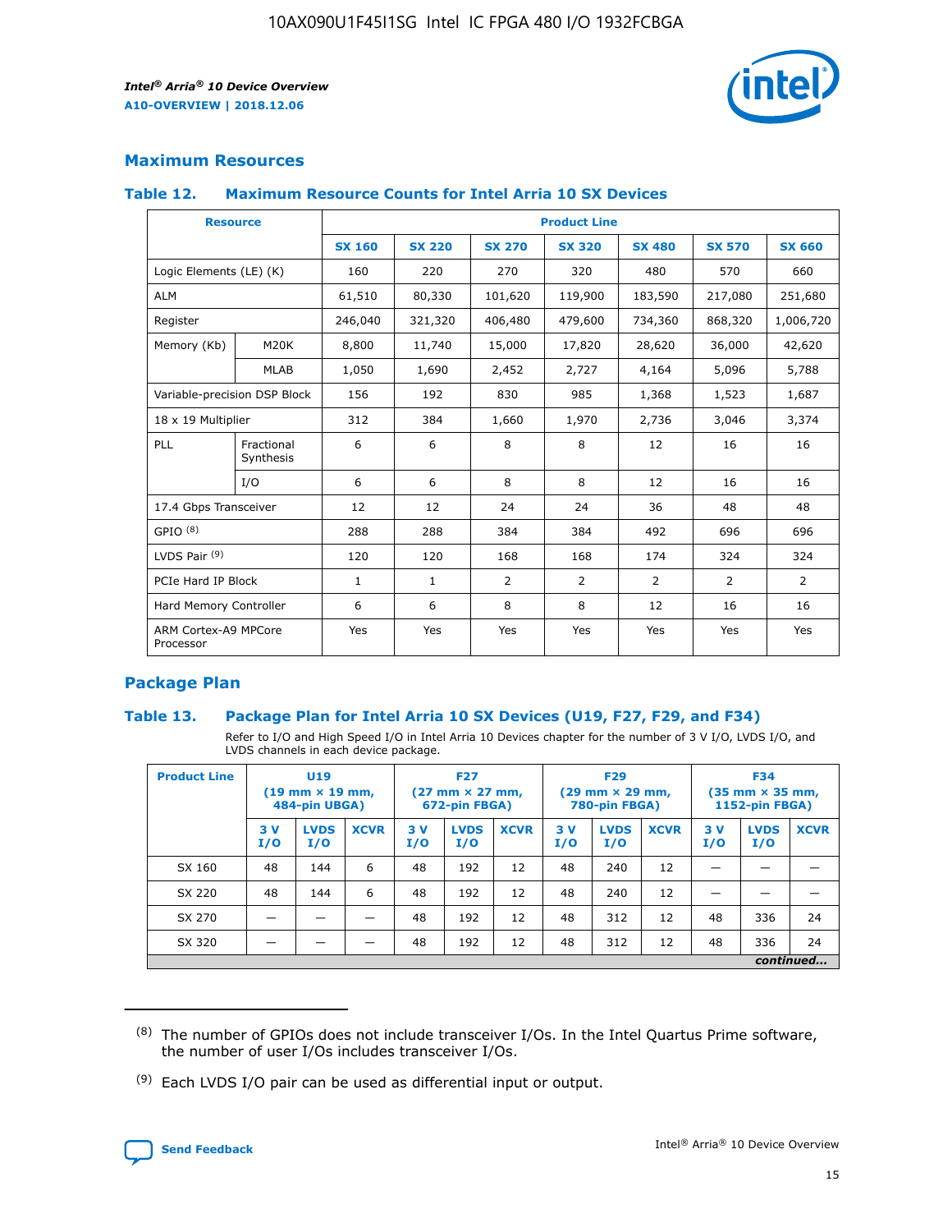## Maximum Resources

### Table 12. Maximum Resource Counts for Intel Arria 10 SX Devices

| Resource | | Product Line | | | | | | |
|---|---|---|---|---|---|---|---|---|
| | | SX 160 | SX 220 | SX 270 | SX 320 | SX 480 | SX 570 | SX 660 |
| Logic Elements (LE) (K) | | 160 | 220 | 270 | 320 | 480 | 570 | 660 |
| ALM | | 61,510 | 80,330 | 101,620 | 119,900 | 183,590 | 217,080 | 251,680 |
| Register | | 246,040 | 321,320 | 406,480 | 479,600 | 734,360 | 868,320 | 1,006,720 |
| Memory (Kb) | M20K | 8,800 | 11,740 | 15,000 | 17,820 | 28,620 | 36,000 | 42,620 |
| | MLAB | 1,050 | 1,690 | 2,452 | 2,727 | 4,164 | 5,096 | 5,788 |
| Variable-precision DSP Block | | 156 | 192 | 830 | 985 | 1,368 | 1,523 | 1,687 |
| 18 x 19 Multiplier | | 312 | 384 | 1,660 | 1,970 | 2,736 | 3,046 | 3,374 |
| PLL | Fractional Synthesis | 6 | 6 | 8 | 8 | 12 | 16 | 16 |
| | I/O | 6 | 6 | 8 | 8 | 12 | 16 | 16 |
| 17.4 Gbps Transceiver | | 12 | 12 | 24 | 24 | 36 | 48 | 48 |
| GPIO [(8)] | | 288 | 288 | 384 | 384 | 492 | 696 | 696 |
| LVDS Pair [(9)] | | 120 | 120 | 168 | 168 | 174 | 324 | 324 |
| PCIe Hard IP Block | | 1 | 1 | 2 | 2 | 2 | 2 | 2 |
| Hard Memory Controller | | 6 | 6 | 8 | 8 | 12 | 16 | 16 |
| ARM Cortex-A9 MPCore Processor | | Yes | Yes | Yes | Yes | Yes | Yes | Yes |

## Package Plan

### Table 13. Package Plan for Intel Arria 10 SX Devices (U19, F27, F29, and F34)

Refer to I/O and High Speed I/O in Intel Arria 10 Devices chapter for the number of 3 V I/O, LVDS I/O, and LVDS channels in each device package.

| Product Line | U19 (19 mm × 19 mm, 484-pin UBGA) | | | F27 (27 mm × 27 mm, 672-pin FBGA) | | | F29 (29 mm × 29 mm, 780-pin FBGA) | | | F34 (35 mm × 35 mm, 1152-pin FBGA) | | |
|---|---|---|---|---|---|---|---|---|---|---|---|---|
| | 3 V I/O | LVDS I/O | XCVR | 3 V I/O | LVDS I/O | XCVR | 3 V I/O | LVDS I/O | XCVR | 3 V I/O | LVDS I/O | XCVR |
| SX 160 | 48 | 144 | 6 | 48 | 192 | 12 | 48 | 240 | 12 | — | — | — |
| SX 220 | 48 | 144 | 6 | 48 | 192 | 12 | 48 | 240 | 12 | — | — | — |
| SX 270 | — | — | — | 48 | 192 | 12 | 48 | 312 | 12 | 48 | 336 | 24 |
| SX 320 | — | — | — | 48 | 192 | 12 | 48 | 312 | 12 | 48 | 336 | 24 |

*continued...*

(8) The number of GPIOs does not include transceiver I/Os. In the Intel Quartus Prime software, the number of user I/Os includes transceiver I/Os.

(9) Each LVDS I/O pair can be used as differential input or output.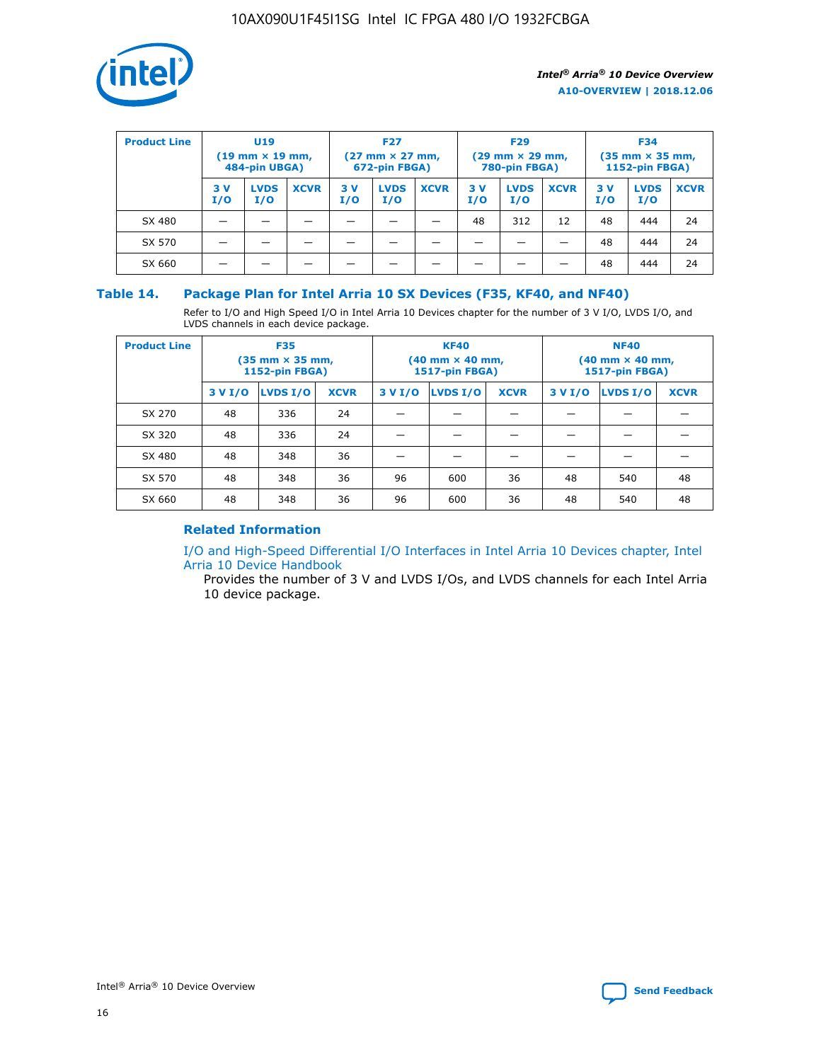| Product Line | U19 (19 mm × 19 mm, 484-pin UBGA) | | | F27 (27 mm × 27 mm, 672-pin FBGA) | | | F29 (29 mm × 29 mm, 780-pin FBGA) | | | F34 (35 mm × 35 mm, 1152-pin FBGA) | | |
|---|---|---|---|---|---|---|---|---|---|---|---|---|
| | 3 V I/O | LVDS I/O | XCVR | 3 V I/O | LVDS I/O | XCVR | 3 V I/O | LVDS I/O | XCVR | 3 V I/O | LVDS I/O | XCVR |
| SX 480 | — | — | — | — | — | — | 48 | 312 | 12 | 48 | 444 | 24 |
| SX 570 | — | — | — | — | — | — | — | — | — | 48 | 444 | 24 |
| SX 660 | — | — | — | — | — | — | — | — | — | 48 | 444 | 24 |

## Table 14. Package Plan for Intel Arria 10 SX Devices (F35, KF40, and NF40)

Refer to I/O and High Speed I/O in Intel Arria 10 Devices chapter for the number of 3 V I/O, LVDS I/O, and LVDS channels in each device package.

| Product Line | F35 (35 mm × 35 mm, 1152-pin FBGA) | | | KF40 (40 mm × 40 mm, 1517-pin FBGA) | | | NF40 (40 mm × 40 mm, 1517-pin FBGA) | | |
|---|---|---|---|---|---|---|---|---|---|
| | 3 V I/O | LVDS I/O | XCVR | 3 V I/O | LVDS I/O | XCVR | 3 V I/O | LVDS I/O | XCVR |
| SX 270 | 48 | 336 | 24 | — | — | — | — | — | — |
| SX 320 | 48 | 336 | 24 | — | — | — | — | — | — |
| SX 480 | 48 | 348 | 36 | — | — | — | — | — | — |
| SX 570 | 48 | 348 | 36 | 96 | 600 | 36 | 48 | 540 | 48 |
| SX 660 | 48 | 348 | 36 | 96 | 600 | 36 | 48 | 540 | 48 |

### Related Information

I/O and High-Speed Differential I/O Interfaces in Intel Arria 10 Devices chapter, Intel Arria 10 Device Handbook

Provides the number of 3 V and LVDS I/Os, and LVDS channels for each Intel Arria 10 device package.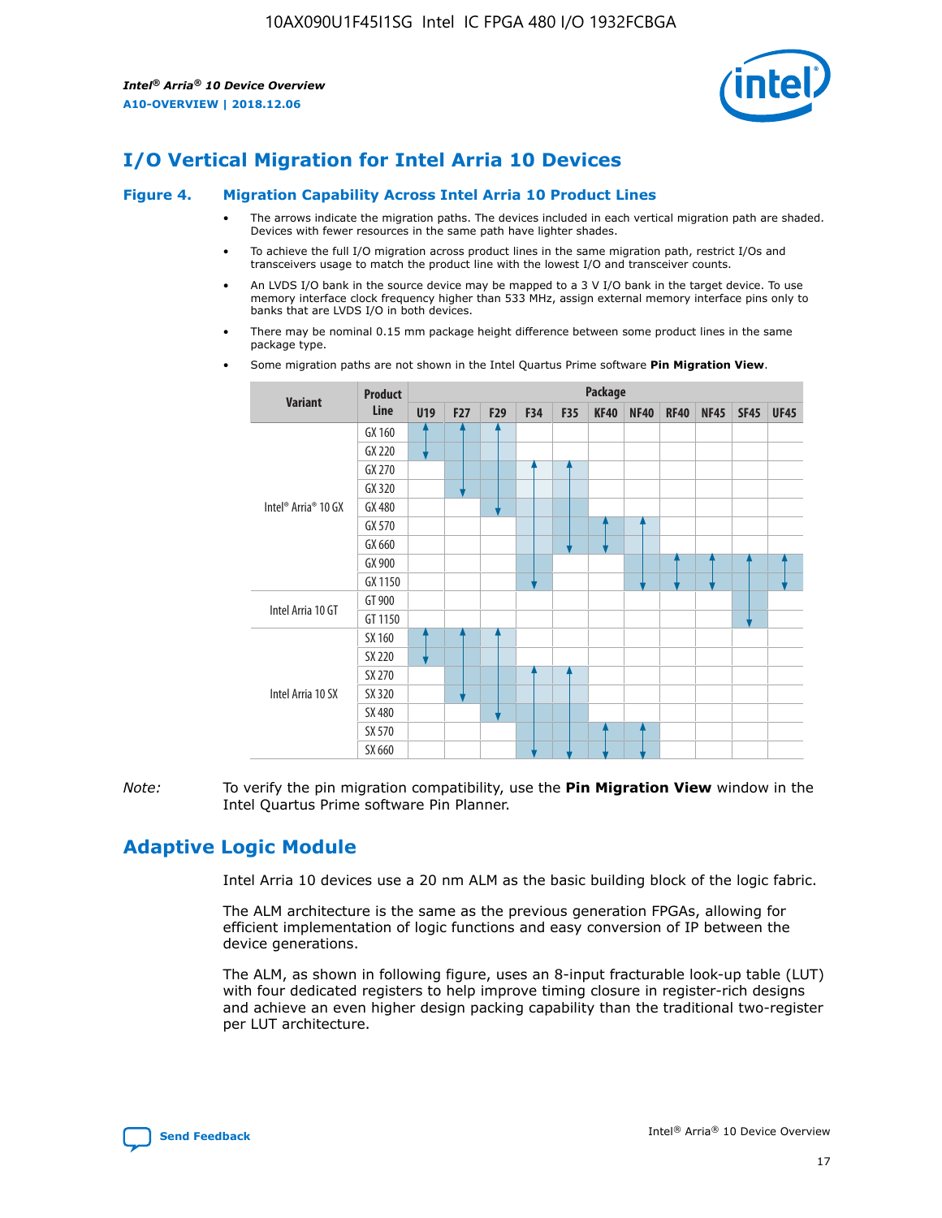## I/O Vertical Migration for Intel Arria 10 Devices

**Figure 4. Migration Capability Across Intel Arria 10 Product Lines**

- The arrows indicate the migration paths. The devices included in each vertical migration path are shaded. Devices with fewer resources in the same path have lighter shades.
- To achieve the full I/O migration across product lines in the same migration path, restrict I/Os and transceivers usage to match the product line with the lowest I/O and transceiver counts.
- An LVDS I/O bank in the source device may be mapped to a 3 V I/O bank in the target device. To use memory interface clock frequency higher than 533 MHz, assign external memory interface pins only to banks that are LVDS I/O in both devices.
- There may be nominal 0.15 mm package height difference between some product lines in the same package type.
- Some migration paths are not shown in the Intel Quartus Prime software **Pin Migration View**.

| Variant | Product Line | U19 | F27 | F29 | F34 | F35 | KF40 | NF40 | RF40 | NF45 | SF45 | UF45 |
|---|---|---|---|---|---|---|---|---|---|---|---|---|
| Intel® Arria® 10 GX | GX 160 | | | | | | | | | | | |
| | GX 220 | | | | | | | | | | | |
| | GX 270 | | | | | | | | | | | |
| | GX 320 | | | | | | | | | | | |
| | GX 480 | | | | | | | | | | | |
| | GX 570 | | | | | | | | | | | |
| | GX 660 | | | | | | | | | | | |
| | GX 900 | | | | | | | | | | | |
| | GX 1150 | | | | | | | | | | | |
| Intel Arria 10 GT | GT 900 | | | | | | | | | | | |
| | GT 1150 | | | | | | | | | | | |
| Intel Arria 10 SX | SX 160 | | | | | | | | | | | |
| | SX 220 | | | | | | | | | | | |
| | SX 270 | | | | | | | | | | | |
| | SX 320 | | | | | | | | | | | |
| | SX 480 | | | | | | | | | | | |
| | SX 570 | | | | | | | | | | | |
| | SX 660 | | | | | | | | | | | |

*Note:* To verify the pin migration compatibility, use the **Pin Migration View** window in the Intel Quartus Prime software Pin Planner.

## Adaptive Logic Module

Intel Arria 10 devices use a 20 nm ALM as the basic building block of the logic fabric.

The ALM architecture is the same as the previous generation FPGAs, allowing for efficient implementation of logic functions and easy conversion of IP between the device generations.

The ALM, as shown in following figure, uses an 8-input fracturable look-up table (LUT) with four dedicated registers to help improve timing closure in register-rich designs and achieve an even higher design packing capability than the traditional two-register per LUT architecture.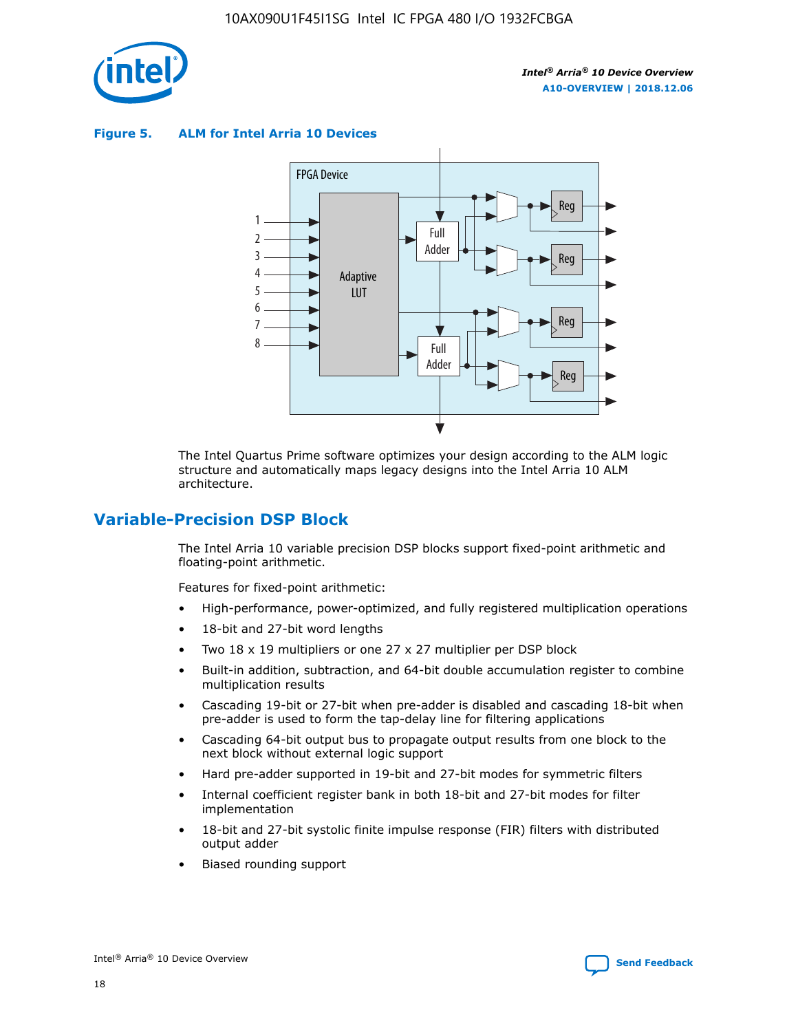**Figure 5. ALM for Intel Arria 10 Devices**

The Intel Quartus Prime software optimizes your design according to the ALM logic structure and automatically maps legacy designs into the Intel Arria 10 ALM architecture.

## Variable-Precision DSP Block

The Intel Arria 10 variable precision DSP blocks support fixed-point arithmetic and floating-point arithmetic.

Features for fixed-point arithmetic:

- High-performance, power-optimized, and fully registered multiplication operations
- 18-bit and 27-bit word lengths
- Two 18 x 19 multipliers or one 27 x 27 multiplier per DSP block
- Built-in addition, subtraction, and 64-bit double accumulation register to combine multiplication results
- Cascading 19-bit or 27-bit when pre-adder is disabled and cascading 18-bit when pre-adder is used to form the tap-delay line for filtering applications
- Cascading 64-bit output bus to propagate output results from one block to the next block without external logic support
- Hard pre-adder supported in 19-bit and 27-bit modes for symmetric filters
- Internal coefficient register bank in both 18-bit and 27-bit modes for filter implementation
- 18-bit and 27-bit systolic finite impulse response (FIR) filters with distributed output adder
- Biased rounding support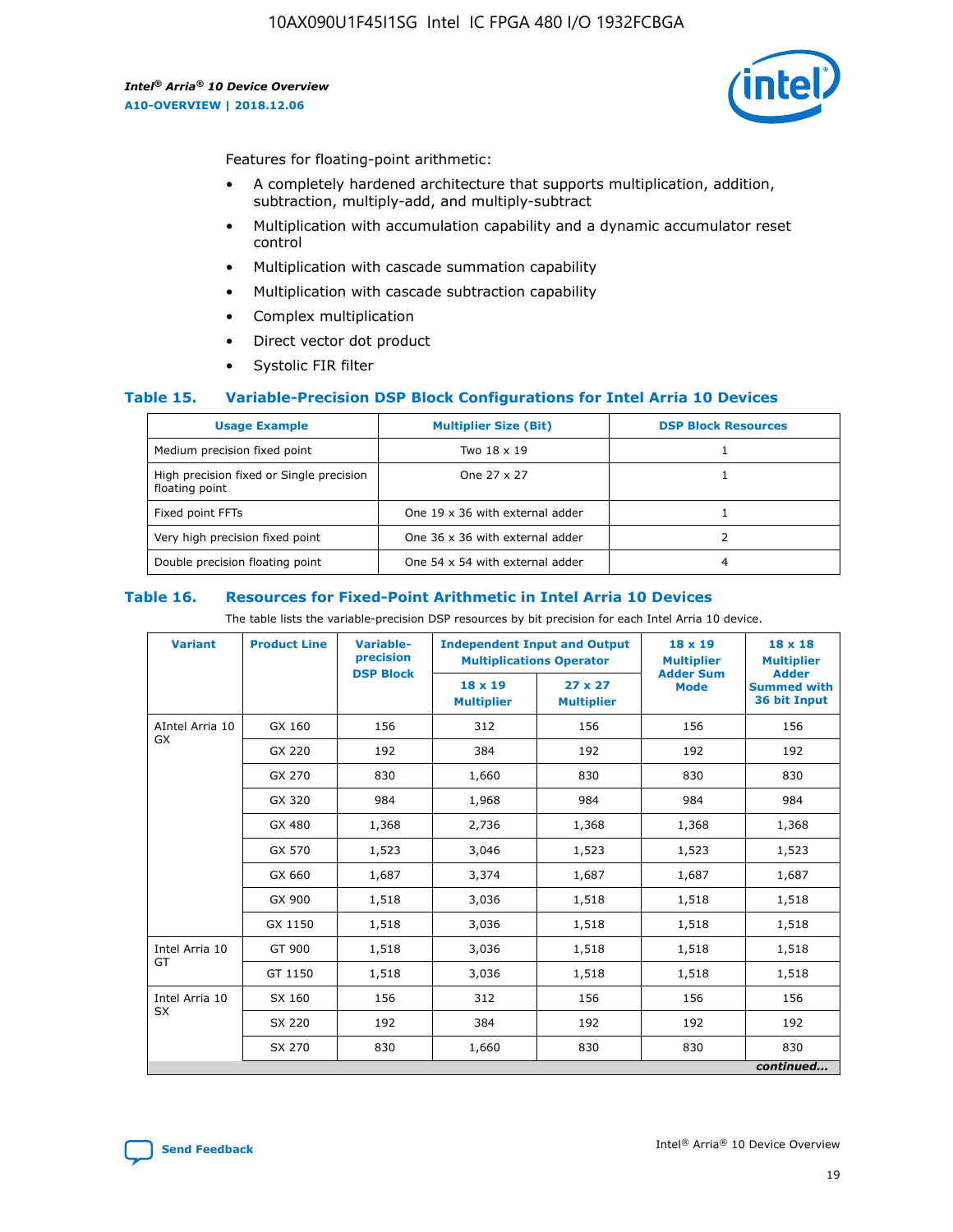Features for floating-point arithmetic:

- A completely hardened architecture that supports multiplication, addition, subtraction, multiply-add, and multiply-subtract
- Multiplication with accumulation capability and a dynamic accumulator reset control
- Multiplication with cascade summation capability
- Multiplication with cascade subtraction capability
- Complex multiplication
- Direct vector dot product
- Systolic FIR filter

## Table 15. Variable-Precision DSP Block Configurations for Intel Arria 10 Devices

| Usage Example | Multiplier Size (Bit) | DSP Block Resources |
|---|---|---|
| Medium precision fixed point | Two 18 x 19 | 1 |
| High precision fixed or Single precision floating point | One 27 x 27 | 1 |
| Fixed point FFTs | One 19 x 36 with external adder | 1 |
| Very high precision fixed point | One 36 x 36 with external adder | 2 |
| Double precision floating point | One 54 x 54 with external adder | 4 |

## Table 16. Resources for Fixed-Point Arithmetic in Intel Arria 10 Devices

The table lists the variable-precision DSP resources by bit precision for each Intel Arria 10 device.

| Variant | Product Line | Variable-precision DSP Block | Independent Input and Output Multiplications Operator | | 18 x 19 Multiplier Adder Sum Mode | 18 x 18 Multiplier Adder Summed with 36 bit Input |
|---|---|---|---|---|---|---|
| | | | 18 x 19 Multiplier | 27 x 27 Multiplier | | |
| AIntel Arria 10 GX | GX 160 | 156 | 312 | 156 | 156 | 156 |
| | GX 220 | 192 | 384 | 192 | 192 | 192 |
| | GX 270 | 830 | 1,660 | 830 | 830 | 830 |
| | GX 320 | 984 | 1,968 | 984 | 984 | 984 |
| | GX 480 | 1,368 | 2,736 | 1,368 | 1,368 | 1,368 |
| | GX 570 | 1,523 | 3,046 | 1,523 | 1,523 | 1,523 |
| | GX 660 | 1,687 | 3,374 | 1,687 | 1,687 | 1,687 |
| | GX 900 | 1,518 | 3,036 | 1,518 | 1,518 | 1,518 |
| | GX 1150 | 1,518 | 3,036 | 1,518 | 1,518 | 1,518 |
| Intel Arria 10 GT | GT 900 | 1,518 | 3,036 | 1,518 | 1,518 | 1,518 |
| | GT 1150 | 1,518 | 3,036 | 1,518 | 1,518 | 1,518 |
| Intel Arria 10 SX | SX 160 | 156 | 312 | 156 | 156 | 156 |
| | SX 220 | 192 | 384 | 192 | 192 | 192 |
| | SX 270 | 830 | 1,660 | 830 | 830 | 830 |

*continued...*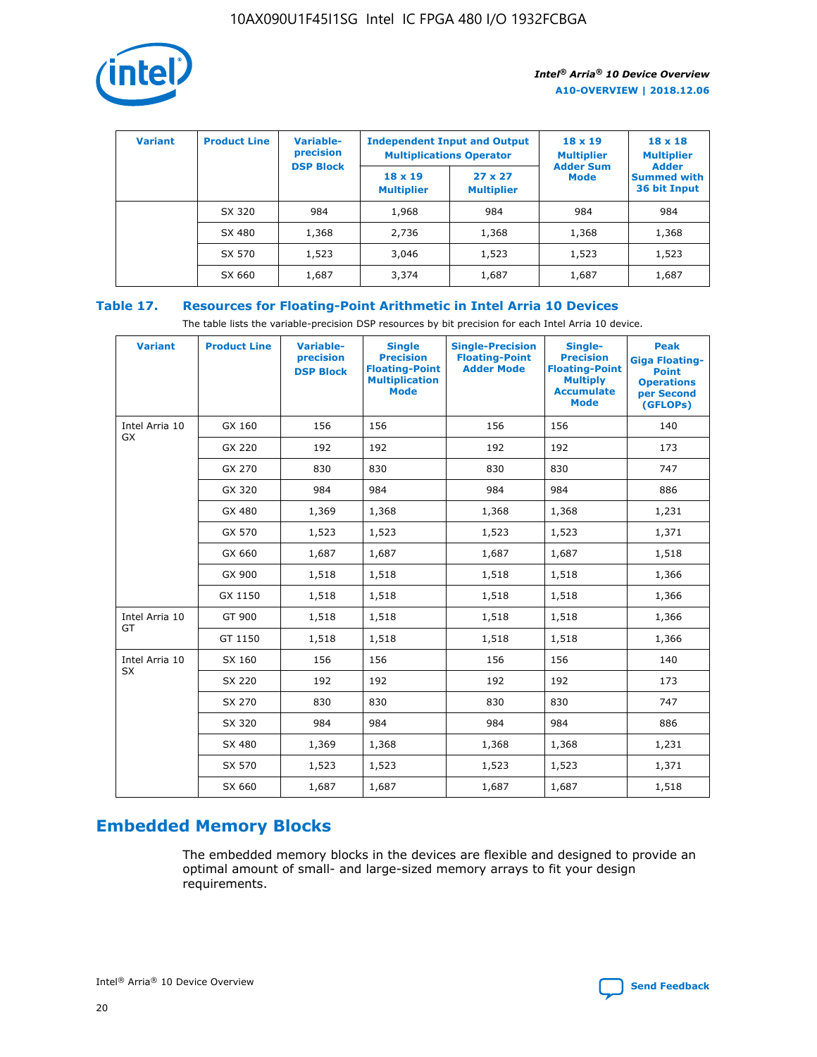| Variant | Product Line | Variable-precision DSP Block | Independent Input and Output Multiplications Operator | | 18 x 19 Multiplier Adder Sum Mode | 18 x 18 Multiplier Adder Summed with 36 bit Input |
|---|---|---|---|---|---|---|
| | | | 18 x 19 Multiplier | 27 x 27 Multiplier | | |
| | SX 320 | 984 | 1,968 | 984 | 984 | 984 |
| | SX 480 | 1,368 | 2,736 | 1,368 | 1,368 | 1,368 |
| | SX 570 | 1,523 | 3,046 | 1,523 | 1,523 | 1,523 |
| | SX 660 | 1,687 | 3,374 | 1,687 | 1,687 | 1,687 |

### Table 17. Resources for Floating-Point Arithmetic in Intel Arria 10 Devices

The table lists the variable-precision DSP resources by bit precision for each Intel Arria 10 device.

| Variant | Product Line | Variable-precision DSP Block | Single Precision Floating-Point Multiplication Mode | Single-Precision Floating-Point Adder Mode | Single-Precision Floating-Point Multiply Accumulate Mode | Peak Giga Floating-Point Operations per Second (GFLOPs) |
|---|---|---|---|---|---|---|
| Intel Arria 10 GX | GX 160 | 156 | 156 | 156 | 156 | 140 |
| | GX 220 | 192 | 192 | 192 | 192 | 173 |
| | GX 270 | 830 | 830 | 830 | 830 | 747 |
| | GX 320 | 984 | 984 | 984 | 984 | 886 |
| | GX 480 | 1,369 | 1,368 | 1,368 | 1,368 | 1,231 |
| | GX 570 | 1,523 | 1,523 | 1,523 | 1,523 | 1,371 |
| | GX 660 | 1,687 | 1,687 | 1,687 | 1,687 | 1,518 |
| | GX 900 | 1,518 | 1,518 | 1,518 | 1,518 | 1,366 |
| | GX 1150 | 1,518 | 1,518 | 1,518 | 1,518 | 1,366 |
| Intel Arria 10 GT | GT 900 | 1,518 | 1,518 | 1,518 | 1,518 | 1,366 |
| | GT 1150 | 1,518 | 1,518 | 1,518 | 1,518 | 1,366 |
| Intel Arria 10 SX | SX 160 | 156 | 156 | 156 | 156 | 140 |
| | SX 220 | 192 | 192 | 192 | 192 | 173 |
| | SX 270 | 830 | 830 | 830 | 830 | 747 |
| | SX 320 | 984 | 984 | 984 | 984 | 886 |
| | SX 480 | 1,369 | 1,368 | 1,368 | 1,368 | 1,231 |
| | SX 570 | 1,523 | 1,523 | 1,523 | 1,523 | 1,371 |
| | SX 660 | 1,687 | 1,687 | 1,687 | 1,687 | 1,518 |

## Embedded Memory Blocks

The embedded memory blocks in the devices are flexible and designed to provide an optimal amount of small- and large-sized memory arrays to fit your design requirements.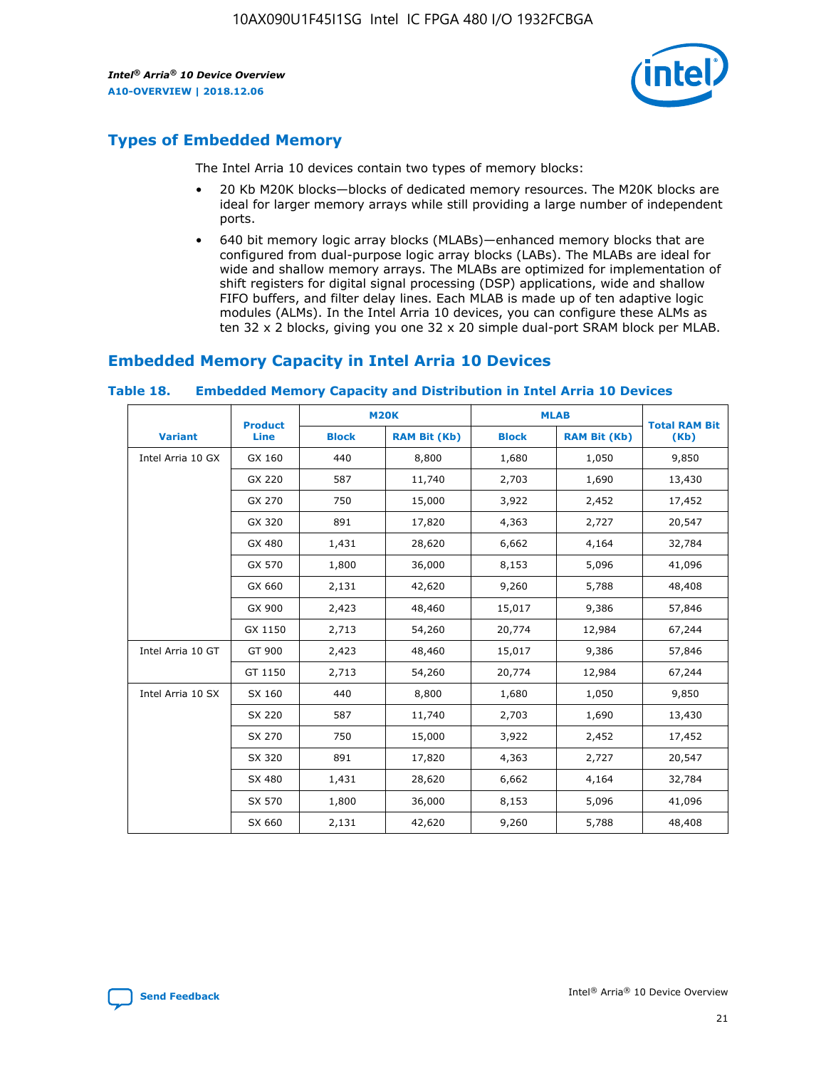## Types of Embedded Memory

The Intel Arria 10 devices contain two types of memory blocks:

- 20 Kb M20K blocks—blocks of dedicated memory resources. The M20K blocks are ideal for larger memory arrays while still providing a large number of independent ports.
- 640 bit memory logic array blocks (MLABs)—enhanced memory blocks that are configured from dual-purpose logic array blocks (LABs). The MLABs are ideal for wide and shallow memory arrays. The MLABs are optimized for implementation of shift registers for digital signal processing (DSP) applications, wide and shallow FIFO buffers, and filter delay lines. Each MLAB is made up of ten adaptive logic modules (ALMs). In the Intel Arria 10 devices, you can configure these ALMs as ten 32 x 2 blocks, giving you one 32 x 20 simple dual-port SRAM block per MLAB.

## Embedded Memory Capacity in Intel Arria 10 Devices

**Table 18. Embedded Memory Capacity and Distribution in Intel Arria 10 Devices**

| Variant | Product Line | M20K | | MLAB | | Total RAM Bit (Kb) |
|---|---|---|---|---|---|---|
| | | Block | RAM Bit (Kb) | Block | RAM Bit (Kb) | |
| Intel Arria 10 GX | GX 160 | 440 | 8,800 | 1,680 | 1,050 | 9,850 |
| | GX 220 | 587 | 11,740 | 2,703 | 1,690 | 13,430 |
| | GX 270 | 750 | 15,000 | 3,922 | 2,452 | 17,452 |
| | GX 320 | 891 | 17,820 | 4,363 | 2,727 | 20,547 |
| | GX 480 | 1,431 | 28,620 | 6,662 | 4,164 | 32,784 |
| | GX 570 | 1,800 | 36,000 | 8,153 | 5,096 | 41,096 |
| | GX 660 | 2,131 | 42,620 | 9,260 | 5,788 | 48,408 |
| | GX 900 | 2,423 | 48,460 | 15,017 | 9,386 | 57,846 |
| | GX 1150 | 2,713 | 54,260 | 20,774 | 12,984 | 67,244 |
| Intel Arria 10 GT | GT 900 | 2,423 | 48,460 | 15,017 | 9,386 | 57,846 |
| | GT 1150 | 2,713 | 54,260 | 20,774 | 12,984 | 67,244 |
| Intel Arria 10 SX | SX 160 | 440 | 8,800 | 1,680 | 1,050 | 9,850 |
| | SX 220 | 587 | 11,740 | 2,703 | 1,690 | 13,430 |
| | SX 270 | 750 | 15,000 | 3,922 | 2,452 | 17,452 |
| | SX 320 | 891 | 17,820 | 4,363 | 2,727 | 20,547 |
| | SX 480 | 1,431 | 28,620 | 6,662 | 4,164 | 32,784 |
| | SX 570 | 1,800 | 36,000 | 8,153 | 5,096 | 41,096 |
| | SX 660 | 2,131 | 42,620 | 9,260 | 5,788 | 48,408 |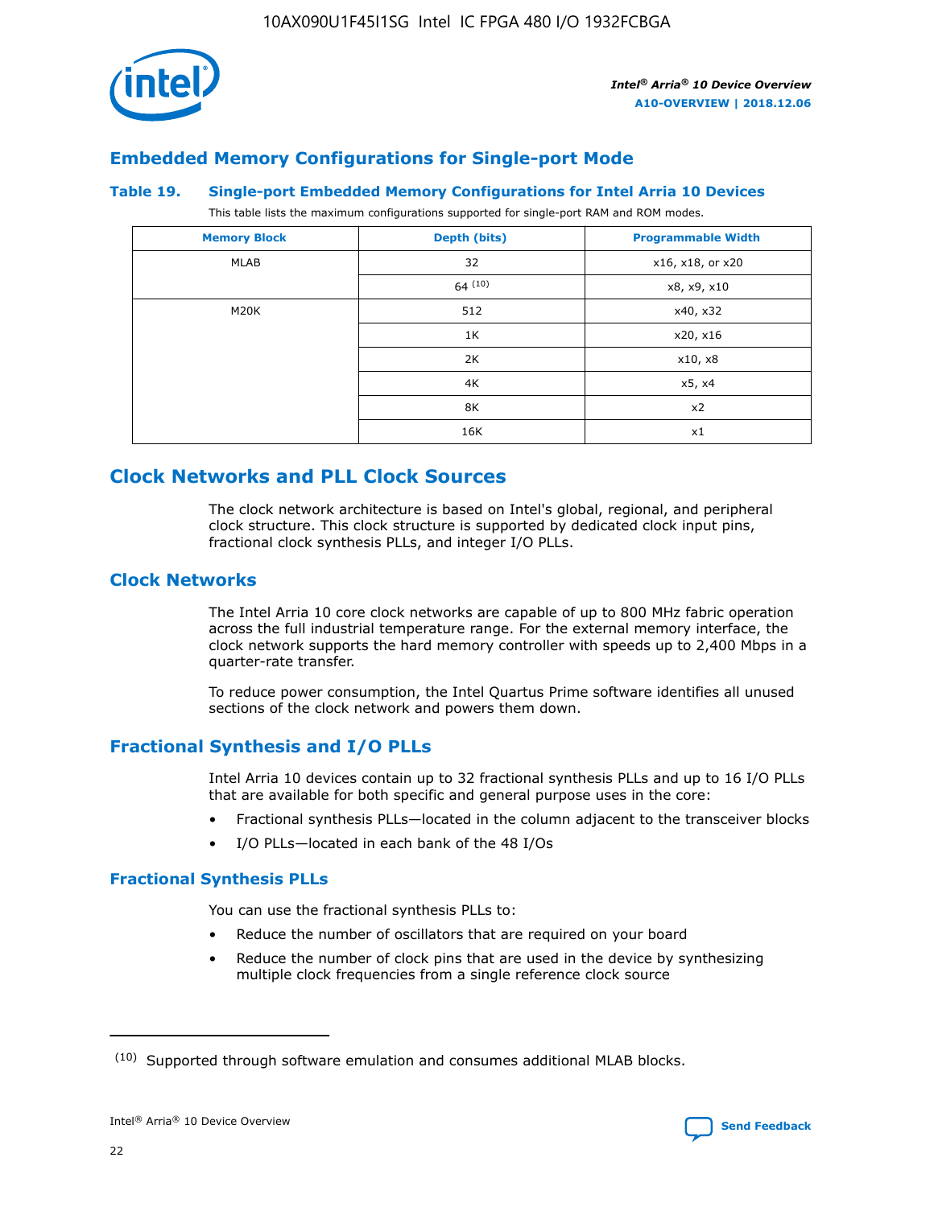## Embedded Memory Configurations for Single-port Mode

### Table 19. Single-port Embedded Memory Configurations for Intel Arria 10 Devices

This table lists the maximum configurations supported for single-port RAM and ROM modes.

| Memory Block | Depth (bits) | Programmable Width |
|---|---|---|
| MLAB | 32 | x16, x18, or x20 |
| | 64 [(10)] | x8, x9, x10 |
| M20K | 512 | x40, x32 |
| | 1K | x20, x16 |
| | 2K | x10, x8 |
| | 4K | x5, x4 |
| | 8K | x2 |
| | 16K | x1 |

## Clock Networks and PLL Clock Sources

The clock network architecture is based on Intel's global, regional, and peripheral clock structure. This clock structure is supported by dedicated clock input pins, fractional clock synthesis PLLs, and integer I/O PLLs.

## Clock Networks

The Intel Arria 10 core clock networks are capable of up to 800 MHz fabric operation across the full industrial temperature range. For the external memory interface, the clock network supports the hard memory controller with speeds up to 2,400 Mbps in a quarter-rate transfer.

To reduce power consumption, the Intel Quartus Prime software identifies all unused sections of the clock network and powers them down.

## Fractional Synthesis and I/O PLLs

Intel Arria 10 devices contain up to 32 fractional synthesis PLLs and up to 16 I/O PLLs that are available for both specific and general purpose uses in the core:

- Fractional synthesis PLLs—located in the column adjacent to the transceiver blocks
- I/O PLLs—located in each bank of the 48 I/Os

### Fractional Synthesis PLLs

You can use the fractional synthesis PLLs to:

- Reduce the number of oscillators that are required on your board
- Reduce the number of clock pins that are used in the device by synthesizing multiple clock frequencies from a single reference clock source

(10) Supported through software emulation and consumes additional MLAB blocks.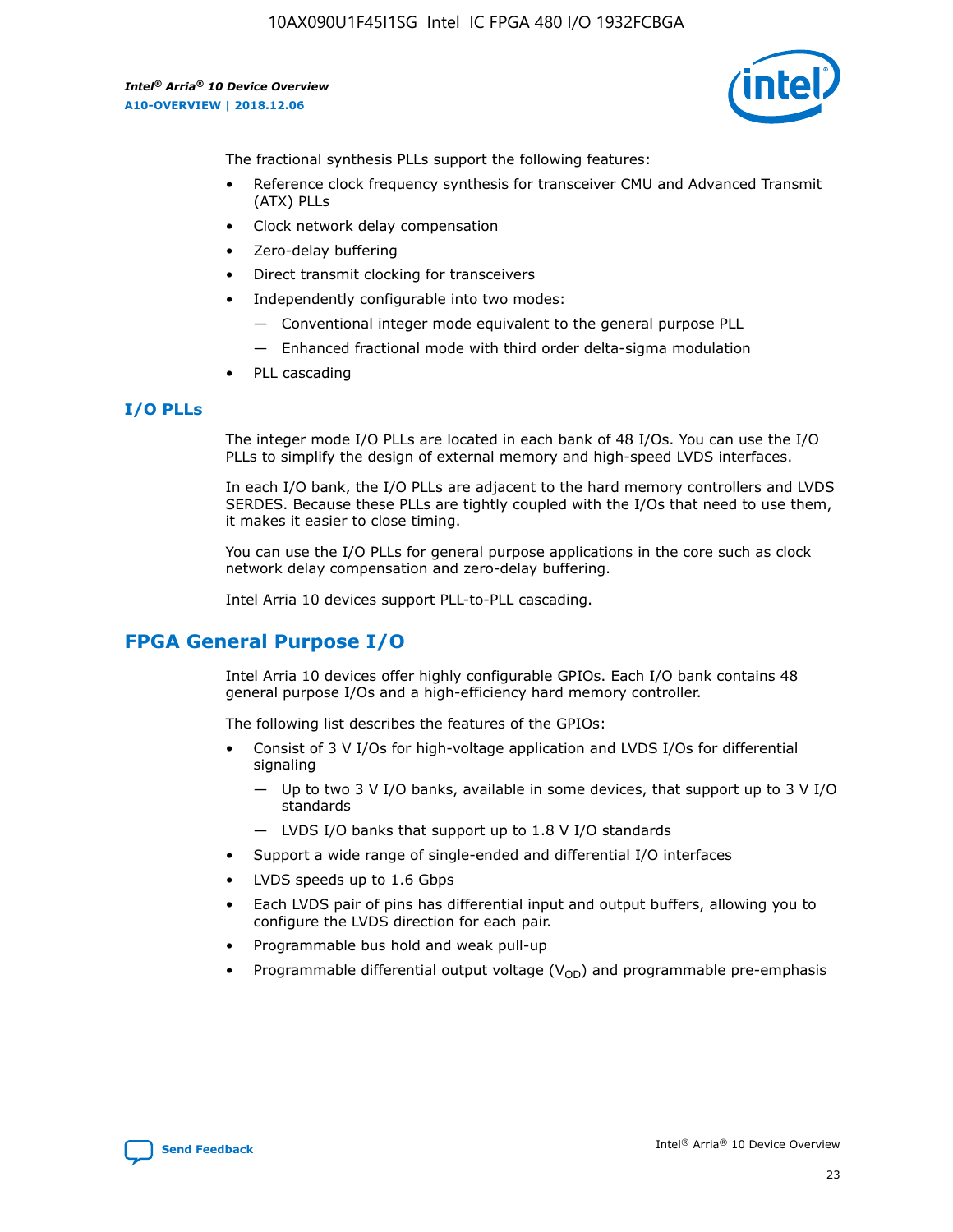The fractional synthesis PLLs support the following features:

- Reference clock frequency synthesis for transceiver CMU and Advanced Transmit (ATX) PLLs
- Clock network delay compensation
- Zero-delay buffering
- Direct transmit clocking for transceivers
- Independently configurable into two modes:
  - — Conventional integer mode equivalent to the general purpose PLL
  - — Enhanced fractional mode with third order delta-sigma modulation
- PLL cascading

### I/O PLLs

The integer mode I/O PLLs are located in each bank of 48 I/Os. You can use the I/O PLLs to simplify the design of external memory and high-speed LVDS interfaces.

In each I/O bank, the I/O PLLs are adjacent to the hard memory controllers and LVDS SERDES. Because these PLLs are tightly coupled with the I/Os that need to use them, it makes it easier to close timing.

You can use the I/O PLLs for general purpose applications in the core such as clock network delay compensation and zero-delay buffering.

Intel Arria 10 devices support PLL-to-PLL cascading.

## FPGA General Purpose I/O

Intel Arria 10 devices offer highly configurable GPIOs. Each I/O bank contains 48 general purpose I/Os and a high-efficiency hard memory controller.

The following list describes the features of the GPIOs:

- Consist of 3 V I/Os for high-voltage application and LVDS I/Os for differential signaling
  - — Up to two 3 V I/O banks, available in some devices, that support up to 3 V I/O standards
  - — LVDS I/O banks that support up to 1.8 V I/O standards
- Support a wide range of single-ended and differential I/O interfaces
- LVDS speeds up to 1.6 Gbps
- Each LVDS pair of pins has differential input and output buffers, allowing you to configure the LVDS direction for each pair.
- Programmable bus hold and weak pull-up
- Programmable differential output voltage ($V_{OD}$) and programmable pre-emphasis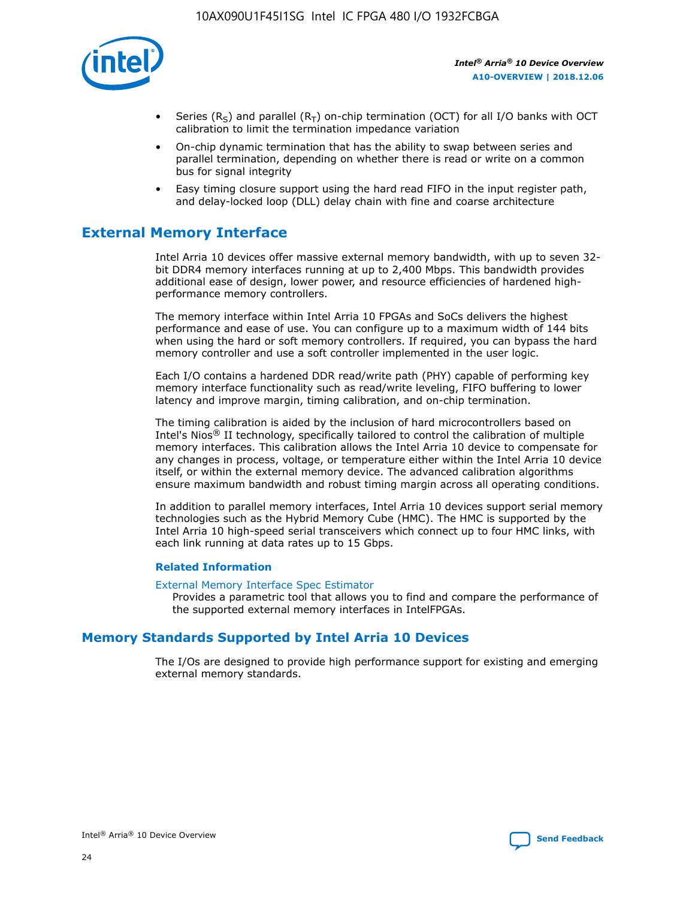- Series ($R_S$) and parallel ($R_T$) on-chip termination (OCT) for all I/O banks with OCT calibration to limit the termination impedance variation
- On-chip dynamic termination that has the ability to swap between series and parallel termination, depending on whether there is read or write on a common bus for signal integrity
- Easy timing closure support using the hard read FIFO in the input register path, and delay-locked loop (DLL) delay chain with fine and coarse architecture

## External Memory Interface

Intel Arria 10 devices offer massive external memory bandwidth, with up to seven 32-bit DDR4 memory interfaces running at up to 2,400 Mbps. This bandwidth provides additional ease of design, lower power, and resource efficiencies of hardened high-performance memory controllers.

The memory interface within Intel Arria 10 FPGAs and SoCs delivers the highest performance and ease of use. You can configure up to a maximum width of 144 bits when using the hard or soft memory controllers. If required, you can bypass the hard memory controller and use a soft controller implemented in the user logic.

Each I/O contains a hardened DDR read/write path (PHY) capable of performing key memory interface functionality such as read/write leveling, FIFO buffering to lower latency and improve margin, timing calibration, and on-chip termination.

The timing calibration is aided by the inclusion of hard microcontrollers based on Intel's Nios® II technology, specifically tailored to control the calibration of multiple memory interfaces. This calibration allows the Intel Arria 10 device to compensate for any changes in process, voltage, or temperature either within the Intel Arria 10 device itself, or within the external memory device. The advanced calibration algorithms ensure maximum bandwidth and robust timing margin across all operating conditions.

In addition to parallel memory interfaces, Intel Arria 10 devices support serial memory technologies such as the Hybrid Memory Cube (HMC). The HMC is supported by the Intel Arria 10 high-speed serial transceivers which connect up to four HMC links, with each link running at data rates up to 15 Gbps.

#### Related Information

External Memory Interface Spec Estimator
Provides a parametric tool that allows you to find and compare the performance of the supported external memory interfaces in IntelFPGAs.

## Memory Standards Supported by Intel Arria 10 Devices

The I/Os are designed to provide high performance support for existing and emerging external memory standards.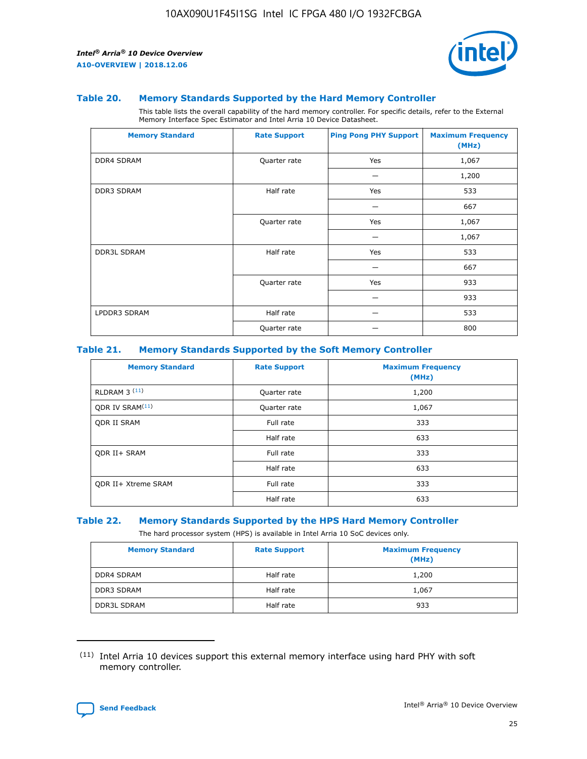### Table 20. Memory Standards Supported by the Hard Memory Controller

This table lists the overall capability of the hard memory controller. For specific details, refer to the External Memory Interface Spec Estimator and Intel Arria 10 Device Datasheet.

| Memory Standard | Rate Support | Ping Pong PHY Support | Maximum Frequency (MHz) |
|---|---|---|---|
| DDR4 SDRAM | Quarter rate | Yes | 1,067 |
| | | — | 1,200 |
| DDR3 SDRAM | Half rate | Yes | 533 |
| | | — | 667 |
| | Quarter rate | Yes | 1,067 |
| | | — | 1,067 |
| DDR3L SDRAM | Half rate | Yes | 533 |
| | | — | 667 |
| | Quarter rate | Yes | 933 |
| | | — | 933 |
| LPDDR3 SDRAM | Half rate | — | 533 |
| | Quarter rate | — | 800 |

### Table 21. Memory Standards Supported by the Soft Memory Controller

| Memory Standard | Rate Support | Maximum Frequency (MHz) |
|---|---|---|
| RLDRAM 3 [(11)] | Quarter rate | 1,200 |
| QDR IV SRAM[(11)] | Quarter rate | 1,067 |
| QDR II SRAM | Full rate | 333 |
| | Half rate | 633 |
| QDR II+ SRAM | Full rate | 333 |
| | Half rate | 633 |
| QDR II+ Xtreme SRAM | Full rate | 333 |
| | Half rate | 633 |

### Table 22. Memory Standards Supported by the HPS Hard Memory Controller

The hard processor system (HPS) is available in Intel Arria 10 SoC devices only.

| Memory Standard | Rate Support | Maximum Frequency (MHz) |
|---|---|---|
| DDR4 SDRAM | Half rate | 1,200 |
| DDR3 SDRAM | Half rate | 1,067 |
| DDR3L SDRAM | Half rate | 933 |

(11) Intel Arria 10 devices support this external memory interface using hard PHY with soft memory controller.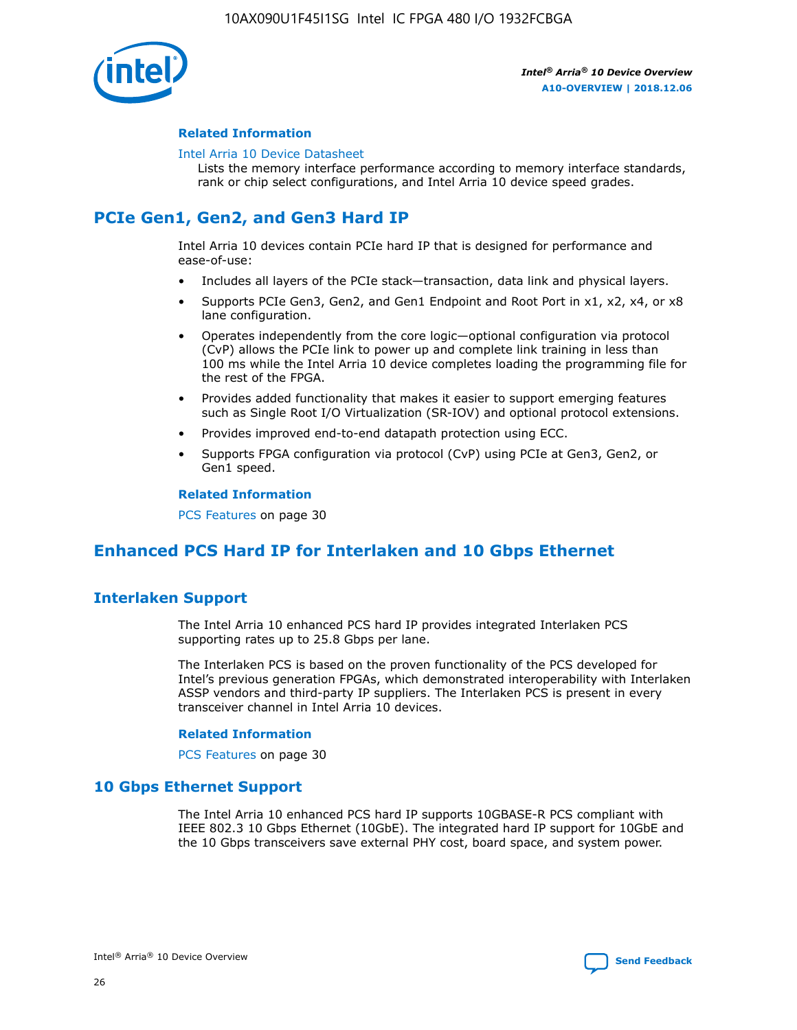#### Related Information

Intel Arria 10 Device Datasheet

Lists the memory interface performance according to memory interface standards, rank or chip select configurations, and Intel Arria 10 device speed grades.

## PCIe Gen1, Gen2, and Gen3 Hard IP

Intel Arria 10 devices contain PCIe hard IP that is designed for performance and ease-of-use:

- Includes all layers of the PCIe stack—transaction, data link and physical layers.
- Supports PCIe Gen3, Gen2, and Gen1 Endpoint and Root Port in x1, x2, x4, or x8 lane configuration.
- Operates independently from the core logic—optional configuration via protocol (CvP) allows the PCIe link to power up and complete link training in less than 100 ms while the Intel Arria 10 device completes loading the programming file for the rest of the FPGA.
- Provides added functionality that makes it easier to support emerging features such as Single Root I/O Virtualization (SR-IOV) and optional protocol extensions.
- Provides improved end-to-end datapath protection using ECC.
- Supports FPGA configuration via protocol (CvP) using PCIe at Gen3, Gen2, or Gen1 speed.

#### Related Information

PCS Features on page 30

## Enhanced PCS Hard IP for Interlaken and 10 Gbps Ethernet

### Interlaken Support

The Intel Arria 10 enhanced PCS hard IP provides integrated Interlaken PCS supporting rates up to 25.8 Gbps per lane.

The Interlaken PCS is based on the proven functionality of the PCS developed for Intel's previous generation FPGAs, which demonstrated interoperability with Interlaken ASSP vendors and third-party IP suppliers. The Interlaken PCS is present in every transceiver channel in Intel Arria 10 devices.

#### Related Information

PCS Features on page 30

### 10 Gbps Ethernet Support

The Intel Arria 10 enhanced PCS hard IP supports 10GBASE-R PCS compliant with IEEE 802.3 10 Gbps Ethernet (10GbE). The integrated hard IP support for 10GbE and the 10 Gbps transceivers save external PHY cost, board space, and system power.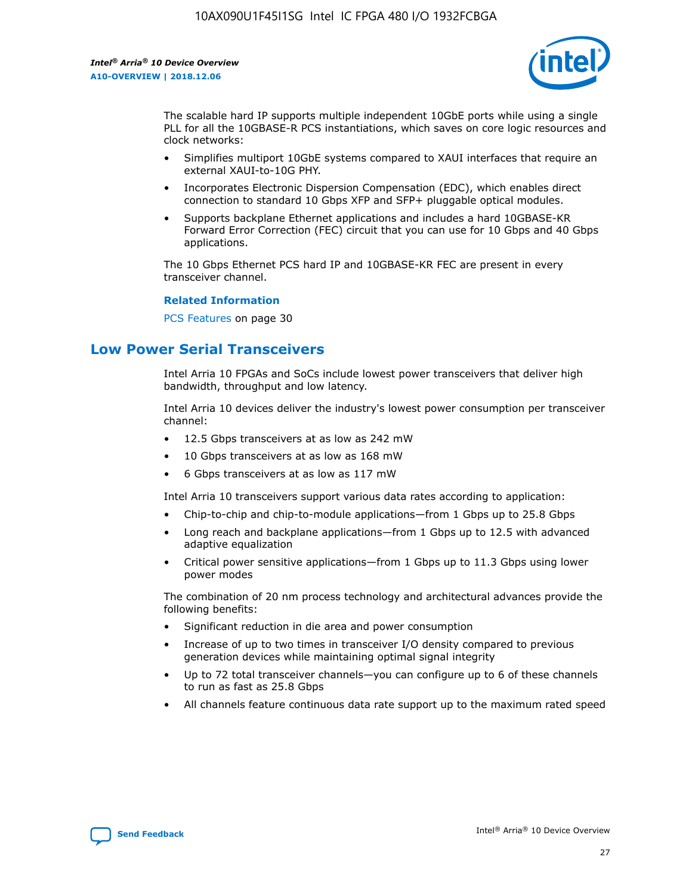The scalable hard IP supports multiple independent 10GbE ports while using a single PLL for all the 10GBASE-R PCS instantiations, which saves on core logic resources and clock networks:

- Simplifies multiport 10GbE systems compared to XAUI interfaces that require an external XAUI-to-10G PHY.
- Incorporates Electronic Dispersion Compensation (EDC), which enables direct connection to standard 10 Gbps XFP and SFP+ pluggable optical modules.
- Supports backplane Ethernet applications and includes a hard 10GBASE-KR Forward Error Correction (FEC) circuit that you can use for 10 Gbps and 40 Gbps applications.

The 10 Gbps Ethernet PCS hard IP and 10GBASE-KR FEC are present in every transceiver channel.

**Related Information**

PCS Features on page 30

## Low Power Serial Transceivers

Intel Arria 10 FPGAs and SoCs include lowest power transceivers that deliver high bandwidth, throughput and low latency.

Intel Arria 10 devices deliver the industry's lowest power consumption per transceiver channel:

- 12.5 Gbps transceivers at as low as 242 mW
- 10 Gbps transceivers at as low as 168 mW
- 6 Gbps transceivers at as low as 117 mW

Intel Arria 10 transceivers support various data rates according to application:

- Chip-to-chip and chip-to-module applications—from 1 Gbps up to 25.8 Gbps
- Long reach and backplane applications—from 1 Gbps up to 12.5 with advanced adaptive equalization
- Critical power sensitive applications—from 1 Gbps up to 11.3 Gbps using lower power modes

The combination of 20 nm process technology and architectural advances provide the following benefits:

- Significant reduction in die area and power consumption
- Increase of up to two times in transceiver I/O density compared to previous generation devices while maintaining optimal signal integrity
- Up to 72 total transceiver channels—you can configure up to 6 of these channels to run as fast as 25.8 Gbps
- All channels feature continuous data rate support up to the maximum rated speed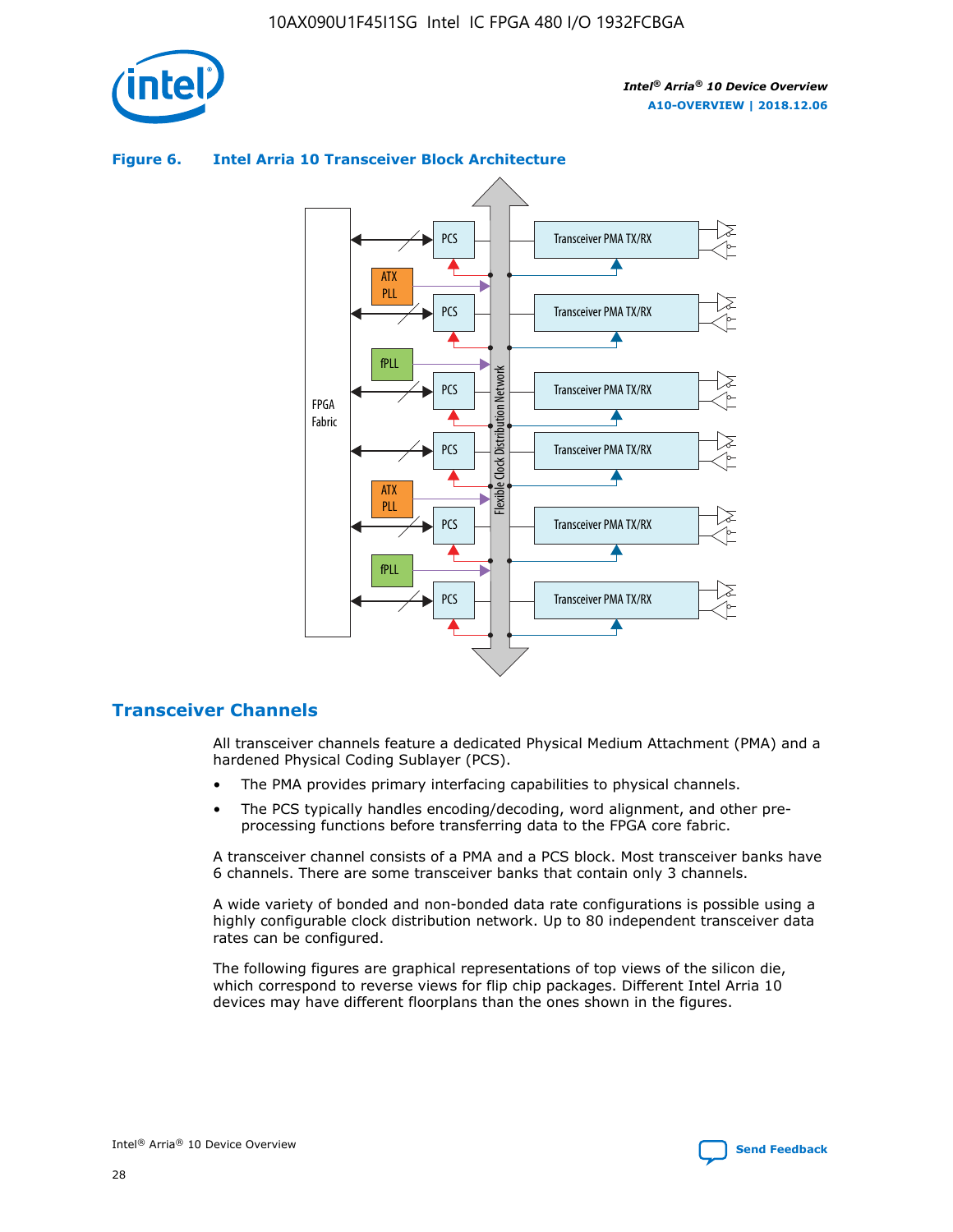**Figure 6. Intel Arria 10 Transceiver Block Architecture**

## Transceiver Channels

All transceiver channels feature a dedicated Physical Medium Attachment (PMA) and a hardened Physical Coding Sublayer (PCS).

- The PMA provides primary interfacing capabilities to physical channels.
- The PCS typically handles encoding/decoding, word alignment, and other pre-processing functions before transferring data to the FPGA core fabric.

A transceiver channel consists of a PMA and a PCS block. Most transceiver banks have 6 channels. There are some transceiver banks that contain only 3 channels.

A wide variety of bonded and non-bonded data rate configurations is possible using a highly configurable clock distribution network. Up to 80 independent transceiver data rates can be configured.

The following figures are graphical representations of top views of the silicon die, which correspond to reverse views for flip chip packages. Different Intel Arria 10 devices may have different floorplans than the ones shown in the figures.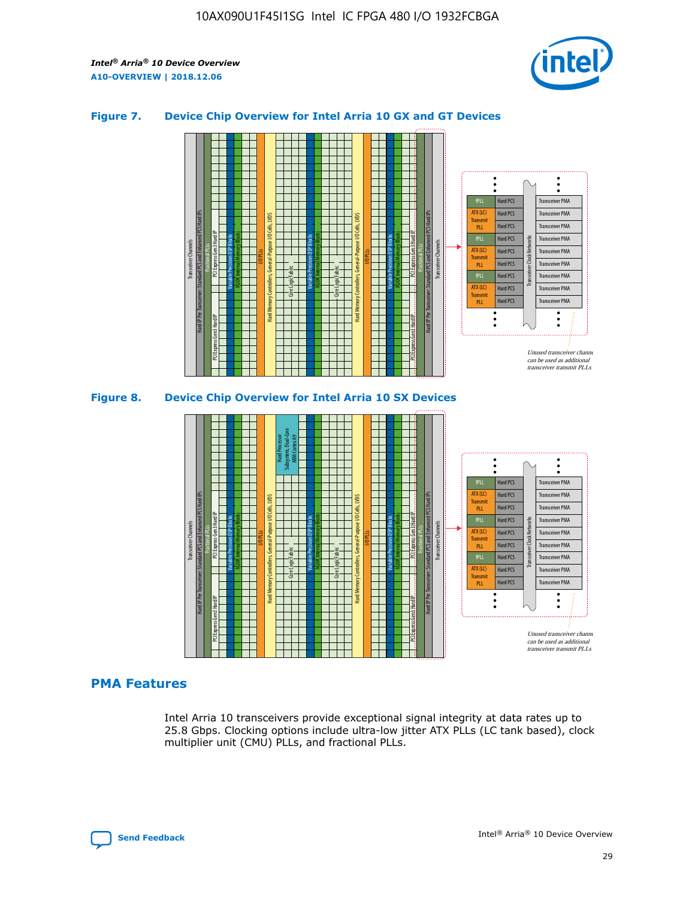### Figure 7. Device Chip Overview for Intel Arria 10 GX and GT Devices

### Figure 8. Device Chip Overview for Intel Arria 10 SX Devices

## PMA Features

Intel Arria 10 transceivers provide exceptional signal integrity at data rates up to 25.8 Gbps. Clocking options include ultra-low jitter ATX PLLs (LC tank based), clock multiplier unit (CMU) PLLs, and fractional PLLs.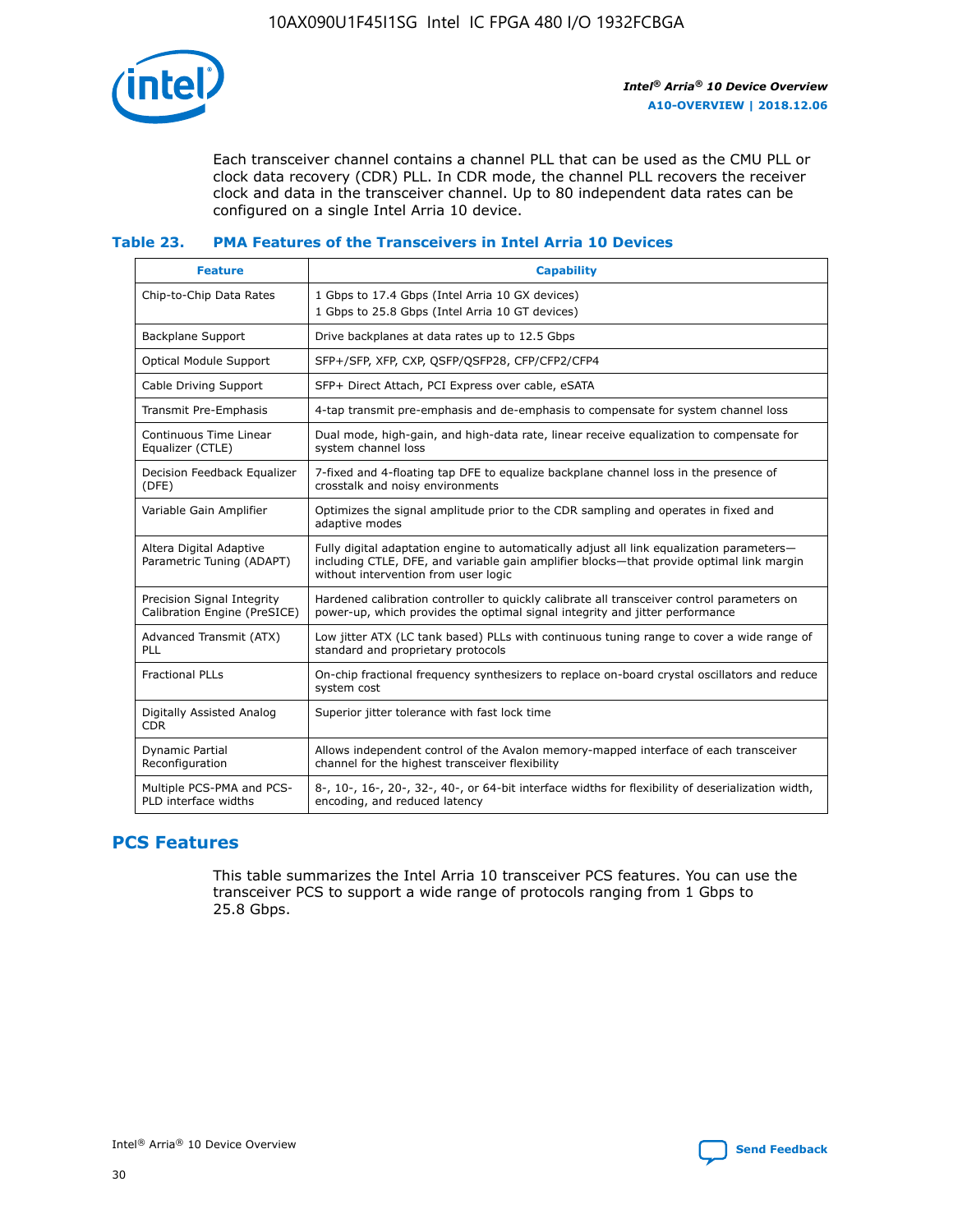Each transceiver channel contains a channel PLL that can be used as the CMU PLL or clock data recovery (CDR) PLL. In CDR mode, the channel PLL recovers the receiver clock and data in the transceiver channel. Up to 80 independent data rates can be configured on a single Intel Arria 10 device.

### Table 23. PMA Features of the Transceivers in Intel Arria 10 Devices

| Feature | Capability |
|---|---|
| Chip-to-Chip Data Rates | 1 Gbps to 17.4 Gbps (Intel Arria 10 GX devices)<br>1 Gbps to 25.8 Gbps (Intel Arria 10 GT devices) |
| Backplane Support | Drive backplanes at data rates up to 12.5 Gbps |
| Optical Module Support | SFP+/SFP, XFP, CXP, QSFP/QSFP28, CFP/CFP2/CFP4 |
| Cable Driving Support | SFP+ Direct Attach, PCI Express over cable, eSATA |
| Transmit Pre-Emphasis | 4-tap transmit pre-emphasis and de-emphasis to compensate for system channel loss |
| Continuous Time Linear Equalizer (CTLE) | Dual mode, high-gain, and high-data rate, linear receive equalization to compensate for system channel loss |
| Decision Feedback Equalizer (DFE) | 7-fixed and 4-floating tap DFE to equalize backplane channel loss in the presence of crosstalk and noisy environments |
| Variable Gain Amplifier | Optimizes the signal amplitude prior to the CDR sampling and operates in fixed and adaptive modes |
| Altera Digital Adaptive Parametric Tuning (ADAPT) | Fully digital adaptation engine to automatically adjust all link equalization parameters—including CTLE, DFE, and variable gain amplifier blocks—that provide optimal link margin without intervention from user logic |
| Precision Signal Integrity Calibration Engine (PreSICE) | Hardened calibration controller to quickly calibrate all transceiver control parameters on power-up, which provides the optimal signal integrity and jitter performance |
| Advanced Transmit (ATX) PLL | Low jitter ATX (LC tank based) PLLs with continuous tuning range to cover a wide range of standard and proprietary protocols |
| Fractional PLLs | On-chip fractional frequency synthesizers to replace on-board crystal oscillators and reduce system cost |
| Digitally Assisted Analog CDR | Superior jitter tolerance with fast lock time |
| Dynamic Partial Reconfiguration | Allows independent control of the Avalon memory-mapped interface of each transceiver channel for the highest transceiver flexibility |
| Multiple PCS-PMA and PCS-PLD interface widths | 8-, 10-, 16-, 20-, 32-, 40-, or 64-bit interface widths for flexibility of deserialization width, encoding, and reduced latency |

## PCS Features

This table summarizes the Intel Arria 10 transceiver PCS features. You can use the transceiver PCS to support a wide range of protocols ranging from 1 Gbps to 25.8 Gbps.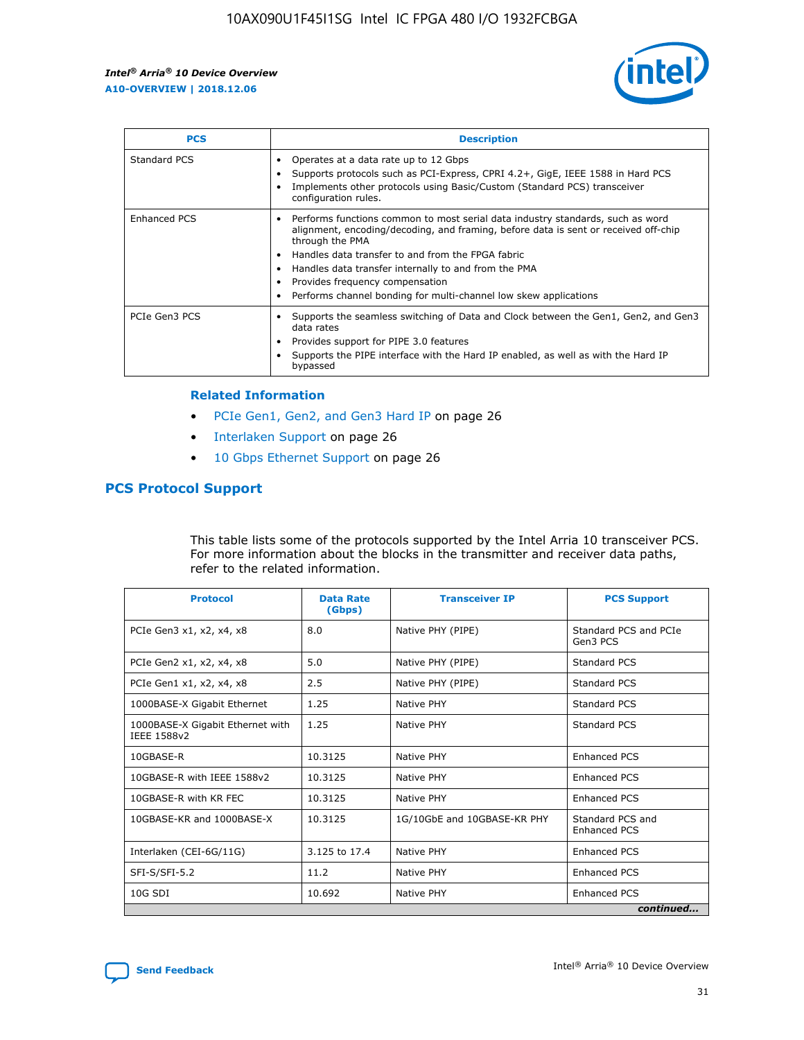| PCS | Description |
| --- | --- |
| Standard PCS | • Operates at a data rate up to 12 Gbps<br>• Supports protocols such as PCI-Express, CPRI 4.2+, GigE, IEEE 1588 in Hard PCS<br>• Implements other protocols using Basic/Custom (Standard PCS) transceiver configuration rules. |
| Enhanced PCS | • Performs functions common to most serial data industry standards, such as word alignment, encoding/decoding, and framing, before data is sent or received off-chip through the PMA<br>• Handles data transfer to and from the FPGA fabric<br>• Handles data transfer internally to and from the PMA<br>• Provides frequency compensation<br>• Performs channel bonding for multi-channel low skew applications |
| PCIe Gen3 PCS | • Supports the seamless switching of Data and Clock between the Gen1, Gen2, and Gen3 data rates<br>• Provides support for PIPE 3.0 features<br>• Supports the PIPE interface with the Hard IP enabled, as well as with the Hard IP bypassed |

**Related Information**

- PCIe Gen1, Gen2, and Gen3 Hard IP on page 26
- Interlaken Support on page 26
- 10 Gbps Ethernet Support on page 26

## PCS Protocol Support

This table lists some of the protocols supported by the Intel Arria 10 transceiver PCS. For more information about the blocks in the transmitter and receiver data paths, refer to the related information.

| Protocol | Data Rate (Gbps) | Transceiver IP | PCS Support |
| --- | --- | --- | --- |
| PCIe Gen3 x1, x2, x4, x8 | 8.0 | Native PHY (PIPE) | Standard PCS and PCIe Gen3 PCS |
| PCIe Gen2 x1, x2, x4, x8 | 5.0 | Native PHY (PIPE) | Standard PCS |
| PCIe Gen1 x1, x2, x4, x8 | 2.5 | Native PHY (PIPE) | Standard PCS |
| 1000BASE-X Gigabit Ethernet | 1.25 | Native PHY | Standard PCS |
| 1000BASE-X Gigabit Ethernet with IEEE 1588v2 | 1.25 | Native PHY | Standard PCS |
| 10GBASE-R | 10.3125 | Native PHY | Enhanced PCS |
| 10GBASE-R with IEEE 1588v2 | 10.3125 | Native PHY | Enhanced PCS |
| 10GBASE-R with KR FEC | 10.3125 | Native PHY | Enhanced PCS |
| 10GBASE-KR and 1000BASE-X | 10.3125 | 1G/10GbE and 10GBASE-KR PHY | Standard PCS and Enhanced PCS |
| Interlaken (CEI-6G/11G) | 3.125 to 17.4 | Native PHY | Enhanced PCS |
| SFI-S/SFI-5.2 | 11.2 | Native PHY | Enhanced PCS |
| 10G SDI | 10.692 | Native PHY | Enhanced PCS |

*continued...*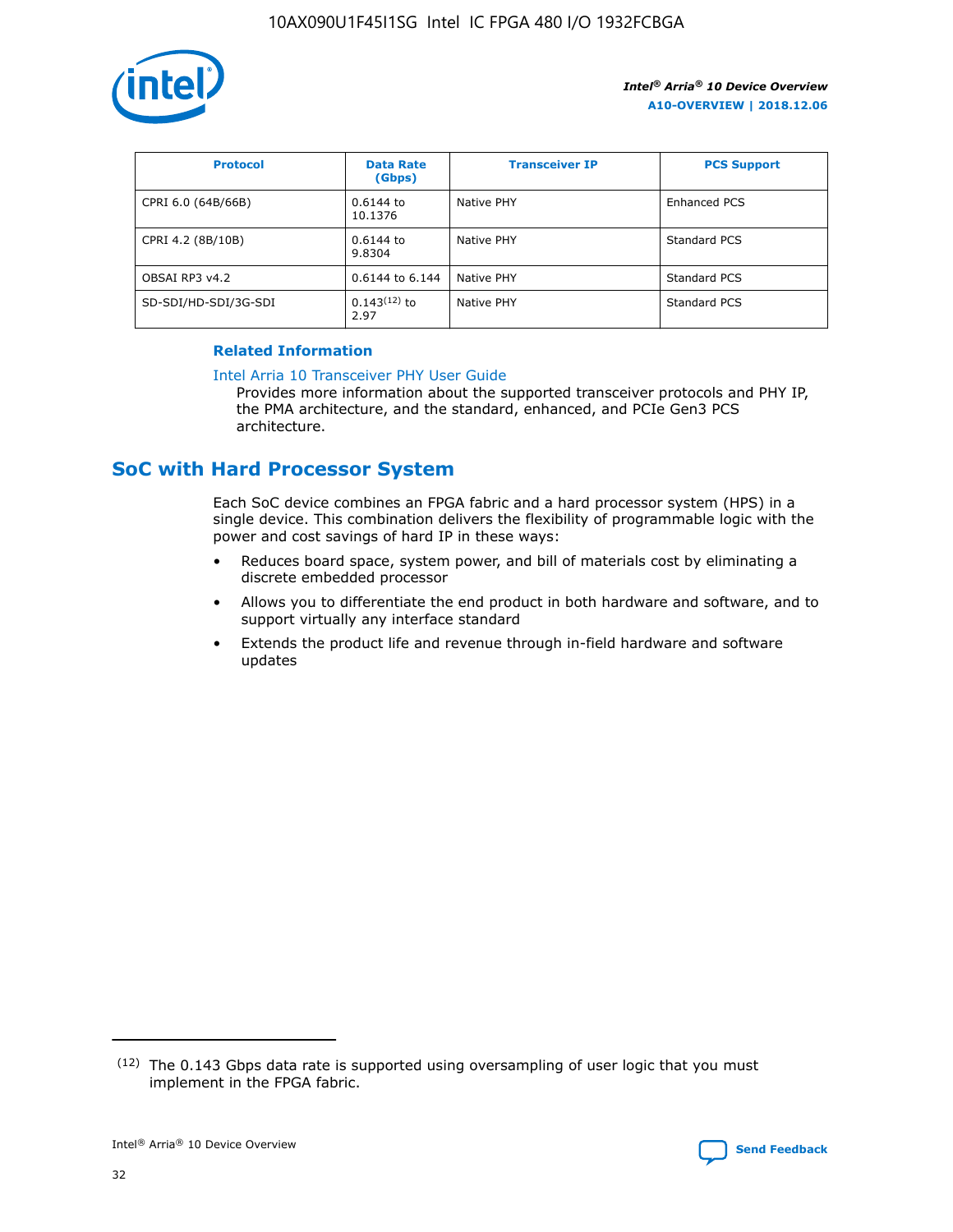| Protocol | Data Rate (Gbps) | Transceiver IP | PCS Support |
| --- | --- | --- | --- |
| CPRI 6.0 (64B/66B) | 0.6144 to 10.1376 | Native PHY | Enhanced PCS |
| CPRI 4.2 (8B/10B) | 0.6144 to 9.8304 | Native PHY | Standard PCS |
| OBSAI RP3 v4.2 | 0.6144 to 6.144 | Native PHY | Standard PCS |
| SD-SDI/HD-SDI/3G-SDI | 0.143[12] to 2.97 | Native PHY | Standard PCS |

**Related Information**

Intel Arria 10 Transceiver PHY User Guide
Provides more information about the supported transceiver protocols and PHY IP, the PMA architecture, and the standard, enhanced, and PCIe Gen3 PCS architecture.

## SoC with Hard Processor System

Each SoC device combines an FPGA fabric and a hard processor system (HPS) in a single device. This combination delivers the flexibility of programmable logic with the power and cost savings of hard IP in these ways:

- Reduces board space, system power, and bill of materials cost by eliminating a discrete embedded processor
- Allows you to differentiate the end product in both hardware and software, and to support virtually any interface standard
- Extends the product life and revenue through in-field hardware and software updates

[12] The 0.143 Gbps data rate is supported using oversampling of user logic that you must implement in the FPGA fabric.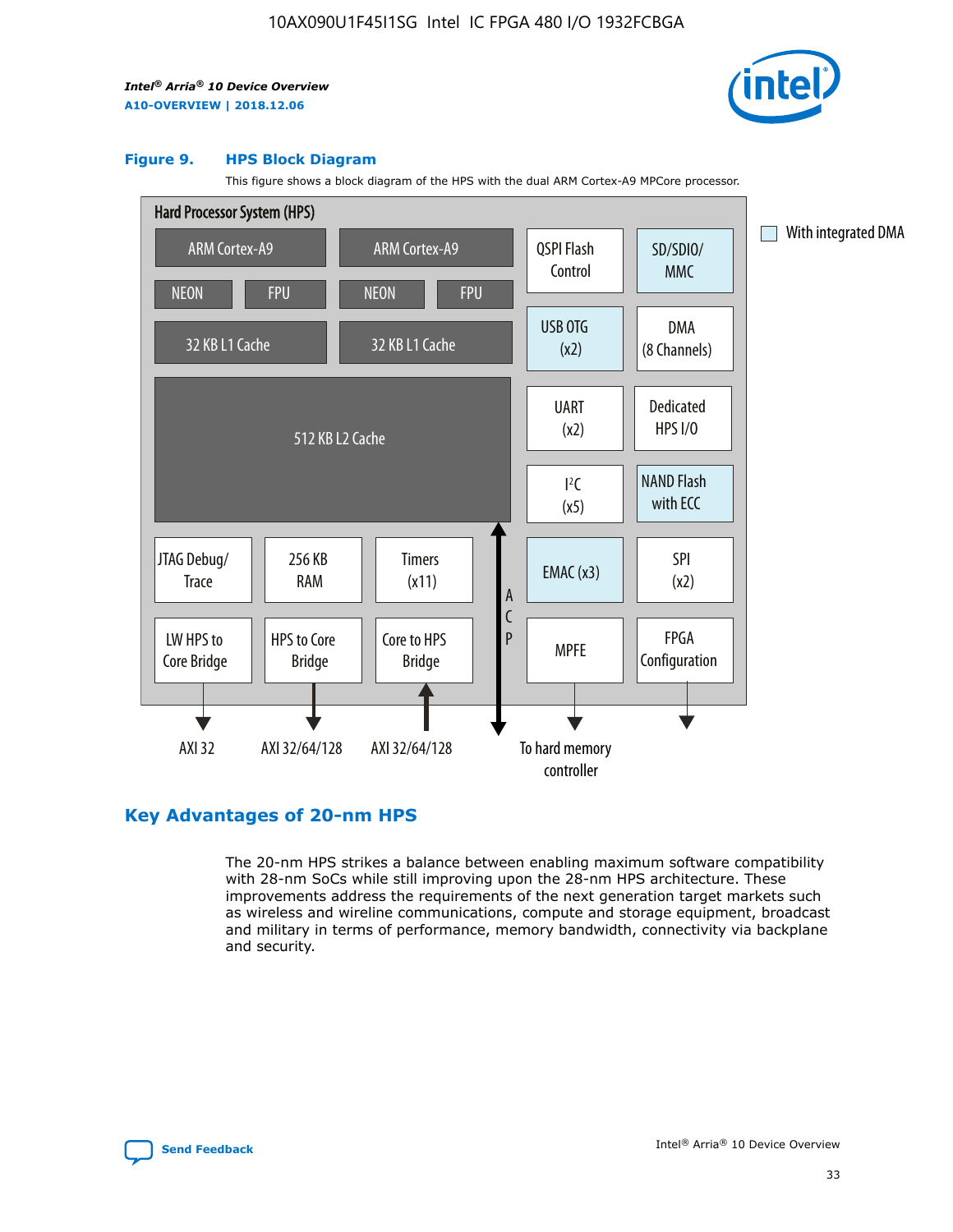### Figure 9. HPS Block Diagram

This figure shows a block diagram of the HPS with the dual ARM Cortex-A9 MPCore processor.

Hard Processor System (HPS)

ARM Cortex-A9 | ARM Cortex-A9 | QSPI Flash Control | SD/SDIO/ MMC

NEON | FPU | NEON | FPU

32 KB L1 Cache | 32 KB L1 Cache | USB OTG (x2) | DMA (8 Channels)

512 KB L2 Cache | UART (x2) | Dedicated HPS I/O | I²C (x5) | NAND Flash with ECC

JTAG Debug/ Trace | 256 KB RAM | Timers (x11) | ACP | EMAC (x3) | SPI (x2)

LW HPS to Core Bridge | HPS to Core Bridge | Core to HPS Bridge | MPFE | FPGA Configuration

AXI 32 | AXI 32/64/128 | AXI 32/64/128 | To hard memory controller

With integrated DMA

## Key Advantages of 20-nm HPS

The 20-nm HPS strikes a balance between enabling maximum software compatibility with 28-nm SoCs while still improving upon the 28-nm HPS architecture. These improvements address the requirements of the next generation target markets such as wireless and wireline communications, compute and storage equipment, broadcast and military in terms of performance, memory bandwidth, connectivity via backplane and security.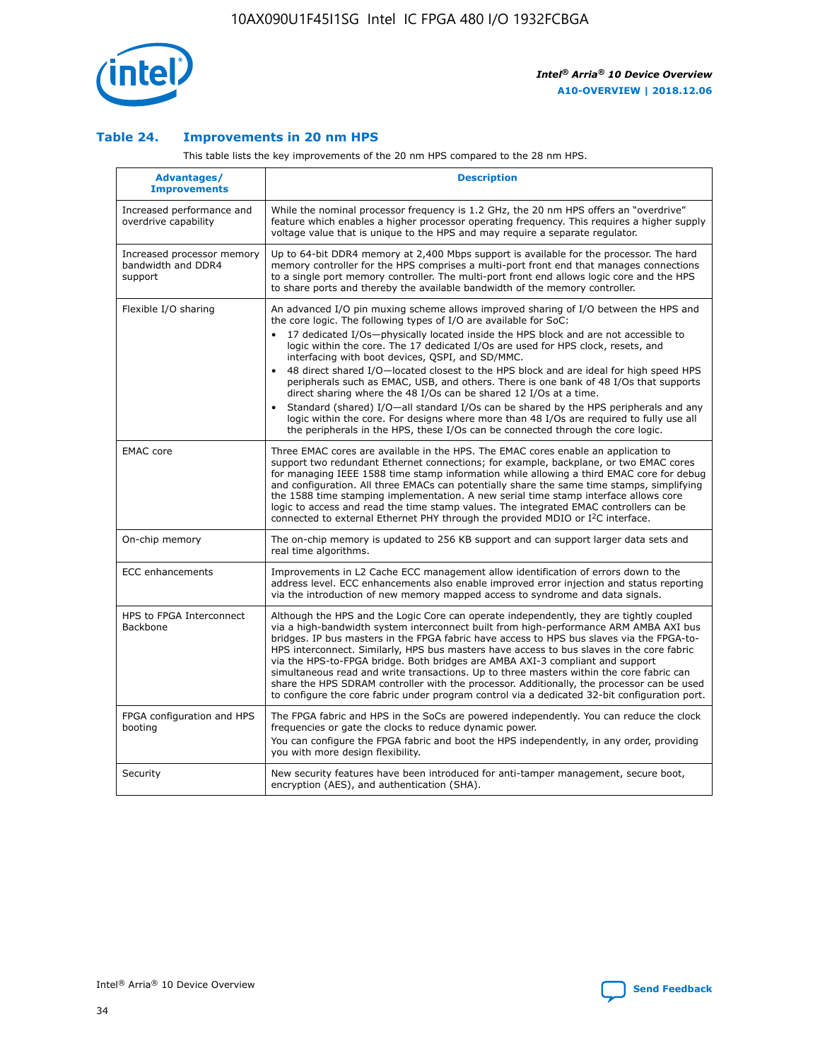## Table 24. Improvements in 20 nm HPS

This table lists the key improvements of the 20 nm HPS compared to the 28 nm HPS.

| Advantages/ Improvements | Description |
| --- | --- |
| Increased performance and overdrive capability | While the nominal processor frequency is 1.2 GHz, the 20 nm HPS offers an "overdrive" feature which enables a higher processor operating frequency. This requires a higher supply voltage value that is unique to the HPS and may require a separate regulator. |
| Increased processor memory bandwidth and DDR4 support | Up to 64-bit DDR4 memory at 2,400 Mbps support is available for the processor. The hard memory controller for the HPS comprises a multi-port front end that manages connections to a single port memory controller. The multi-port front end allows logic core and the HPS to share ports and thereby the available bandwidth of the memory controller. |
| Flexible I/O sharing | An advanced I/O pin muxing scheme allows improved sharing of I/O between the HPS and the core logic. The following types of I/O are available for SoC: • 17 dedicated I/Os—physically located inside the HPS block and are not accessible to logic within the core. The 17 dedicated I/Os are used for HPS clock, resets, and interfacing with boot devices, QSPI, and SD/MMC. • 48 direct shared I/O—located closest to the HPS block and are ideal for high speed HPS peripherals such as EMAC, USB, and others. There is one bank of 48 I/Os that supports direct sharing where the 48 I/Os can be shared 12 I/Os at a time. • Standard (shared) I/O—all standard I/Os can be shared by the HPS peripherals and any logic within the core. For designs where more than 48 I/Os are required to fully use all the peripherals in the HPS, these I/Os can be connected through the core logic. |
| EMAC core | Three EMAC cores are available in the HPS. The EMAC cores enable an application to support two redundant Ethernet connections; for example, backplane, or two EMAC cores for managing IEEE 1588 time stamp information while allowing a third EMAC core for debug and configuration. All three EMACs can potentially share the same time stamps, simplifying the 1588 time stamping implementation. A new serial time stamp interface allows core logic to access and read the time stamp values. The integrated EMAC controllers can be connected to external Ethernet PHY through the provided MDIO or I²C interface. |
| On-chip memory | The on-chip memory is updated to 256 KB support and can support larger data sets and real time algorithms. |
| ECC enhancements | Improvements in L2 Cache ECC management allow identification of errors down to the address level. ECC enhancements also enable improved error injection and status reporting via the introduction of new memory mapped access to syndrome and data signals. |
| HPS to FPGA Interconnect Backbone | Although the HPS and the Logic Core can operate independently, they are tightly coupled via a high-bandwidth system interconnect built from high-performance ARM AMBA AXI bus bridges. IP bus masters in the FPGA fabric have access to HPS bus slaves via the FPGA-to-HPS interconnect. Similarly, HPS bus masters have access to bus slaves in the core fabric via the HPS-to-FPGA bridge. Both bridges are AMBA AXI-3 compliant and support simultaneous read and write transactions. Up to three masters within the core fabric can share the HPS SDRAM controller with the processor. Additionally, the processor can be used to configure the core fabric under program control via a dedicated 32-bit configuration port. |
| FPGA configuration and HPS booting | The FPGA fabric and HPS in the SoCs are powered independently. You can reduce the clock frequencies or gate the clocks to reduce dynamic power. You can configure the FPGA fabric and boot the HPS independently, in any order, providing you with more design flexibility. |
| Security | New security features have been introduced for anti-tamper management, secure boot, encryption (AES), and authentication (SHA). |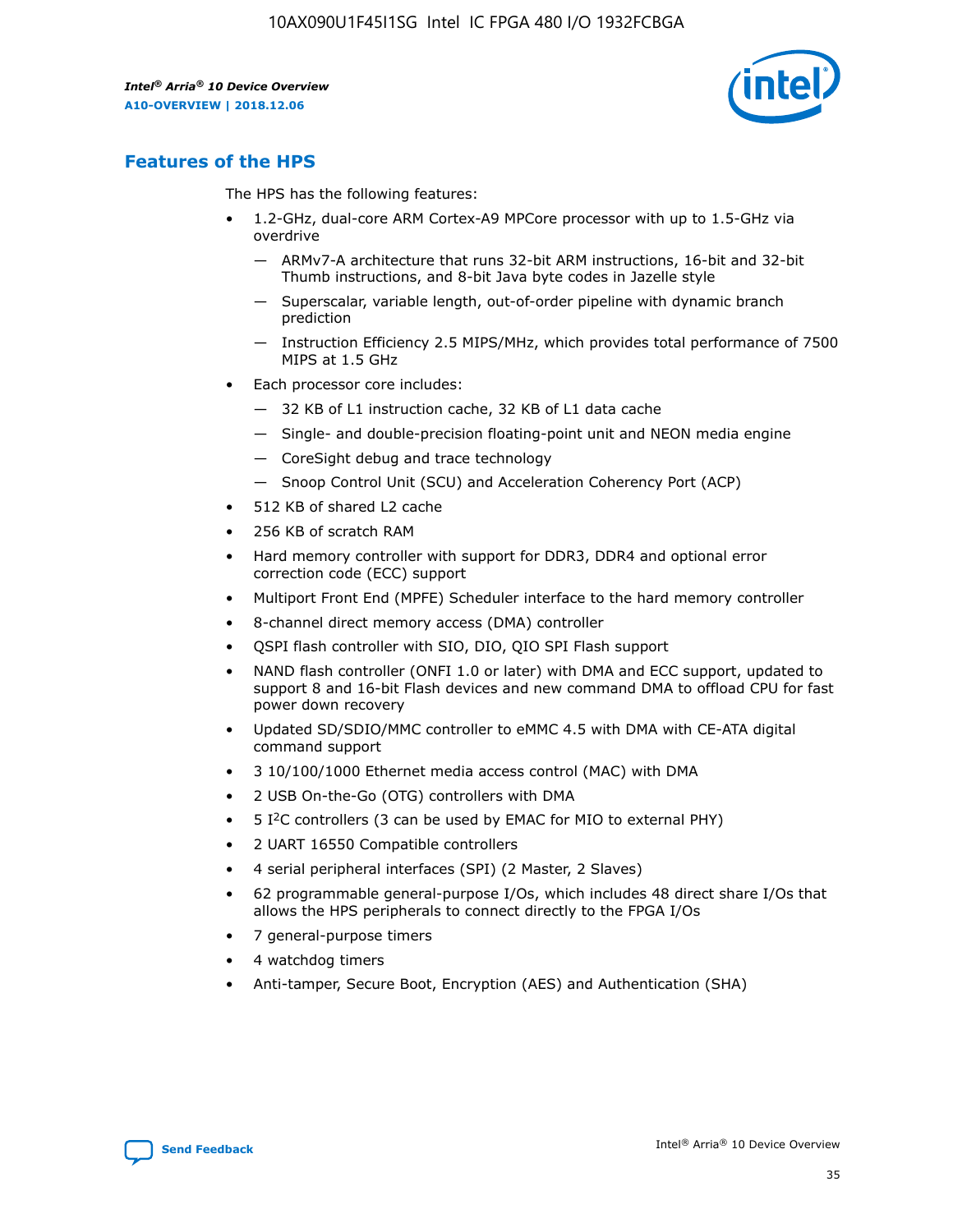## Features of the HPS

The HPS has the following features:

- 1.2-GHz, dual-core ARM Cortex-A9 MPCore processor with up to 1.5-GHz via overdrive
  - — ARMv7-A architecture that runs 32-bit ARM instructions, 16-bit and 32-bit Thumb instructions, and 8-bit Java byte codes in Jazelle style
  - — Superscalar, variable length, out-of-order pipeline with dynamic branch prediction
  - — Instruction Efficiency 2.5 MIPS/MHz, which provides total performance of 7500 MIPS at 1.5 GHz
- Each processor core includes:
  - — 32 KB of L1 instruction cache, 32 KB of L1 data cache
  - — Single- and double-precision floating-point unit and NEON media engine
  - — CoreSight debug and trace technology
  - — Snoop Control Unit (SCU) and Acceleration Coherency Port (ACP)
- 512 KB of shared L2 cache
- 256 KB of scratch RAM
- Hard memory controller with support for DDR3, DDR4 and optional error correction code (ECC) support
- Multiport Front End (MPFE) Scheduler interface to the hard memory controller
- 8-channel direct memory access (DMA) controller
- QSPI flash controller with SIO, DIO, QIO SPI Flash support
- NAND flash controller (ONFI 1.0 or later) with DMA and ECC support, updated to support 8 and 16-bit Flash devices and new command DMA to offload CPU for fast power down recovery
- Updated SD/SDIO/MMC controller to eMMC 4.5 with DMA with CE-ATA digital command support
- 3 10/100/1000 Ethernet media access control (MAC) with DMA
- 2 USB On-the-Go (OTG) controllers with DMA
- 5 I²C controllers (3 can be used by EMAC for MIO to external PHY)
- 2 UART 16550 Compatible controllers
- 4 serial peripheral interfaces (SPI) (2 Master, 2 Slaves)
- 62 programmable general-purpose I/Os, which includes 48 direct share I/Os that allows the HPS peripherals to connect directly to the FPGA I/Os
- 7 general-purpose timers
- 4 watchdog timers
- Anti-tamper, Secure Boot, Encryption (AES) and Authentication (SHA)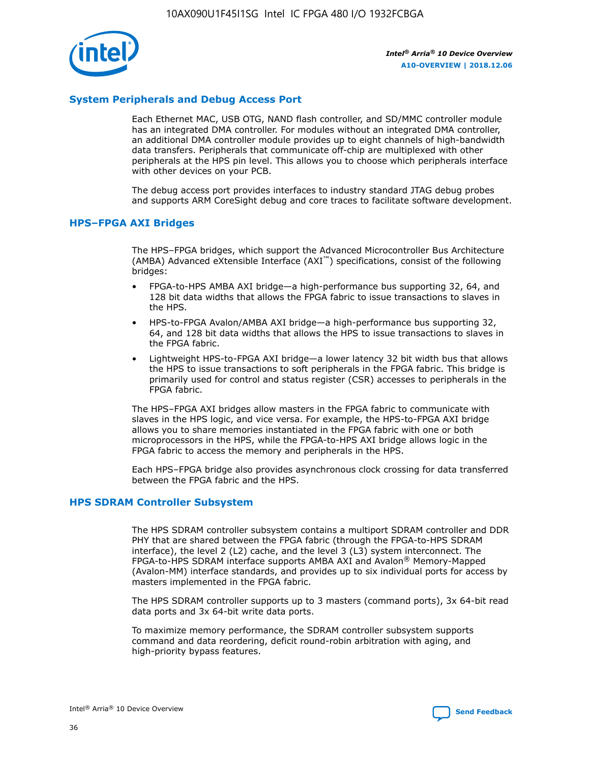## System Peripherals and Debug Access Port

Each Ethernet MAC, USB OTG, NAND flash controller, and SD/MMC controller module has an integrated DMA controller. For modules without an integrated DMA controller, an additional DMA controller module provides up to eight channels of high-bandwidth data transfers. Peripherals that communicate off-chip are multiplexed with other peripherals at the HPS pin level. This allows you to choose which peripherals interface with other devices on your PCB.

The debug access port provides interfaces to industry standard JTAG debug probes and supports ARM CoreSight debug and core traces to facilitate software development.

## HPS–FPGA AXI Bridges

The HPS–FPGA bridges, which support the Advanced Microcontroller Bus Architecture (AMBA) Advanced eXtensible Interface (AXI™) specifications, consist of the following bridges:

- FPGA-to-HPS AMBA AXI bridge—a high-performance bus supporting 32, 64, and 128 bit data widths that allows the FPGA fabric to issue transactions to slaves in the HPS.
- HPS-to-FPGA Avalon/AMBA AXI bridge—a high-performance bus supporting 32, 64, and 128 bit data widths that allows the HPS to issue transactions to slaves in the FPGA fabric.
- Lightweight HPS-to-FPGA AXI bridge—a lower latency 32 bit width bus that allows the HPS to issue transactions to soft peripherals in the FPGA fabric. This bridge is primarily used for control and status register (CSR) accesses to peripherals in the FPGA fabric.

The HPS–FPGA AXI bridges allow masters in the FPGA fabric to communicate with slaves in the HPS logic, and vice versa. For example, the HPS-to-FPGA AXI bridge allows you to share memories instantiated in the FPGA fabric with one or both microprocessors in the HPS, while the FPGA-to-HPS AXI bridge allows logic in the FPGA fabric to access the memory and peripherals in the HPS.

Each HPS–FPGA bridge also provides asynchronous clock crossing for data transferred between the FPGA fabric and the HPS.

## HPS SDRAM Controller Subsystem

The HPS SDRAM controller subsystem contains a multiport SDRAM controller and DDR PHY that are shared between the FPGA fabric (through the FPGA-to-HPS SDRAM interface), the level 2 (L2) cache, and the level 3 (L3) system interconnect. The FPGA-to-HPS SDRAM interface supports AMBA AXI and Avalon® Memory-Mapped (Avalon-MM) interface standards, and provides up to six individual ports for access by masters implemented in the FPGA fabric.

The HPS SDRAM controller supports up to 3 masters (command ports), 3x 64-bit read data ports and 3x 64-bit write data ports.

To maximize memory performance, the SDRAM controller subsystem supports command and data reordering, deficit round-robin arbitration with aging, and high-priority bypass features.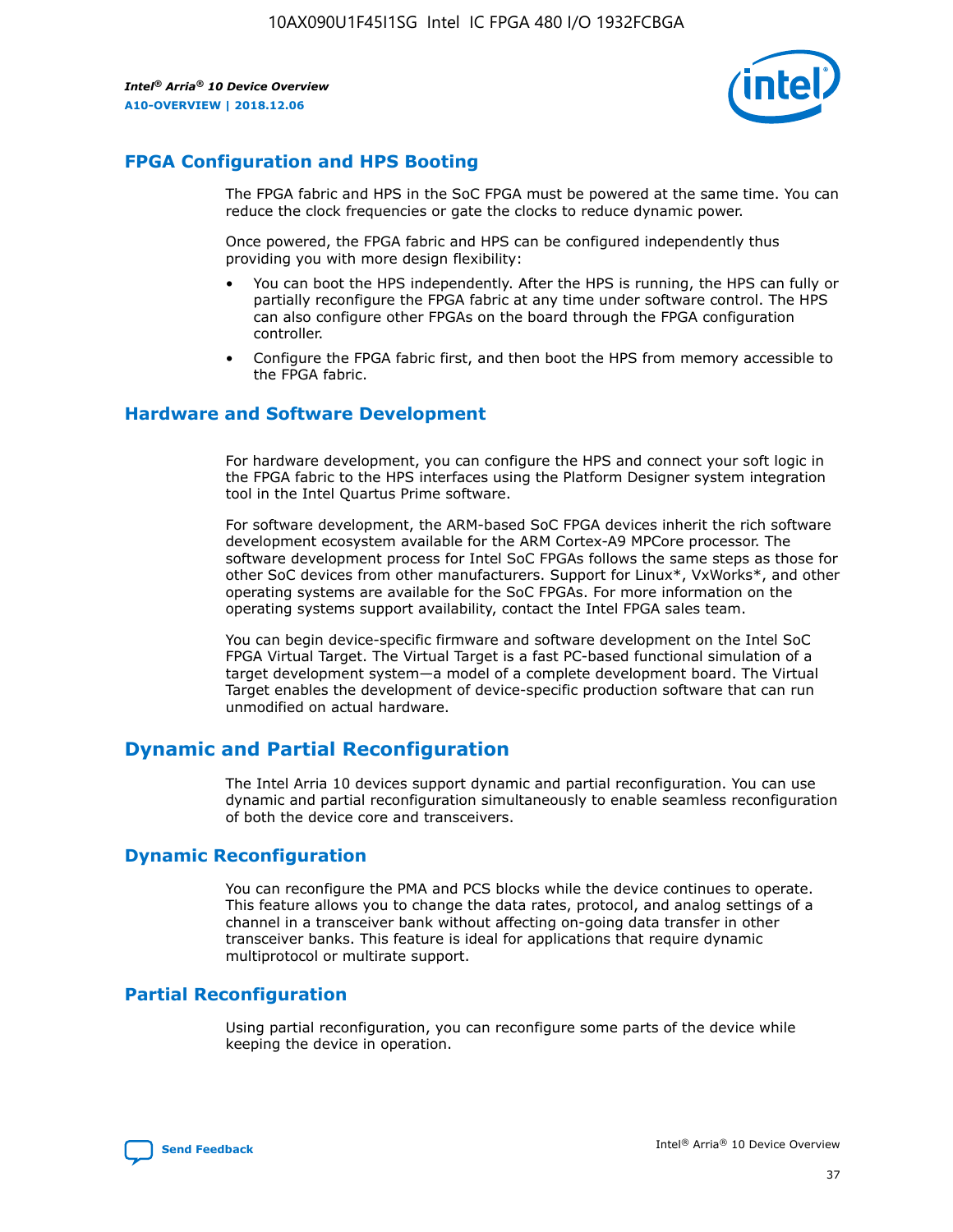## FPGA Configuration and HPS Booting

The FPGA fabric and HPS in the SoC FPGA must be powered at the same time. You can reduce the clock frequencies or gate the clocks to reduce dynamic power.

Once powered, the FPGA fabric and HPS can be configured independently thus providing you with more design flexibility:

- You can boot the HPS independently. After the HPS is running, the HPS can fully or partially reconfigure the FPGA fabric at any time under software control. The HPS can also configure other FPGAs on the board through the FPGA configuration controller.
- Configure the FPGA fabric first, and then boot the HPS from memory accessible to the FPGA fabric.

## Hardware and Software Development

For hardware development, you can configure the HPS and connect your soft logic in the FPGA fabric to the HPS interfaces using the Platform Designer system integration tool in the Intel Quartus Prime software.

For software development, the ARM-based SoC FPGA devices inherit the rich software development ecosystem available for the ARM Cortex-A9 MPCore processor. The software development process for Intel SoC FPGAs follows the same steps as those for other SoC devices from other manufacturers. Support for Linux*, VxWorks*, and other operating systems are available for the SoC FPGAs. For more information on the operating systems support availability, contact the Intel FPGA sales team.

You can begin device-specific firmware and software development on the Intel SoC FPGA Virtual Target. The Virtual Target is a fast PC-based functional simulation of a target development system—a model of a complete development board. The Virtual Target enables the development of device-specific production software that can run unmodified on actual hardware.

## Dynamic and Partial Reconfiguration

The Intel Arria 10 devices support dynamic and partial reconfiguration. You can use dynamic and partial reconfiguration simultaneously to enable seamless reconfiguration of both the device core and transceivers.

## Dynamic Reconfiguration

You can reconfigure the PMA and PCS blocks while the device continues to operate. This feature allows you to change the data rates, protocol, and analog settings of a channel in a transceiver bank without affecting on-going data transfer in other transceiver banks. This feature is ideal for applications that require dynamic multiprotocol or multirate support.

## Partial Reconfiguration

Using partial reconfiguration, you can reconfigure some parts of the device while keeping the device in operation.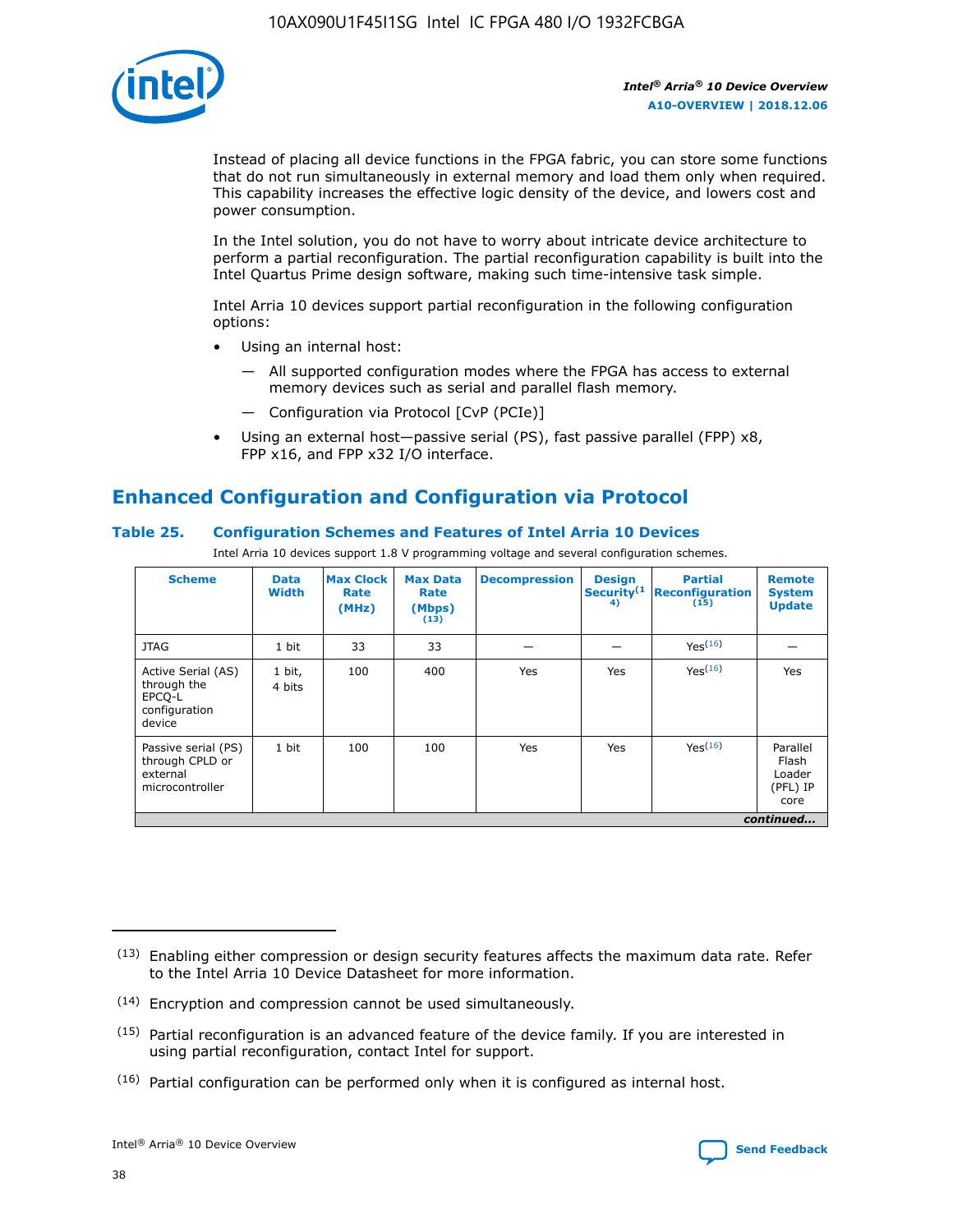Instead of placing all device functions in the FPGA fabric, you can store some functions that do not run simultaneously in external memory and load them only when required. This capability increases the effective logic density of the device, and lowers cost and power consumption.

In the Intel solution, you do not have to worry about intricate device architecture to perform a partial reconfiguration. The partial reconfiguration capability is built into the Intel Quartus Prime design software, making such time-intensive task simple.

Intel Arria 10 devices support partial reconfiguration in the following configuration options:

- Using an internal host:
  - All supported configuration modes where the FPGA has access to external memory devices such as serial and parallel flash memory.
  - Configuration via Protocol [CvP (PCIe)]
- Using an external host—passive serial (PS), fast passive parallel (FPP) x8, FPP x16, and FPP x32 I/O interface.

## Enhanced Configuration and Configuration via Protocol

### Table 25. Configuration Schemes and Features of Intel Arria 10 Devices

Intel Arria 10 devices support 1.8 V programming voltage and several configuration schemes.

| Scheme | Data Width | Max Clock Rate (MHz) | Max Data Rate (Mbps) [13] | Decompression | Design Security[14] | Partial Reconfiguration [15] | Remote System Update |
|---|---|---|---|---|---|---|---|
| JTAG | 1 bit | 33 | 33 | — | — | Yes[16] | — |
| Active Serial (AS) through the EPCQ-L configuration device | 1 bit, 4 bits | 100 | 400 | Yes | Yes | Yes[16] | Yes |
| Passive serial (PS) through CPLD or external microcontroller | 1 bit | 100 | 100 | Yes | Yes | Yes[16] | Parallel Flash Loader (PFL) IP core |

*continued...*

(13) Enabling either compression or design security features affects the maximum data rate. Refer to the Intel Arria 10 Device Datasheet for more information.

(14) Encryption and compression cannot be used simultaneously.

(15) Partial reconfiguration is an advanced feature of the device family. If you are interested in using partial reconfiguration, contact Intel for support.

(16) Partial configuration can be performed only when it is configured as internal host.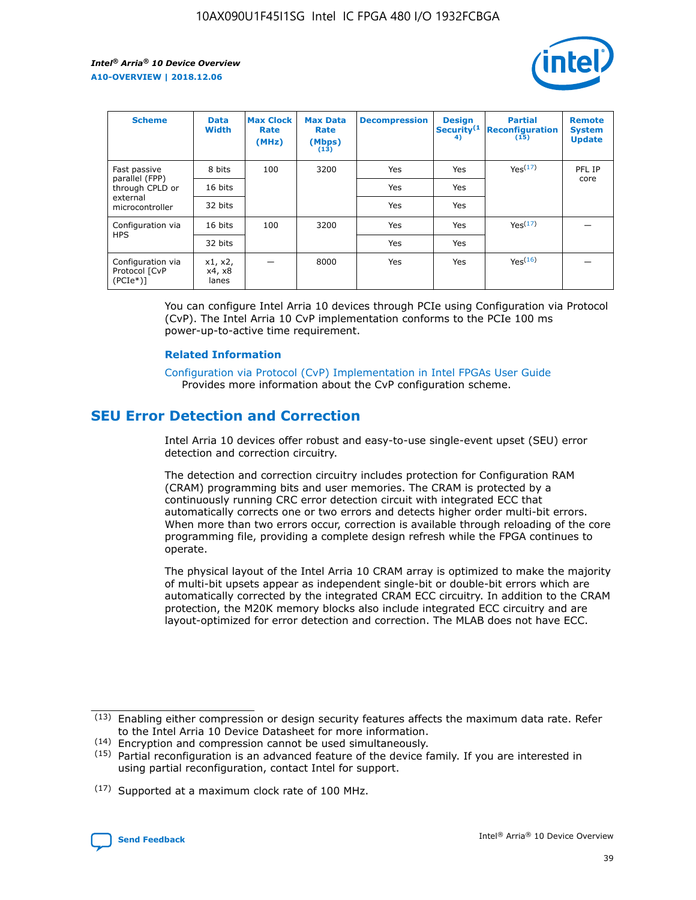| Scheme | Data Width | Max Clock Rate (MHz) | Max Data Rate (Mbps) (13) | Decompression | Design Security(14) | Partial Reconfiguration (15) | Remote System Update |
|---|---|---|---|---|---|---|---|
| Fast passive parallel (FPP) through CPLD or external microcontroller | 8 bits | 100 | 3200 | Yes | Yes | Yes(17) | PFL IP core |
| | 16 bits | | | Yes | Yes | | |
| | 32 bits | | | Yes | Yes | | |
| Configuration via HPS | 16 bits | 100 | 3200 | Yes | Yes | Yes(17) | — |
| | 32 bits | | | Yes | Yes | | |
| Configuration via Protocol [CvP (PCIe*)] | x1, x2, x4, x8 lanes | — | 8000 | Yes | Yes | Yes(16) | — |

You can configure Intel Arria 10 devices through PCIe using Configuration via Protocol (CvP). The Intel Arria 10 CvP implementation conforms to the PCIe 100 ms power-up-to-active time requirement.

**Related Information**

Configuration via Protocol (CvP) Implementation in Intel FPGAs User Guide
Provides more information about the CvP configuration scheme.

## SEU Error Detection and Correction

Intel Arria 10 devices offer robust and easy-to-use single-event upset (SEU) error detection and correction circuitry.

The detection and correction circuitry includes protection for Configuration RAM (CRAM) programming bits and user memories. The CRAM is protected by a continuously running CRC error detection circuit with integrated ECC that automatically corrects one or two errors and detects higher order multi-bit errors. When more than two errors occur, correction is available through reloading of the core programming file, providing a complete design refresh while the FPGA continues to operate.

The physical layout of the Intel Arria 10 CRAM array is optimized to make the majority of multi-bit upsets appear as independent single-bit or double-bit errors which are automatically corrected by the integrated CRAM ECC circuitry. In addition to the CRAM protection, the M20K memory blocks also include integrated ECC circuitry and are layout-optimized for error detection and correction. The MLAB does not have ECC.

(13) Enabling either compression or design security features affects the maximum data rate. Refer to the Intel Arria 10 Device Datasheet for more information.

(14) Encryption and compression cannot be used simultaneously.

(15) Partial reconfiguration is an advanced feature of the device family. If you are interested in using partial reconfiguration, contact Intel for support.

(17) Supported at a maximum clock rate of 100 MHz.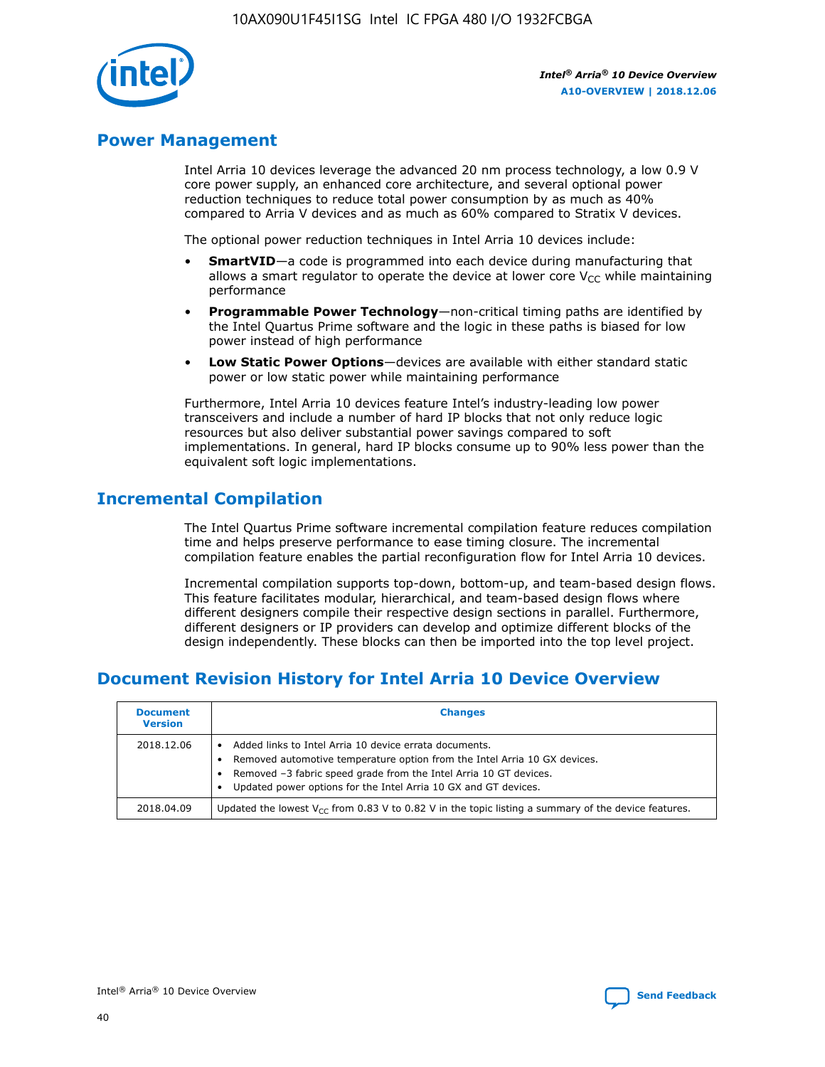## Power Management

Intel Arria 10 devices leverage the advanced 20 nm process technology, a low 0.9 V core power supply, an enhanced core architecture, and several optional power reduction techniques to reduce total power consumption by as much as 40% compared to Arria V devices and as much as 60% compared to Stratix V devices.

The optional power reduction techniques in Intel Arria 10 devices include:

- **SmartVID**—a code is programmed into each device during manufacturing that allows a smart regulator to operate the device at lower core $V_{CC}$ while maintaining performance
- **Programmable Power Technology**—non-critical timing paths are identified by the Intel Quartus Prime software and the logic in these paths is biased for low power instead of high performance
- **Low Static Power Options**—devices are available with either standard static power or low static power while maintaining performance

Furthermore, Intel Arria 10 devices feature Intel's industry-leading low power transceivers and include a number of hard IP blocks that not only reduce logic resources but also deliver substantial power savings compared to soft implementations. In general, hard IP blocks consume up to 90% less power than the equivalent soft logic implementations.

## Incremental Compilation

The Intel Quartus Prime software incremental compilation feature reduces compilation time and helps preserve performance to ease timing closure. The incremental compilation feature enables the partial reconfiguration flow for Intel Arria 10 devices.

Incremental compilation supports top-down, bottom-up, and team-based design flows. This feature facilitates modular, hierarchical, and team-based design flows where different designers compile their respective design sections in parallel. Furthermore, different designers or IP providers can develop and optimize different blocks of the design independently. These blocks can then be imported into the top level project.

## Document Revision History for Intel Arria 10 Device Overview

| Document Version | Changes |
|---|---|
| 2018.12.06 | • Added links to Intel Arria 10 device errata documents.<br>• Removed automotive temperature option from the Intel Arria 10 GX devices.<br>• Removed –3 fabric speed grade from the Intel Arria 10 GT devices.<br>• Updated power options for the Intel Arria 10 GX and GT devices. |
| 2018.04.09 | Updated the lowest $V_{CC}$ from 0.83 V to 0.82 V in the topic listing a summary of the device features. |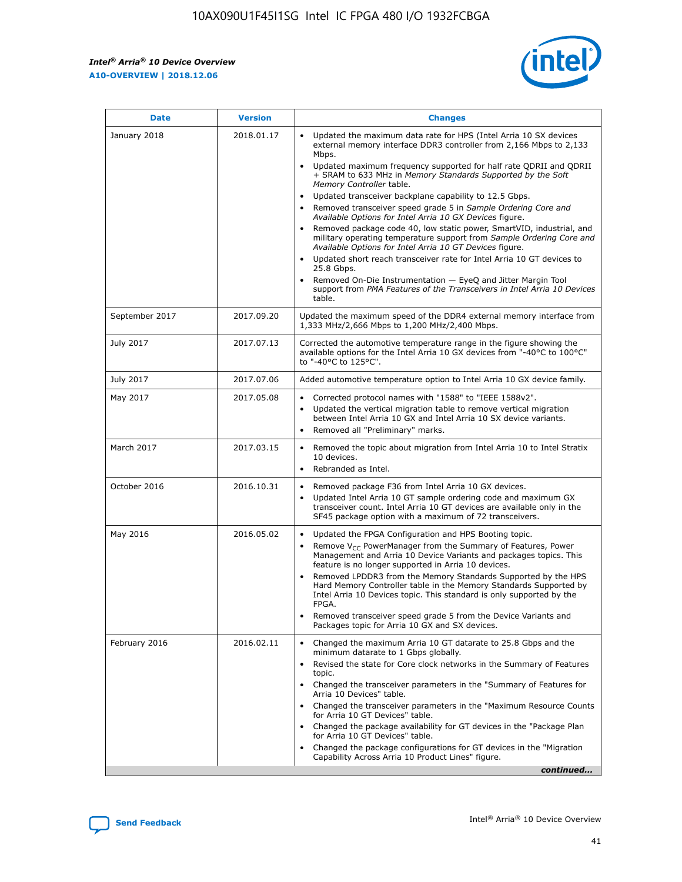| Date | Version | Changes |
| --- | --- | --- |
| January 2018 | 2018.01.17 | • Updated the maximum data rate for HPS (Intel Arria 10 SX devices external memory interface DDR3 controller from 2,166 Mbps to 2,133 Mbps.<br>• Updated maximum frequency supported for half rate QDRII and QDRII + SRAM to 633 MHz in *Memory Standards Supported by the Soft Memory Controller* table.<br>• Updated transceiver backplane capability to 12.5 Gbps.<br>• Removed transceiver speed grade 5 in *Sample Ordering Core and Available Options for Intel Arria 10 GX Devices* figure.<br>• Removed package code 40, low static power, SmartVID, industrial, and military operating temperature support from *Sample Ordering Core and Available Options for Intel Arria 10 GT Devices* figure.<br>• Updated short reach transceiver rate for Intel Arria 10 GT devices to 25.8 Gbps.<br>• Removed On-Die Instrumentation — EyeQ and Jitter Margin Tool support from *PMA Features of the Transceivers in Intel Arria 10 Devices* table. |
| September 2017 | 2017.09.20 | Updated the maximum speed of the DDR4 external memory interface from 1,333 MHz/2,666 Mbps to 1,200 MHz/2,400 Mbps. |
| July 2017 | 2017.07.13 | Corrected the automotive temperature range in the figure showing the available options for the Intel Arria 10 GX devices from "-40°C to 100°C" to "-40°C to 125°C". |
| July 2017 | 2017.07.06 | Added automotive temperature option to Intel Arria 10 GX device family. |
| May 2017 | 2017.05.08 | • Corrected protocol names with "1588" to "IEEE 1588v2".<br>• Updated the vertical migration table to remove vertical migration between Intel Arria 10 GX and Intel Arria 10 SX device variants.<br>• Removed all "Preliminary" marks. |
| March 2017 | 2017.03.15 | • Removed the topic about migration from Intel Arria 10 to Intel Stratix 10 devices.<br>• Rebranded as Intel. |
| October 2016 | 2016.10.31 | • Removed package F36 from Intel Arria 10 GX devices.<br>• Updated Intel Arria 10 GT sample ordering code and maximum GX transceiver count. Intel Arria 10 GT devices are available only in the SF45 package option with a maximum of 72 transceivers. |
| May 2016 | 2016.05.02 | • Updated the FPGA Configuration and HPS Booting topic.<br>• Remove $V_{CC}$ PowerManager from the Summary of Features, Power Management and Arria 10 Device Variants and packages topics. This feature is no longer supported in Arria 10 devices.<br>• Removed LPDDR3 from the Memory Standards Supported by the HPS Hard Memory Controller table in the Memory Standards Supported by Intel Arria 10 Devices topic. This standard is only supported by the FPGA.<br>• Removed transceiver speed grade 5 from the Device Variants and Packages topic for Arria 10 GX and SX devices. |
| February 2016 | 2016.02.11 | • Changed the maximum Arria 10 GT datarate to 25.8 Gbps and the minimum datarate to 1 Gbps globally.<br>• Revised the state for Core clock networks in the Summary of Features topic.<br>• Changed the transceiver parameters in the "Summary of Features for Arria 10 Devices" table.<br>• Changed the transceiver parameters in the "Maximum Resource Counts for Arria 10 GT Devices" table.<br>• Changed the package availability for GT devices in the "Package Plan for Arria 10 GT Devices" table.<br>• Changed the package configurations for GT devices in the "Migration Capability Across Arria 10 Product Lines" figure. |

*continued...*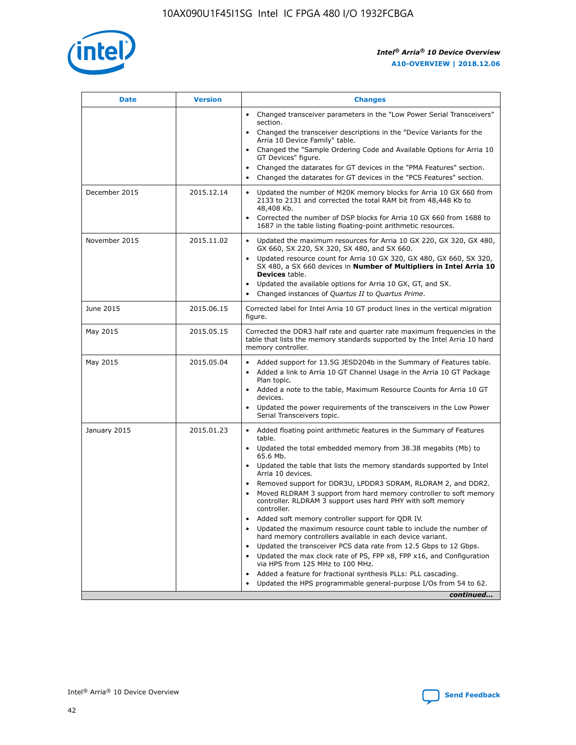| Date | Version | Changes |
| --- | --- | --- |
| | | • Changed transceiver parameters in the "Low Power Serial Transceivers" section.<br>• Changed the transceiver descriptions in the "Device Variants for the Arria 10 Device Family" table.<br>• Changed the "Sample Ordering Code and Available Options for Arria 10 GT Devices" figure.<br>• Changed the datarates for GT devices in the "PMA Features" section.<br>• Changed the datarates for GT devices in the "PCS Features" section. |
| December 2015 | 2015.12.14 | • Updated the number of M20K memory blocks for Arria 10 GX 660 from 2133 to 2131 and corrected the total RAM bit from 48,448 Kb to 48,408 Kb.<br>• Corrected the number of DSP blocks for Arria 10 GX 660 from 1688 to 1687 in the table listing floating-point arithmetic resources. |
| November 2015 | 2015.11.02 | • Updated the maximum resources for Arria 10 GX 220, GX 320, GX 480, GX 660, SX 220, SX 320, SX 480, and SX 660.<br>• Updated resource count for Arria 10 GX 320, GX 480, GX 660, SX 320, SX 480, a SX 660 devices in **Number of Multipliers in Intel Arria 10 Devices** table.<br>• Updated the available options for Arria 10 GX, GT, and SX.<br>• Changed instances of *Quartus II* to *Quartus Prime*. |
| June 2015 | 2015.06.15 | Corrected label for Intel Arria 10 GT product lines in the vertical migration figure. |
| May 2015 | 2015.05.15 | Corrected the DDR3 half rate and quarter rate maximum frequencies in the table that lists the memory standards supported by the Intel Arria 10 hard memory controller. |
| May 2015 | 2015.05.04 | • Added support for 13.5G JESD204b in the Summary of Features table.<br>• Added a link to Arria 10 GT Channel Usage in the Arria 10 GT Package Plan topic.<br>• Added a note to the table, Maximum Resource Counts for Arria 10 GT devices.<br>• Updated the power requirements of the transceivers in the Low Power Serial Transceivers topic. |
| January 2015 | 2015.01.23 | • Added floating point arithmetic features in the Summary of Features table.<br>• Updated the total embedded memory from 38.38 megabits (Mb) to 65.6 Mb.<br>• Updated the table that lists the memory standards supported by Intel Arria 10 devices.<br>• Removed support for DDR3U, LPDDR3 SDRAM, RLDRAM 2, and DDR2.<br>• Moved RLDRAM 3 support from hard memory controller to soft memory controller. RLDRAM 3 support uses hard PHY with soft memory controller.<br>• Added soft memory controller support for QDR IV.<br>• Updated the maximum resource count table to include the number of hard memory controllers available in each device variant.<br>• Updated the transceiver PCS data rate from 12.5 Gbps to 12 Gbps.<br>• Updated the max clock rate of PS, FPP x8, FPP x16, and Configuration via HPS from 125 MHz to 100 MHz.<br>• Added a feature for fractional synthesis PLLs: PLL cascading.<br>• Updated the HPS programmable general-purpose I/Os from 54 to 62. |

*continued...*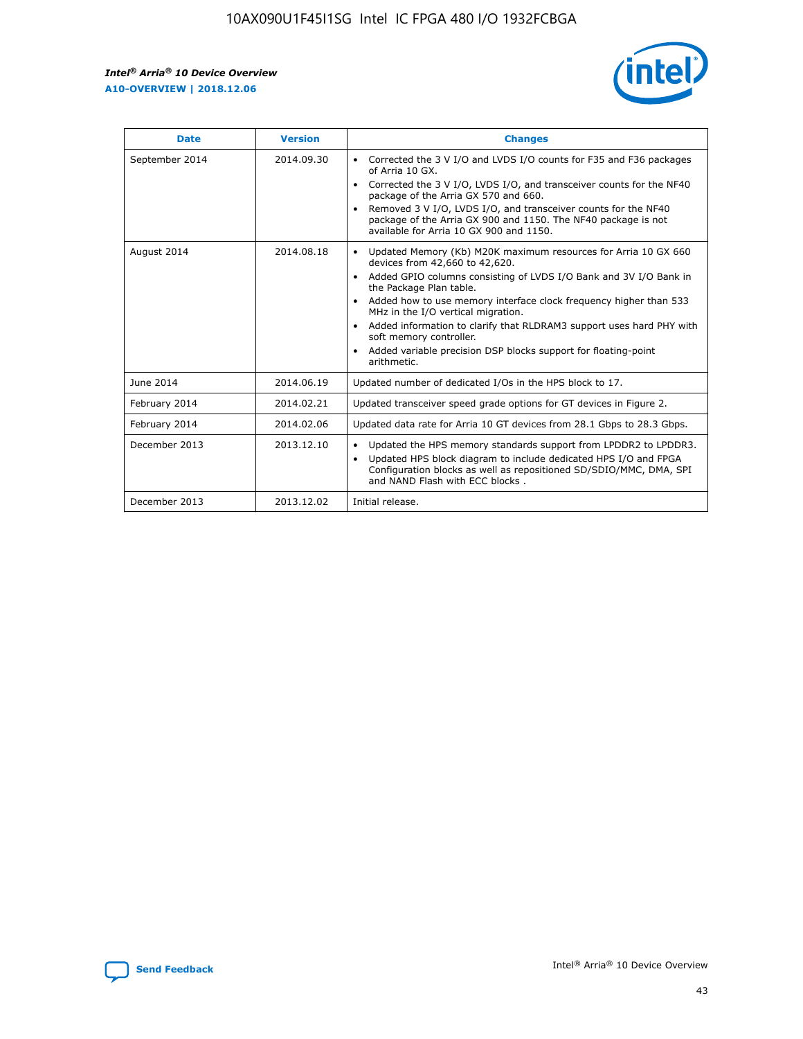| Date | Version | Changes |
| --- | --- | --- |
| September 2014 | 2014.09.30 | • Corrected the 3 V I/O and LVDS I/O counts for F35 and F36 packages of Arria 10 GX.<br>• Corrected the 3 V I/O, LVDS I/O, and transceiver counts for the NF40 package of the Arria GX 570 and 660.<br>• Removed 3 V I/O, LVDS I/O, and transceiver counts for the NF40 package of the Arria GX 900 and 1150. The NF40 package is not available for Arria 10 GX 900 and 1150. |
| August 2014 | 2014.08.18 | • Updated Memory (Kb) M20K maximum resources for Arria 10 GX 660 devices from 42,660 to 42,620.<br>• Added GPIO columns consisting of LVDS I/O Bank and 3V I/O Bank in the Package Plan table.<br>• Added how to use memory interface clock frequency higher than 533 MHz in the I/O vertical migration.<br>• Added information to clarify that RLDRAM3 support uses hard PHY with soft memory controller.<br>• Added variable precision DSP blocks support for floating-point arithmetic. |
| June 2014 | 2014.06.19 | Updated number of dedicated I/Os in the HPS block to 17. |
| February 2014 | 2014.02.21 | Updated transceiver speed grade options for GT devices in Figure 2. |
| February 2014 | 2014.02.06 | Updated data rate for Arria 10 GT devices from 28.1 Gbps to 28.3 Gbps. |
| December 2013 | 2013.12.10 | • Updated the HPS memory standards support from LPDDR2 to LPDDR3.<br>• Updated HPS block diagram to include dedicated HPS I/O and FPGA Configuration blocks as well as repositioned SD/SDIO/MMC, DMA, SPI and NAND Flash with ECC blocks . |
| December 2013 | 2013.12.02 | Initial release. |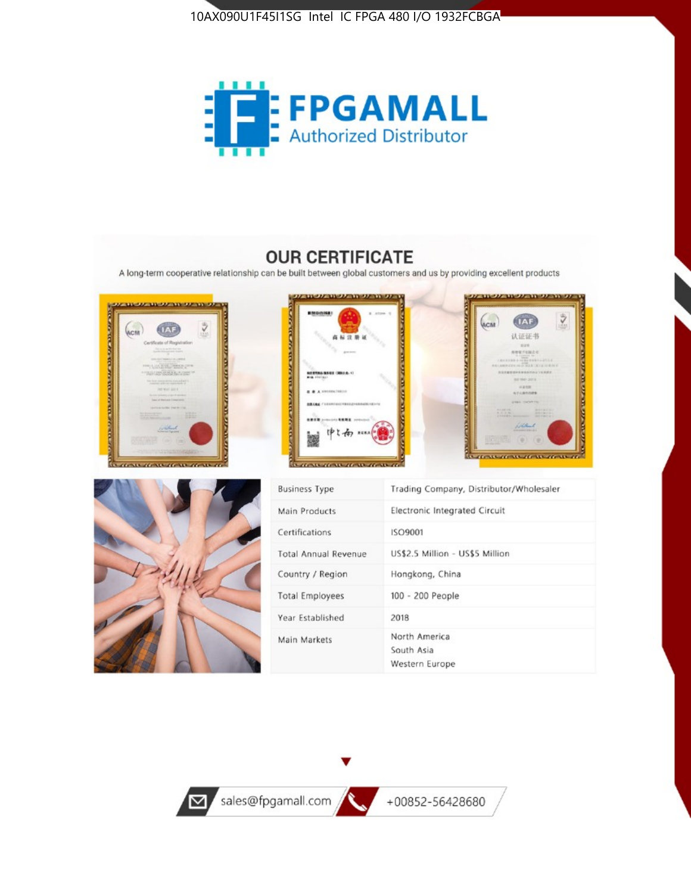FPGAMALL
Authorized Distributor

## OUR CERTIFICATE

A long-term cooperative relationship can be built between global customers and us by providing excellent products

| | |
|---|---|
| Business Type | Trading Company, Distributor/Wholesaler |
| Main Products | Electronic Integrated Circuit |
| Certifications | ISO9001 |
| Total Annual Revenue | US$2.5 Million - US$5 Million |
| Country / Region | Hongkong, China |
| Total Employees | 100 - 200 People |
| Year Established | 2018 |
| Main Markets | North America<br>South Asia<br>Western Europe |

sales@fpgamall.com

+00852-56428680